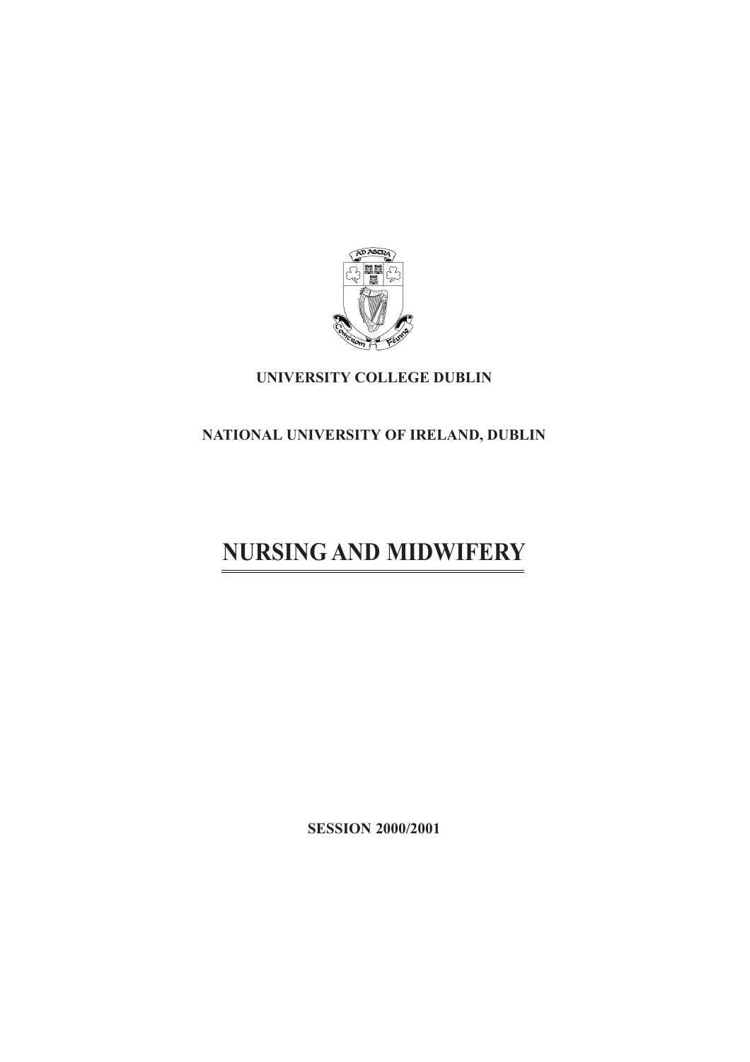UNIVERSITY COLLEGE DUBLIN

NATIONAL UNIVERSITY OF IRELAND, DUBLIN

# NURSING AND MIDWIFERY

SESSION 2000/2001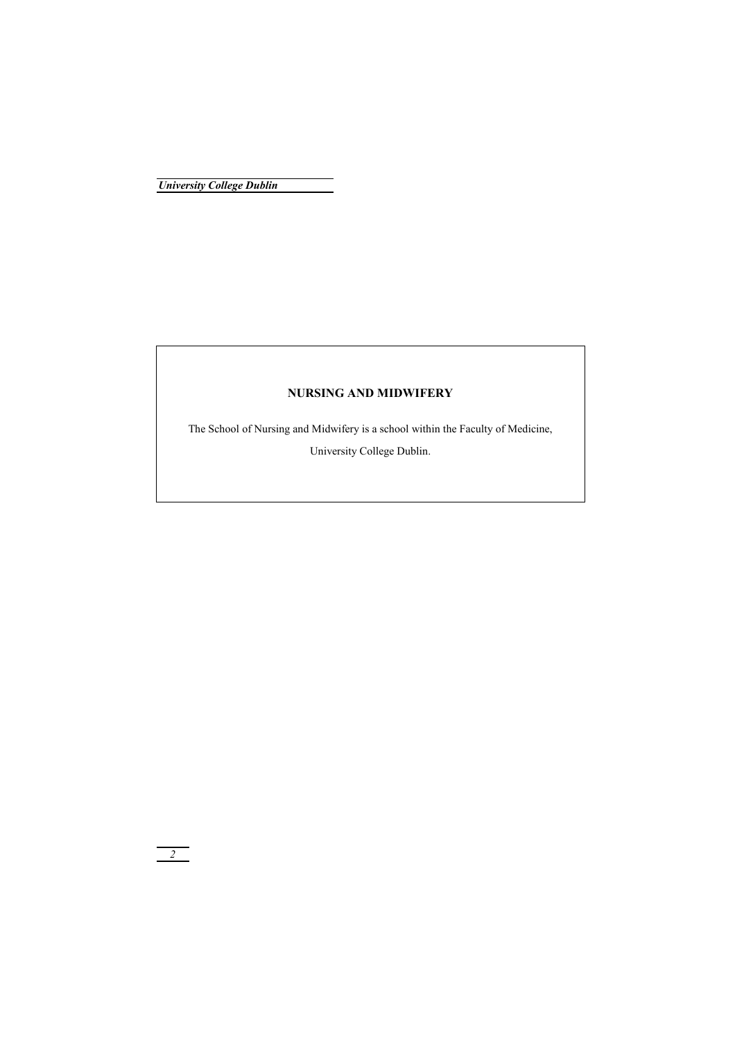## NURSING AND MIDWIFERY

The School of Nursing and Midwifery is a school within the Faculty of Medicine, University College Dublin.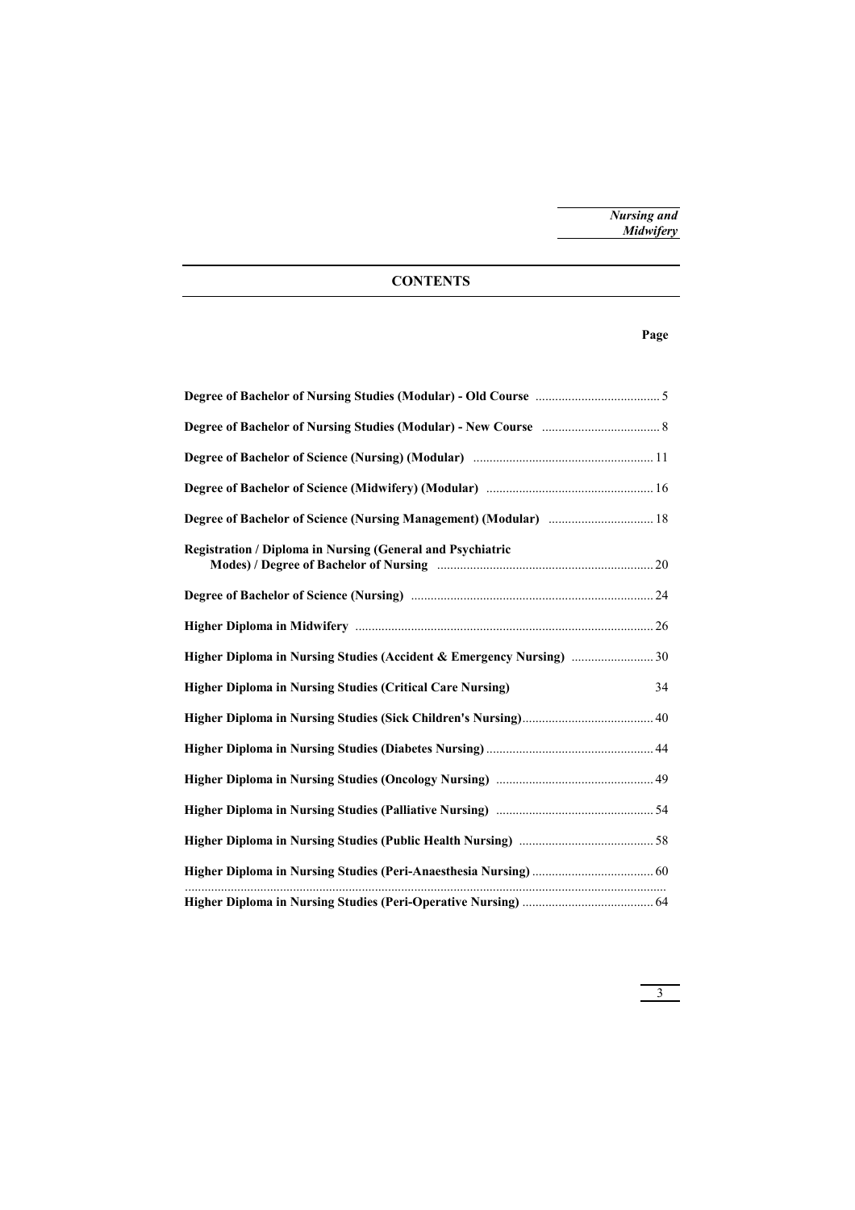## CONTENTS

| | Page |
|---|---|
| **Degree of Bachelor of Nursing Studies (Modular) - Old Course** | 5 |
| **Degree of Bachelor of Nursing Studies (Modular) - New Course** | 8 |
| **Degree of Bachelor of Science (Nursing) (Modular)** | 11 |
| **Degree of Bachelor of Science (Midwifery) (Modular)** | 16 |
| **Degree of Bachelor of Science (Nursing Management) (Modular)** | 18 |
| **Registration / Diploma in Nursing (General and Psychiatric Modes) / Degree of Bachelor of Nursing** | 20 |
| **Degree of Bachelor of Science (Nursing)** | 24 |
| **Higher Diploma in Midwifery** | 26 |
| **Higher Diploma in Nursing Studies (Accident & Emergency Nursing)** | 30 |
| **Higher Diploma in Nursing Studies (Critical Care Nursing)** | 34 |
| **Higher Diploma in Nursing Studies (Sick Children's Nursing)** | 40 |
| **Higher Diploma in Nursing Studies (Diabetes Nursing)** | 44 |
| **Higher Diploma in Nursing Studies (Oncology Nursing)** | 49 |
| **Higher Diploma in Nursing Studies (Palliative Nursing)** | 54 |
| **Higher Diploma in Nursing Studies (Public Health Nursing)** | 58 |
| **Higher Diploma in Nursing Studies (Peri-Anaesthesia Nursing)** | 60 |
| **Higher Diploma in Nursing Studies (Peri-Operative Nursing)** | 64 |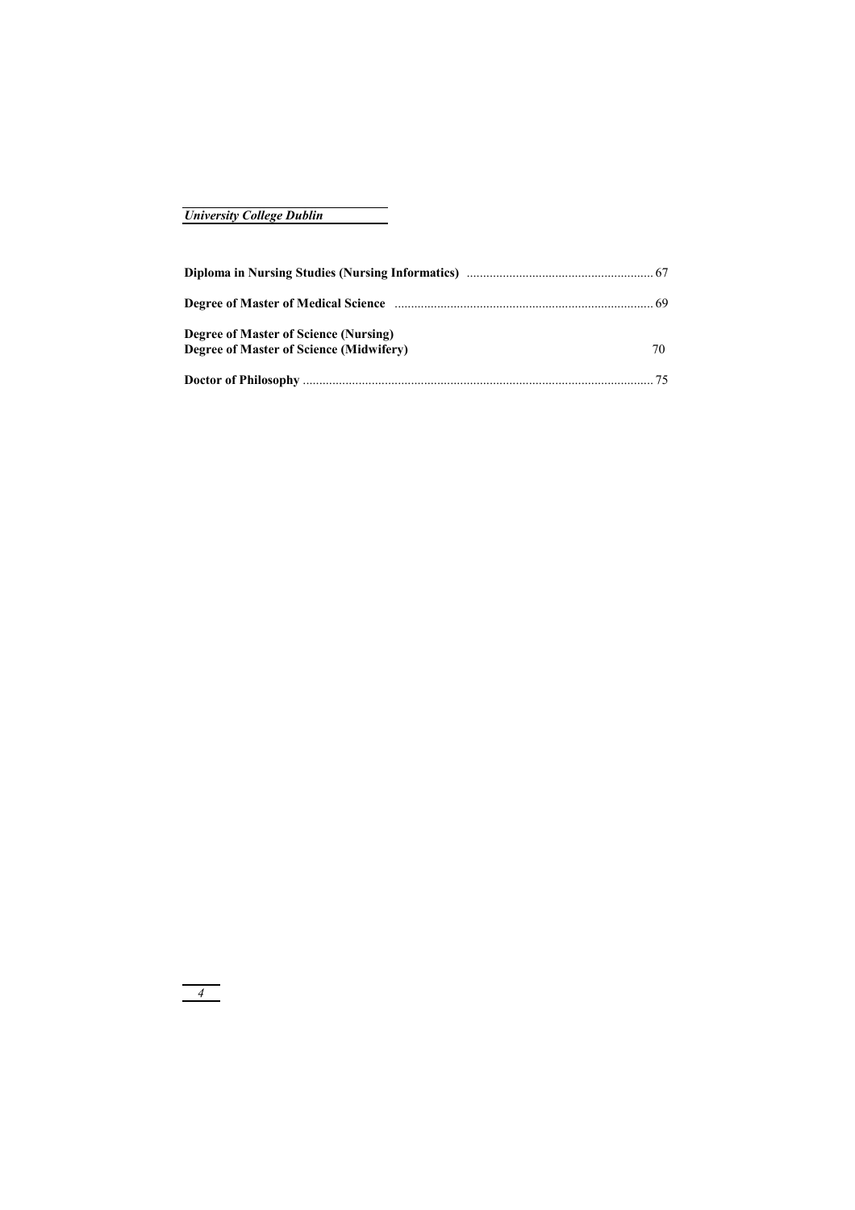**Diploma in Nursing Studies (Nursing Informatics)** ........................................................ 67

**Degree of Master of Medical Science** .............................................................................. 69

**Degree of Master of Science (Nursing)**
**Degree of Master of Science (Midwifery)** 70

**Doctor of Philosophy** .......................................................................................................... 75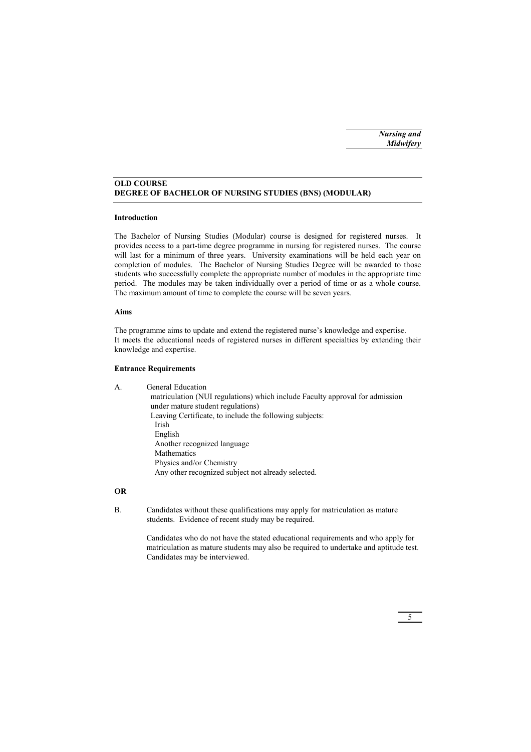## OLD COURSE
## DEGREE OF BACHELOR OF NURSING STUDIES (BNS) (MODULAR)

### Introduction

The Bachelor of Nursing Studies (Modular) course is designed for registered nurses. It provides access to a part-time degree programme in nursing for registered nurses. The course will last for a minimum of three years. University examinations will be held each year on completion of modules. The Bachelor of Nursing Studies Degree will be awarded to those students who successfully complete the appropriate number of modules in the appropriate time period. The modules may be taken individually over a period of time or as a whole course. The maximum amount of time to complete the course will be seven years.

### Aims

The programme aims to update and extend the registered nurse's knowledge and expertise.
It meets the educational needs of registered nurses in different specialties by extending their knowledge and expertise.

### Entrance Requirements

A. General Education

matriculation (NUI regulations) which include Faculty approval for admission under mature student regulations)

Leaving Certificate, to include the following subjects:

- Irish
- English
- Another recognized language
- Mathematics
- Physics and/or Chemistry
- Any other recognized subject not already selected.

**OR**

B. Candidates without these qualifications may apply for matriculation as mature students. Evidence of recent study may be required.

Candidates who do not have the stated educational requirements and who apply for matriculation as mature students may also be required to undertake and aptitude test. Candidates may be interviewed.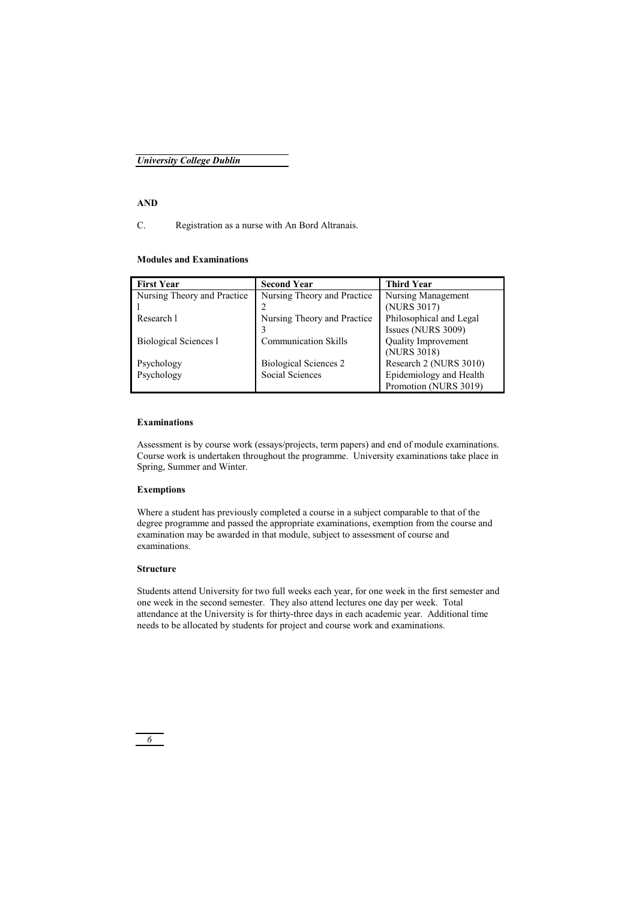**AND**

C. Registration as a nurse with An Bord Altranais.

**Modules and Examinations**

| First Year | Second Year | Third Year |
|---|---|---|
| Nursing Theory and Practice l | Nursing Theory and Practice 2 | Nursing Management (NURS 3017) |
| Research l | Nursing Theory and Practice 3 | Philosophical and Legal Issues (NURS 3009) |
| Biological Sciences l | Communication Skills | Quality Improvement (NURS 3018) |
| Psychology | Biological Sciences 2 | Research 2 (NURS 3010) |
| Psychology | Social Sciences | Epidemiology and Health Promotion (NURS 3019) |

**Examinations**

Assessment is by course work (essays/projects, term papers) and end of module examinations. Course work is undertaken throughout the programme. University examinations take place in Spring, Summer and Winter.

**Exemptions**

Where a student has previously completed a course in a subject comparable to that of the degree programme and passed the appropriate examinations, exemption from the course and examination may be awarded in that module, subject to assessment of course and examinations.

**Structure**

Students attend University for two full weeks each year, for one week in the first semester and one week in the second semester. They also attend lectures one day per week. Total attendance at the University is for thirty-three days in each academic year. Additional time needs to be allocated by students for project and course work and examinations.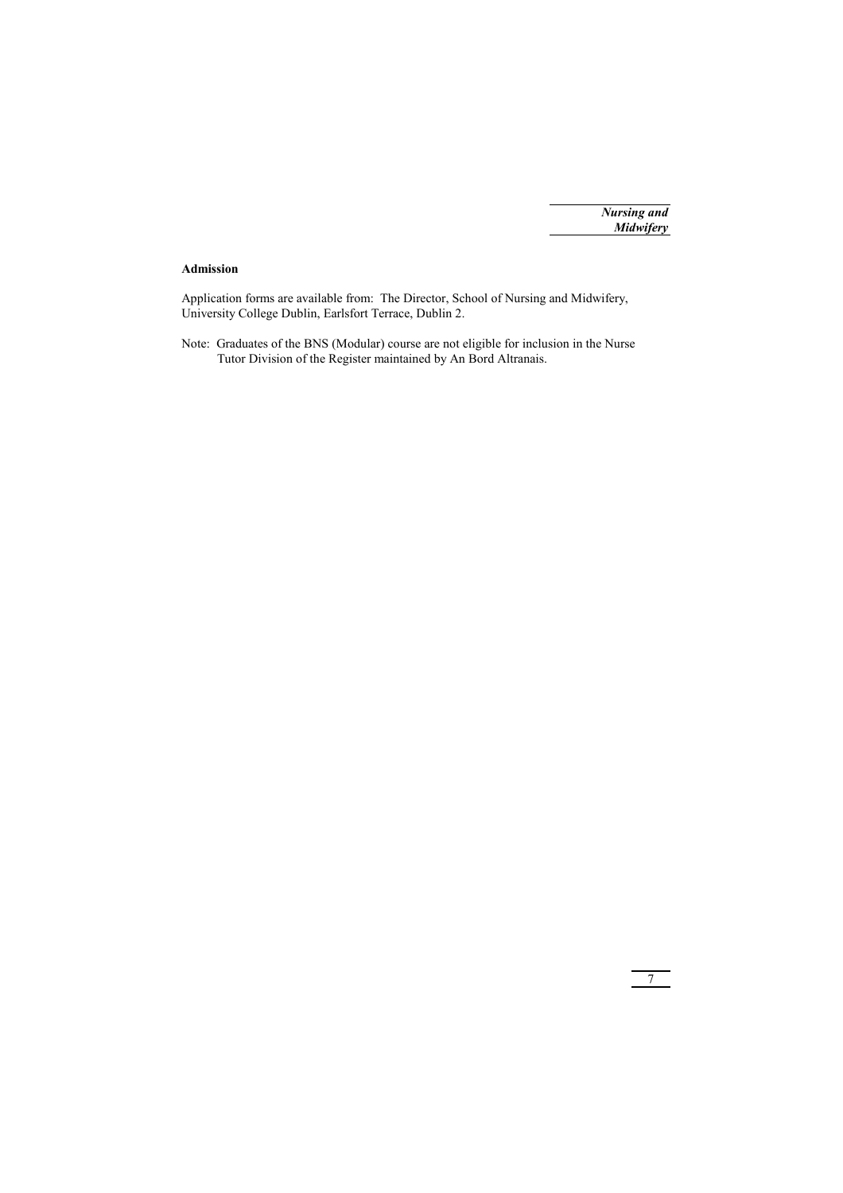**Admission**

Application forms are available from: The Director, School of Nursing and Midwifery, University College Dublin, Earlsfort Terrace, Dublin 2.

Note: Graduates of the BNS (Modular) course are not eligible for inclusion in the Nurse Tutor Division of the Register maintained by An Bord Altranais.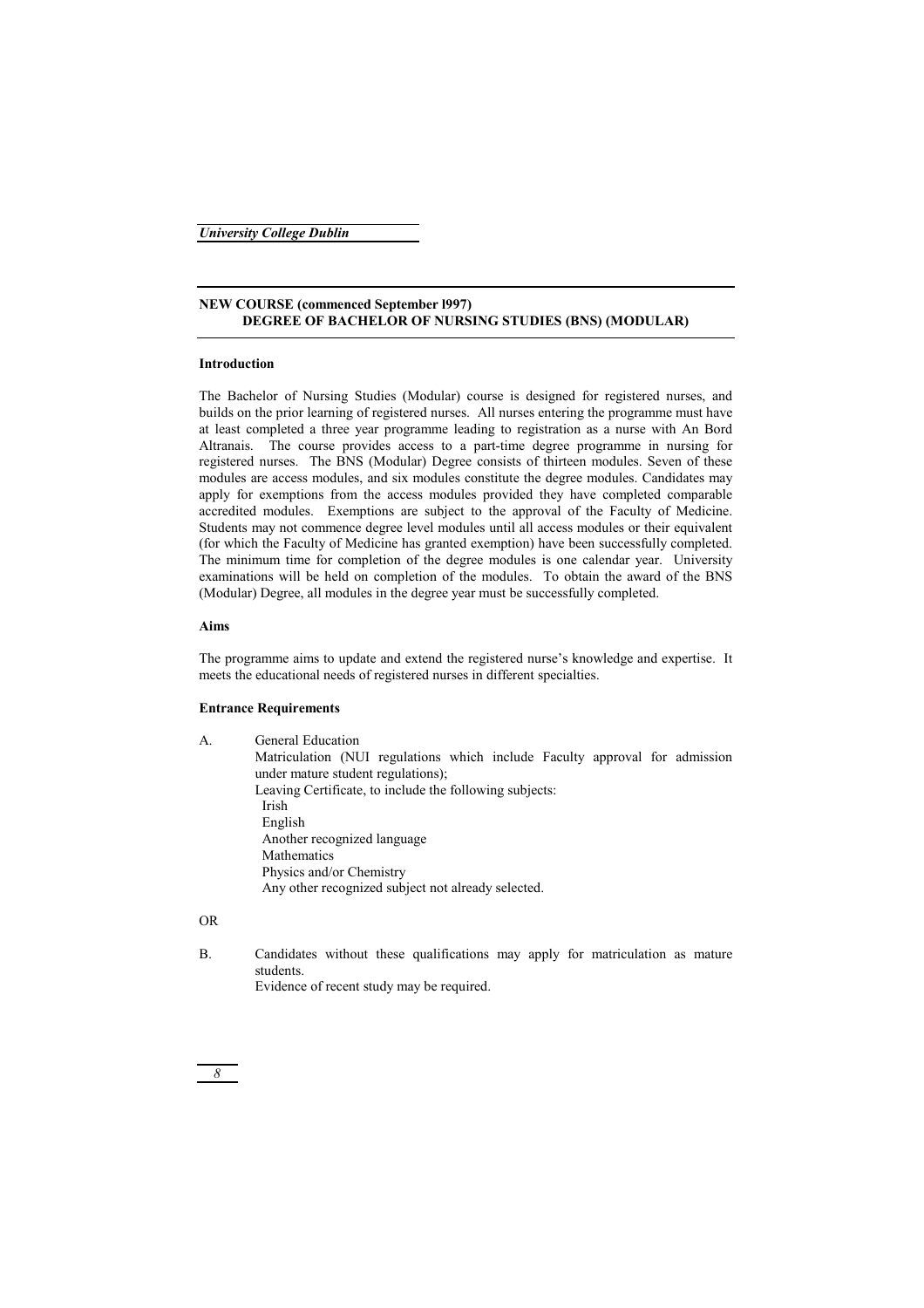## NEW COURSE (commenced September l997)

## DEGREE OF BACHELOR OF NURSING STUDIES (BNS) (MODULAR)

**Introduction**

The Bachelor of Nursing Studies (Modular) course is designed for registered nurses, and builds on the prior learning of registered nurses. All nurses entering the programme must have at least completed a three year programme leading to registration as a nurse with An Bord Altranais. The course provides access to a part-time degree programme in nursing for registered nurses. The BNS (Modular) Degree consists of thirteen modules. Seven of these modules are access modules, and six modules constitute the degree modules. Candidates may apply for exemptions from the access modules provided they have completed comparable accredited modules. Exemptions are subject to the approval of the Faculty of Medicine. Students may not commence degree level modules until all access modules or their equivalent (for which the Faculty of Medicine has granted exemption) have been successfully completed. The minimum time for completion of the degree modules is one calendar year. University examinations will be held on completion of the modules. To obtain the award of the BNS (Modular) Degree, all modules in the degree year must be successfully completed.

**Aims**

The programme aims to update and extend the registered nurse's knowledge and expertise. It meets the educational needs of registered nurses in different specialties.

**Entrance Requirements**

A. General Education

Matriculation (NUI regulations which include Faculty approval for admission under mature student regulations);

Leaving Certificate, to include the following subjects:

- Irish
- English
- Another recognized language
- Mathematics
- Physics and/or Chemistry
- Any other recognized subject not already selected.

OR

B. Candidates without these qualifications may apply for matriculation as mature students.

Evidence of recent study may be required.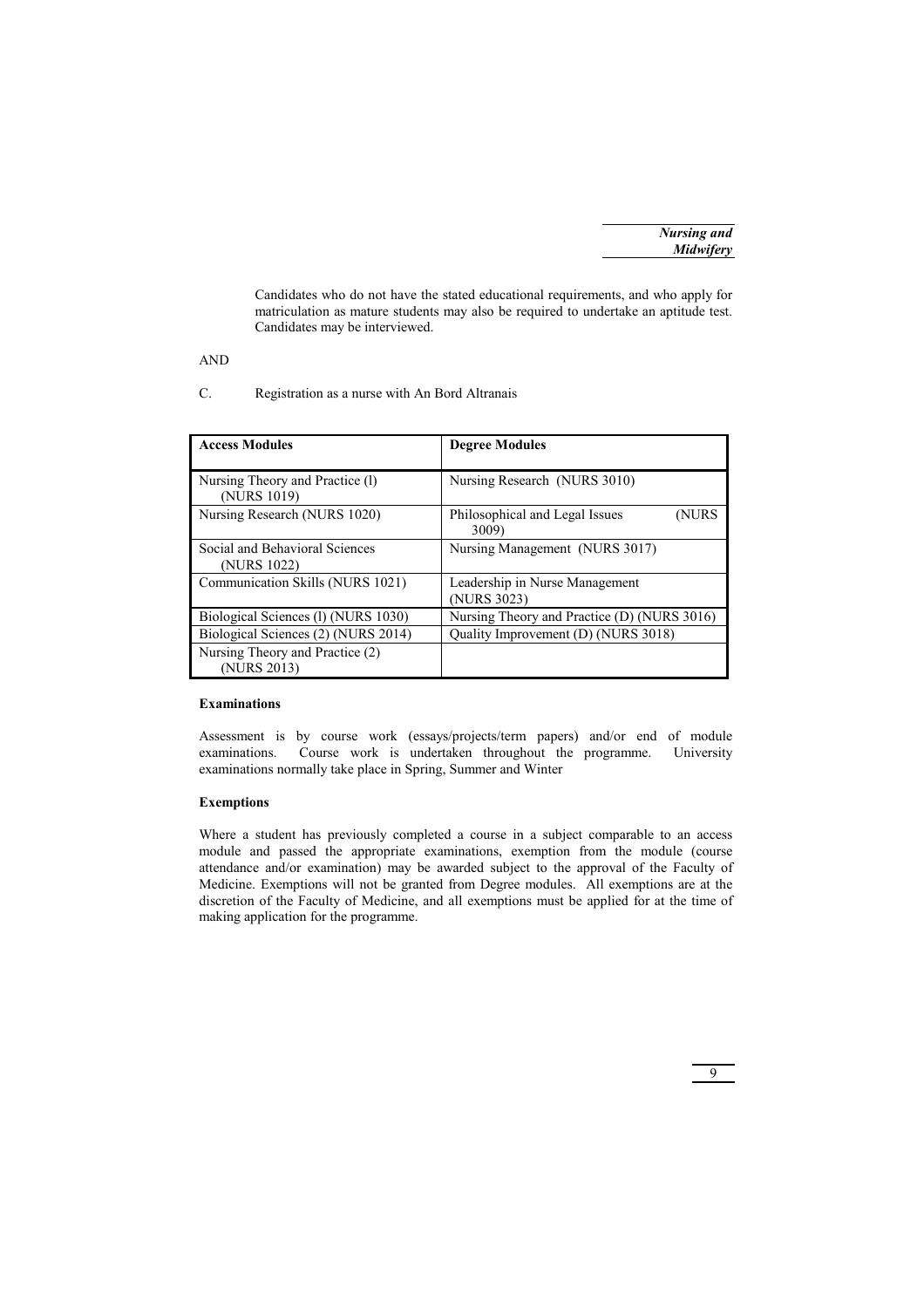Candidates who do not have the stated educational requirements, and who apply for matriculation as mature students may also be required to undertake an aptitude test. Candidates may be interviewed.

AND

C. Registration as a nurse with An Bord Altranais

| Access Modules | Degree Modules |
|---|---|
| Nursing Theory and Practice (l) (NURS 1019) | Nursing Research (NURS 3010) |
| Nursing Research (NURS 1020) | Philosophical and Legal Issues (NURS 3009) |
| Social and Behavioral Sciences (NURS 1022) | Nursing Management (NURS 3017) |
| Communication Skills (NURS 1021) | Leadership in Nurse Management (NURS 3023) |
| Biological Sciences (l) (NURS 1030) | Nursing Theory and Practice (D) (NURS 3016) |
| Biological Sciences (2) (NURS 2014) | Quality Improvement (D) (NURS 3018) |
| Nursing Theory and Practice (2) (NURS 2013) | |

**Examinations**

Assessment is by course work (essays/projects/term papers) and/or end of module examinations. Course work is undertaken throughout the programme. University examinations normally take place in Spring, Summer and Winter

**Exemptions**

Where a student has previously completed a course in a subject comparable to an access module and passed the appropriate examinations, exemption from the module (course attendance and/or examination) may be awarded subject to the approval of the Faculty of Medicine. Exemptions will not be granted from Degree modules. All exemptions are at the discretion of the Faculty of Medicine, and all exemptions must be applied for at the time of making application for the programme.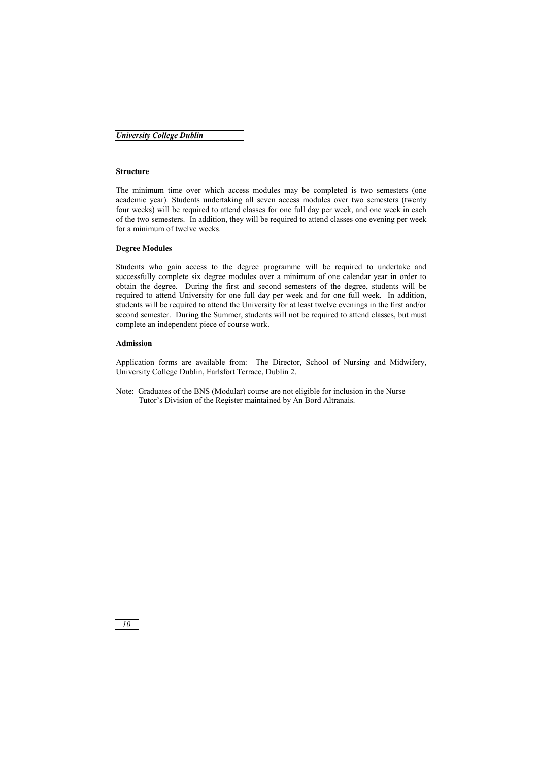### Structure

The minimum time over which access modules may be completed is two semesters (one academic year). Students undertaking all seven access modules over two semesters (twenty four weeks) will be required to attend classes for one full day per week, and one week in each of the two semesters. In addition, they will be required to attend classes one evening per week for a minimum of twelve weeks.

### Degree Modules

Students who gain access to the degree programme will be required to undertake and successfully complete six degree modules over a minimum of one calendar year in order to obtain the degree. During the first and second semesters of the degree, students will be required to attend University for one full day per week and for one full week. In addition, students will be required to attend the University for at least twelve evenings in the first and/or second semester. During the Summer, students will not be required to attend classes, but must complete an independent piece of course work.

### Admission

Application forms are available from: The Director, School of Nursing and Midwifery, University College Dublin, Earlsfort Terrace, Dublin 2.

Note: Graduates of the BNS (Modular) course are not eligible for inclusion in the Nurse Tutor's Division of the Register maintained by An Bord Altranais.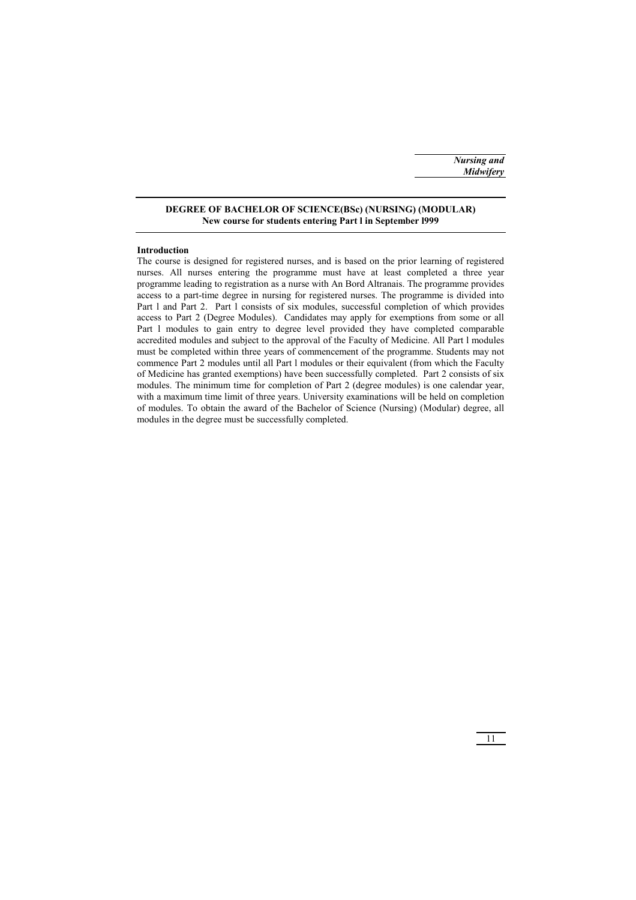## DEGREE OF BACHELOR OF SCIENCE(BSc) (NURSING) (MODULAR)
**New course for students entering Part l in September l999**

**Introduction**

The course is designed for registered nurses, and is based on the prior learning of registered nurses. All nurses entering the programme must have at least completed a three year programme leading to registration as a nurse with An Bord Altranais. The programme provides access to a part-time degree in nursing for registered nurses. The programme is divided into Part l and Part 2. Part l consists of six modules, successful completion of which provides access to Part 2 (Degree Modules). Candidates may apply for exemptions from some or all Part l modules to gain entry to degree level provided they have completed comparable accredited modules and subject to the approval of the Faculty of Medicine. All Part l modules must be completed within three years of commencement of the programme. Students may not commence Part 2 modules until all Part l modules or their equivalent (from which the Faculty of Medicine has granted exemptions) have been successfully completed. Part 2 consists of six modules. The minimum time for completion of Part 2 (degree modules) is one calendar year, with a maximum time limit of three years. University examinations will be held on completion of modules. To obtain the award of the Bachelor of Science (Nursing) (Modular) degree, all modules in the degree must be successfully completed.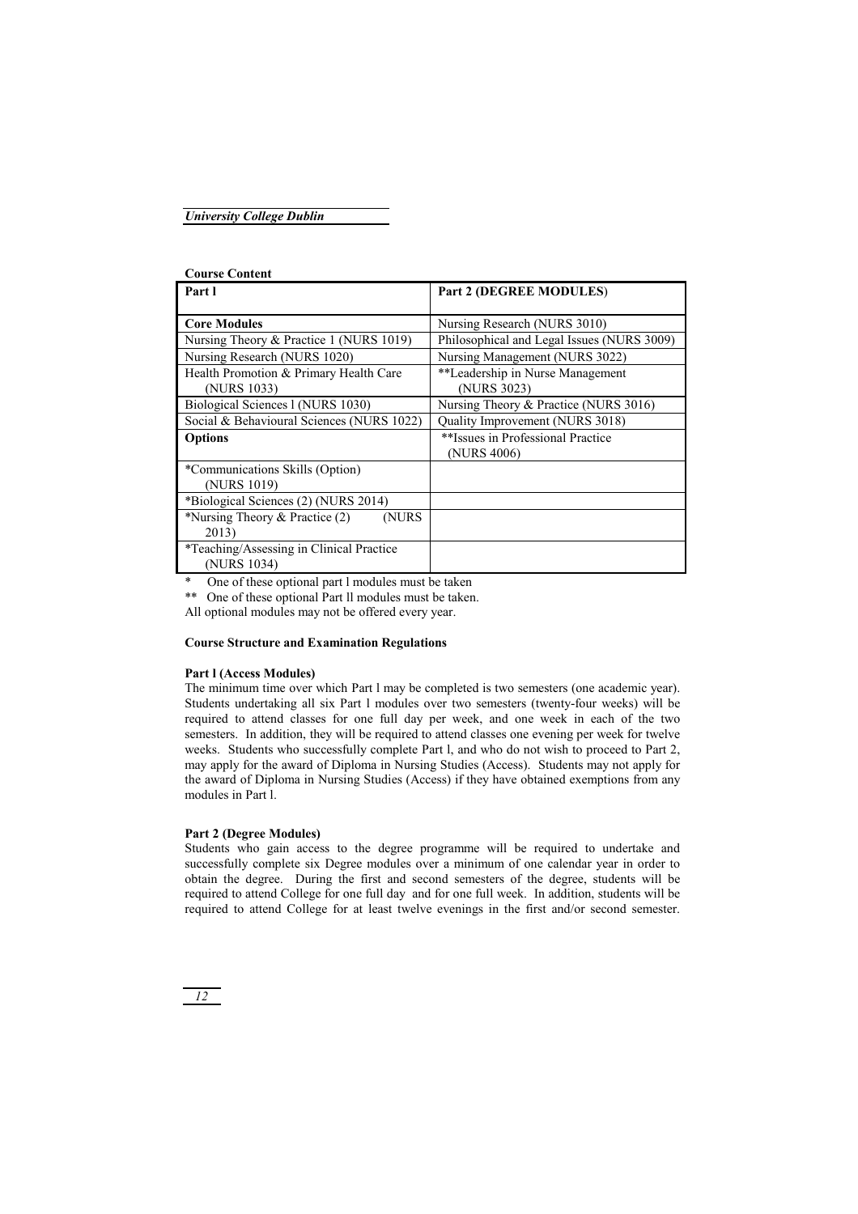**Course Content**

| Part l | Part 2 (DEGREE MODULES) |
|---|---|
| **Core Modules** | Nursing Research (NURS 3010) |
| Nursing Theory & Practice 1 (NURS 1019) | Philosophical and Legal Issues (NURS 3009) |
| Nursing Research (NURS 1020) | Nursing Management (NURS 3022) |
| Health Promotion & Primary Health Care (NURS 1033) | **Leadership in Nurse Management (NURS 3023) |
| Biological Sciences l (NURS 1030) | Nursing Theory & Practice (NURS 3016) |
| Social & Behavioural Sciences (NURS 1022) | Quality Improvement (NURS 3018) |
| **Options** | **Issues in Professional Practice (NURS 4006) |
| *Communications Skills (Option) (NURS 1019) | |
| *Biological Sciences (2) (NURS 2014) | |
| *Nursing Theory & Practice (2) (NURS 2013) | |
| *Teaching/Assessing in Clinical Practice (NURS 1034) | |

\* One of these optional part l modules must be taken

** One of these optional Part ll modules must be taken.

All optional modules may not be offered every year.

**Course Structure and Examination Regulations**

**Part l (Access Modules)**

The minimum time over which Part l may be completed is two semesters (one academic year). Students undertaking all six Part l modules over two semesters (twenty-four weeks) will be required to attend classes for one full day per week, and one week in each of the two semesters. In addition, they will be required to attend classes one evening per week for twelve weeks. Students who successfully complete Part l, and who do not wish to proceed to Part 2, may apply for the award of Diploma in Nursing Studies (Access). Students may not apply for the award of Diploma in Nursing Studies (Access) if they have obtained exemptions from any modules in Part l.

**Part 2 (Degree Modules)**

Students who gain access to the degree programme will be required to undertake and successfully complete six Degree modules over a minimum of one calendar year in order to obtain the degree. During the first and second semesters of the degree, students will be required to attend College for one full day and for one full week. In addition, students will be required to attend College for at least twelve evenings in the first and/or second semester.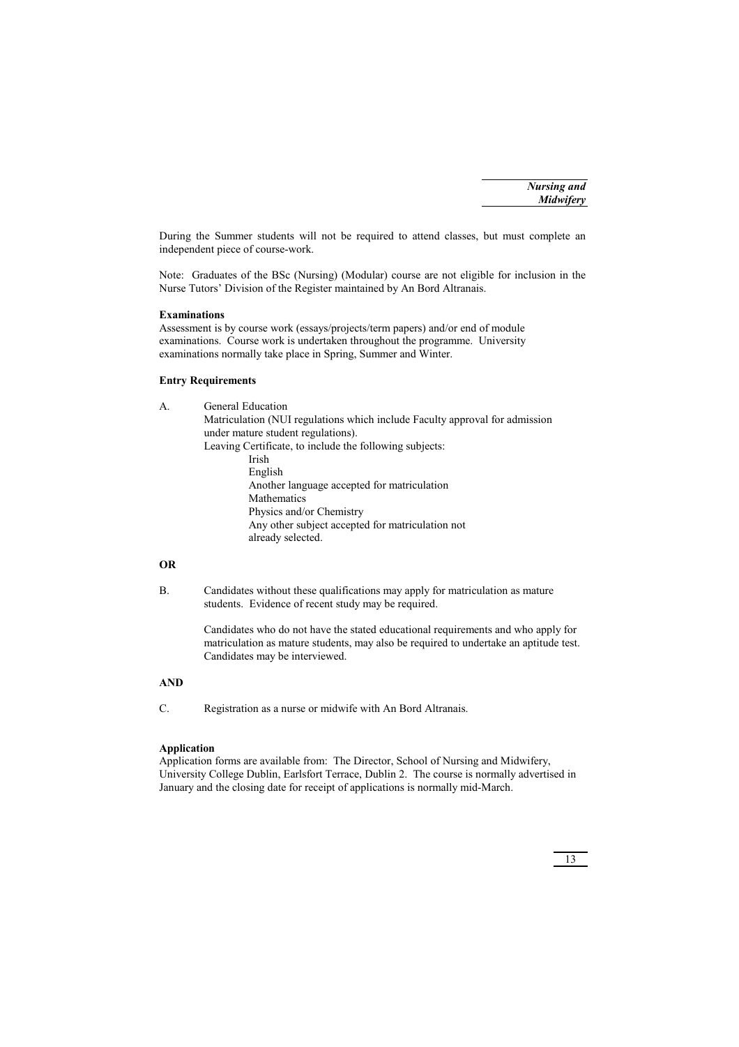During the Summer students will not be required to attend classes, but must complete an independent piece of course-work.

Note: Graduates of the BSc (Nursing) (Modular) course are not eligible for inclusion in the Nurse Tutors' Division of the Register maintained by An Bord Altranais.

**Examinations**

Assessment is by course work (essays/projects/term papers) and/or end of module examinations. Course work is undertaken throughout the programme. University examinations normally take place in Spring, Summer and Winter.

**Entry Requirements**

A. General Education

Matriculation (NUI regulations which include Faculty approval for admission under mature student regulations).

Leaving Certificate, to include the following subjects:

- Irish
- English
- Another language accepted for matriculation
- Mathematics
- Physics and/or Chemistry
- Any other subject accepted for matriculation not already selected.

**OR**

B. Candidates without these qualifications may apply for matriculation as mature students. Evidence of recent study may be required.

Candidates who do not have the stated educational requirements and who apply for matriculation as mature students, may also be required to undertake an aptitude test. Candidates may be interviewed.

**AND**

C. Registration as a nurse or midwife with An Bord Altranais.

**Application**

Application forms are available from: The Director, School of Nursing and Midwifery, University College Dublin, Earlsfort Terrace, Dublin 2. The course is normally advertised in January and the closing date for receipt of applications is normally mid-March.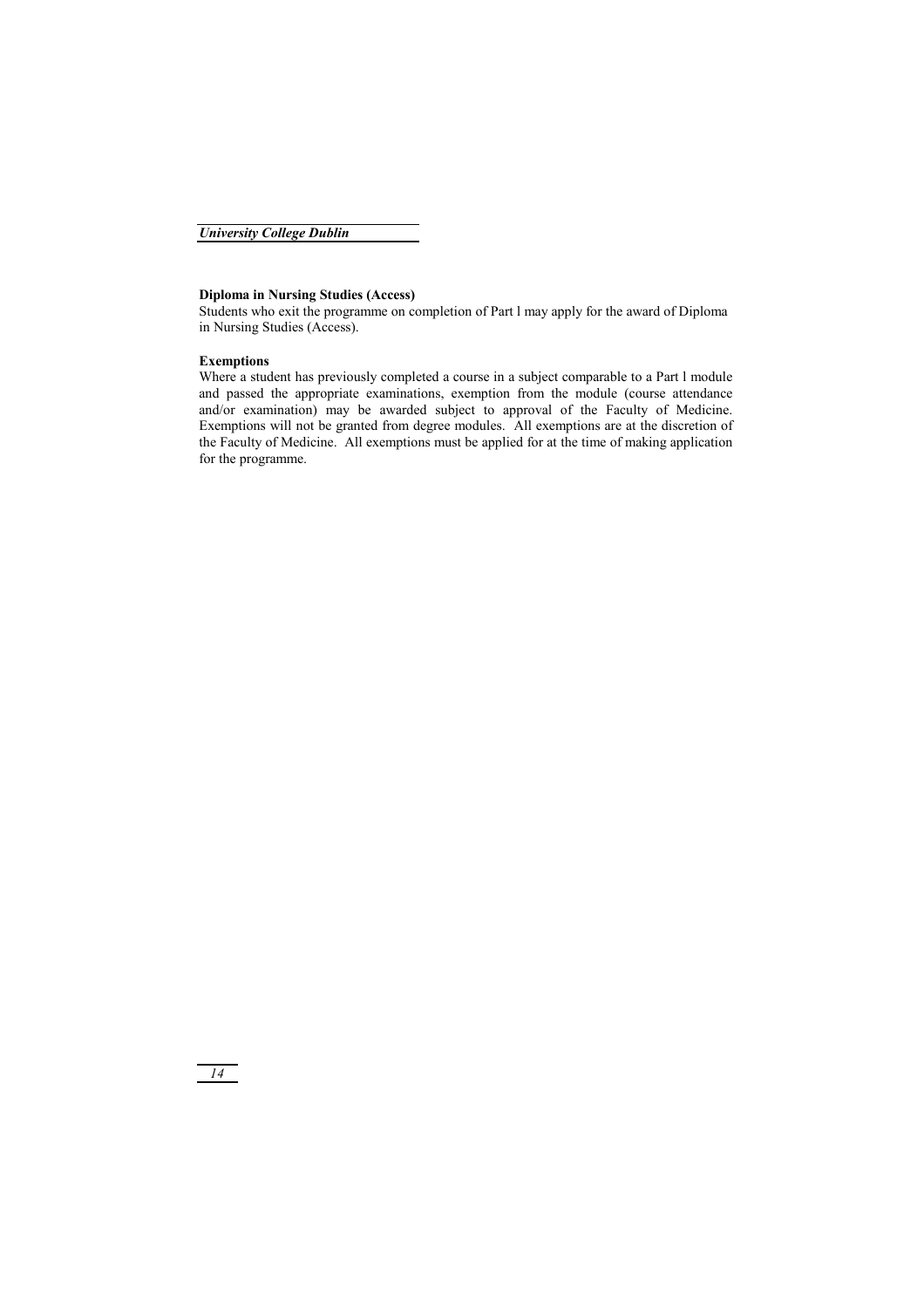**Diploma in Nursing Studies (Access)**

Students who exit the programme on completion of Part l may apply for the award of Diploma in Nursing Studies (Access).

**Exemptions**

Where a student has previously completed a course in a subject comparable to a Part l module and passed the appropriate examinations, exemption from the module (course attendance and/or examination) may be awarded subject to approval of the Faculty of Medicine. Exemptions will not be granted from degree modules. All exemptions are at the discretion of the Faculty of Medicine. All exemptions must be applied for at the time of making application for the programme.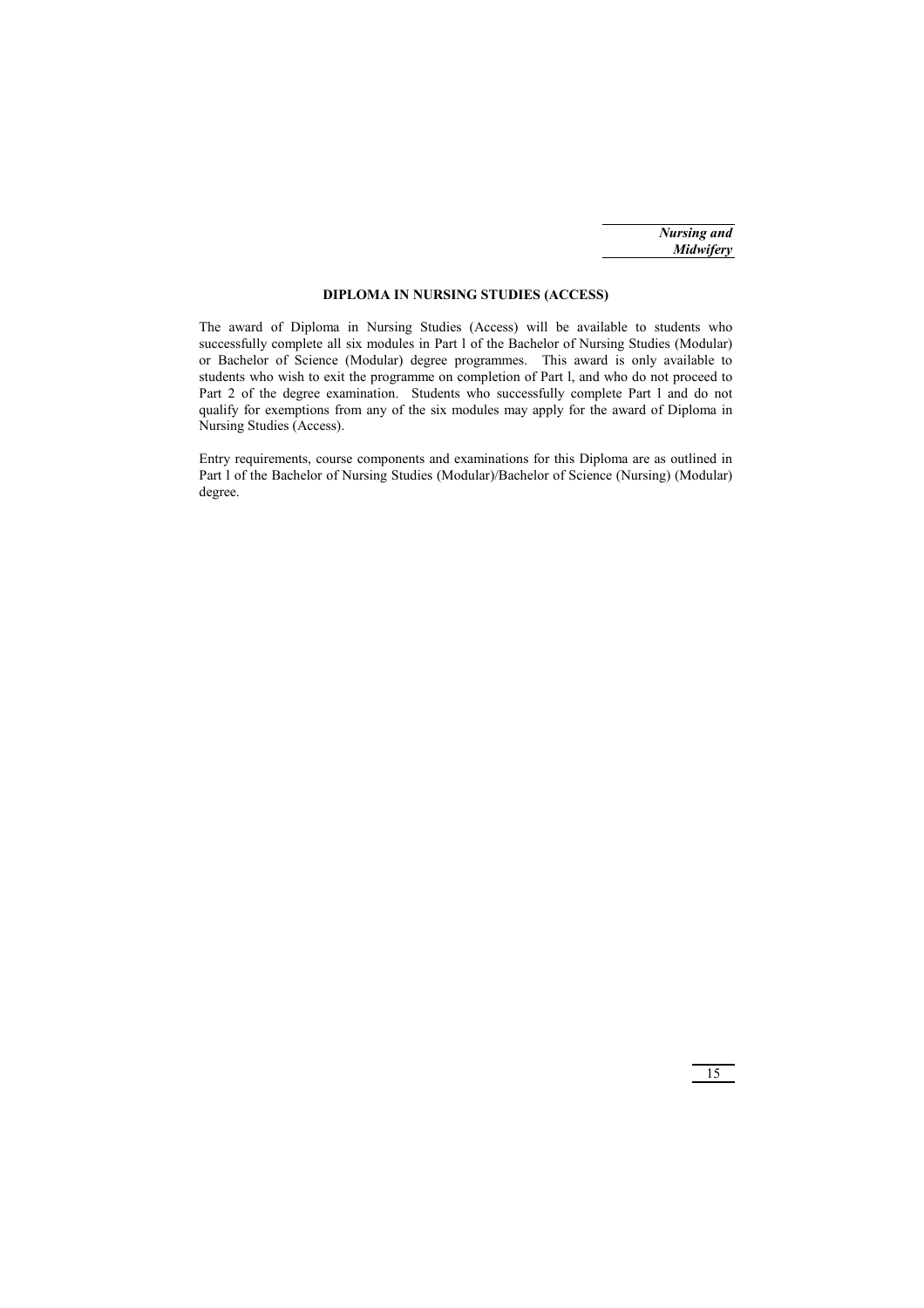## DIPLOMA IN NURSING STUDIES (ACCESS)

The award of Diploma in Nursing Studies (Access) will be available to students who successfully complete all six modules in Part l of the Bachelor of Nursing Studies (Modular) or Bachelor of Science (Modular) degree programmes. This award is only available to students who wish to exit the programme on completion of Part l, and who do not proceed to Part 2 of the degree examination. Students who successfully complete Part l and do not qualify for exemptions from any of the six modules may apply for the award of Diploma in Nursing Studies (Access).

Entry requirements, course components and examinations for this Diploma are as outlined in Part l of the Bachelor of Nursing Studies (Modular)/Bachelor of Science (Nursing) (Modular) degree.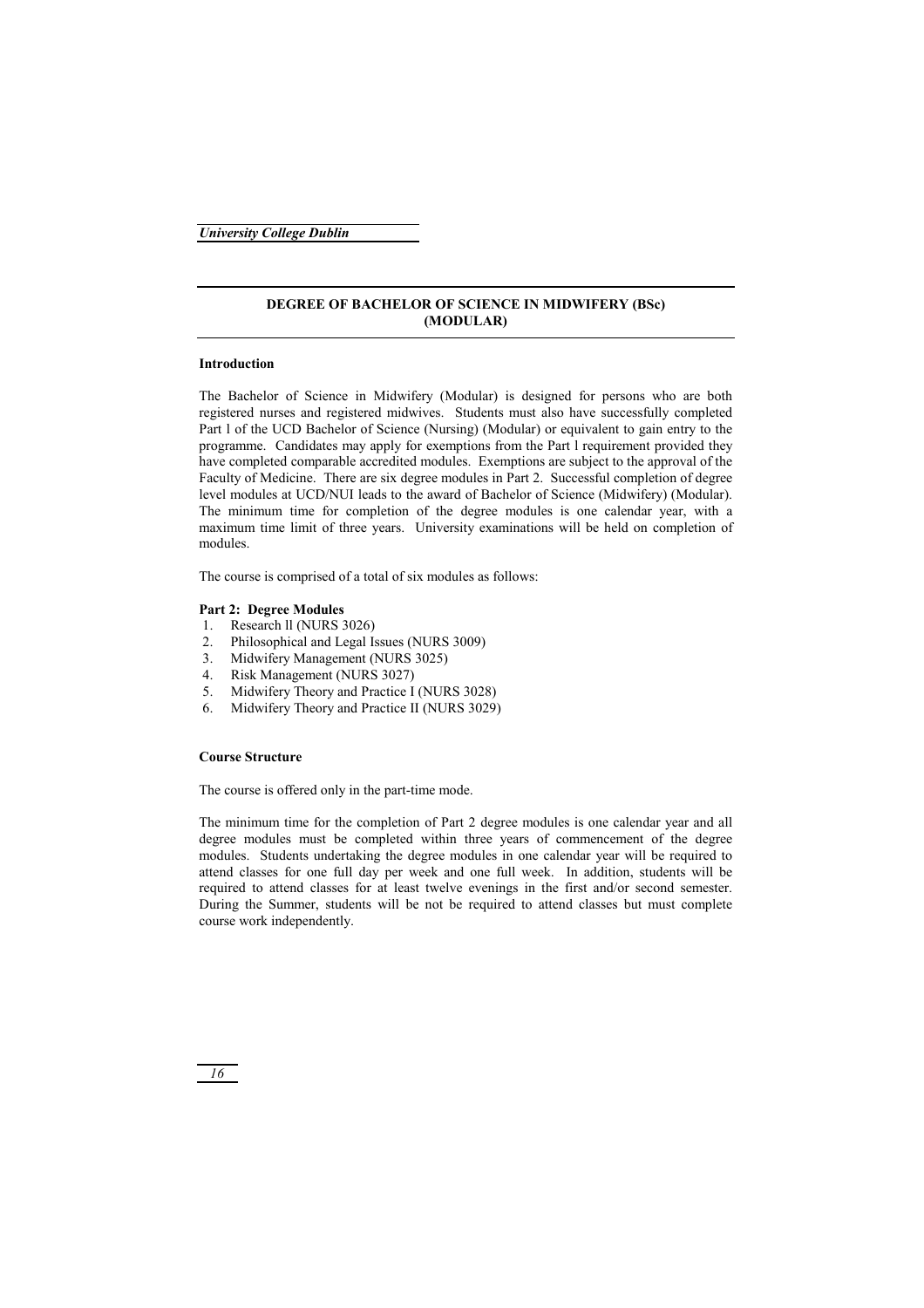## DEGREE OF BACHELOR OF SCIENCE IN MIDWIFERY (BSc) (MODULAR)

### Introduction

The Bachelor of Science in Midwifery (Modular) is designed for persons who are both registered nurses and registered midwives. Students must also have successfully completed Part l of the UCD Bachelor of Science (Nursing) (Modular) or equivalent to gain entry to the programme. Candidates may apply for exemptions from the Part l requirement provided they have completed comparable accredited modules. Exemptions are subject to the approval of the Faculty of Medicine. There are six degree modules in Part 2. Successful completion of degree level modules at UCD/NUI leads to the award of Bachelor of Science (Midwifery) (Modular). The minimum time for completion of the degree modules is one calendar year, with a maximum time limit of three years. University examinations will be held on completion of modules.

The course is comprised of a total of six modules as follows:

**Part 2: Degree Modules**

1. Research ll (NURS 3026)
2. Philosophical and Legal Issues (NURS 3009)
3. Midwifery Management (NURS 3025)
4. Risk Management (NURS 3027)
5. Midwifery Theory and Practice I (NURS 3028)
6. Midwifery Theory and Practice II (NURS 3029)

### Course Structure

The course is offered only in the part-time mode.

The minimum time for the completion of Part 2 degree modules is one calendar year and all degree modules must be completed within three years of commencement of the degree modules. Students undertaking the degree modules in one calendar year will be required to attend classes for one full day per week and one full week. In addition, students will be required to attend classes for at least twelve evenings in the first and/or second semester. During the Summer, students will be not be required to attend classes but must complete course work independently.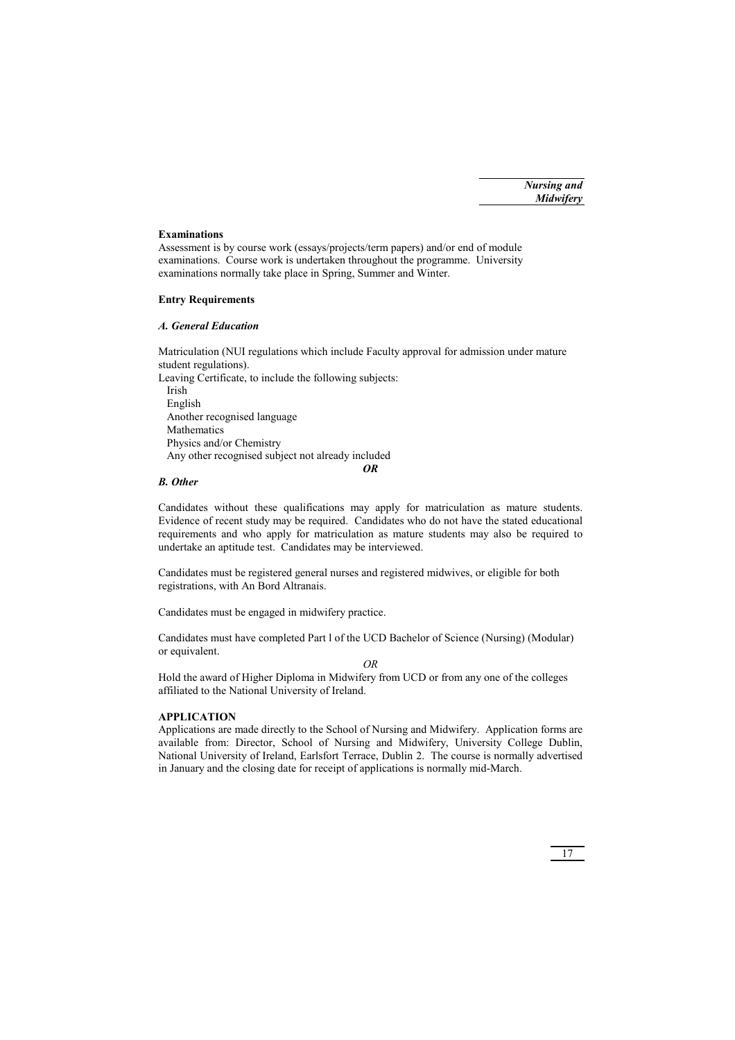**Examinations**

Assessment is by course work (essays/projects/term papers) and/or end of module examinations. Course work is undertaken throughout the programme. University examinations normally take place in Spring, Summer and Winter.

**Entry Requirements**

***A. General Education***

Matriculation (NUI regulations which include Faculty approval for admission under mature student regulations).

Leaving Certificate, to include the following subjects:

- Irish
- English
- Another recognised language
- Mathematics
- Physics and/or Chemistry
- Any other recognised subject not already included

***OR***

***B. Other***

Candidates without these qualifications may apply for matriculation as mature students. Evidence of recent study may be required. Candidates who do not have the stated educational requirements and who apply for matriculation as mature students may also be required to undertake an aptitude test. Candidates may be interviewed.

Candidates must be registered general nurses and registered midwives, or eligible for both registrations, with An Bord Altranais.

Candidates must be engaged in midwifery practice.

Candidates must have completed Part l of the UCD Bachelor of Science (Nursing) (Modular) or equivalent.

*OR*

Hold the award of Higher Diploma in Midwifery from UCD or from any one of the colleges affiliated to the National University of Ireland.

**APPLICATION**

Applications are made directly to the School of Nursing and Midwifery. Application forms are available from: Director, School of Nursing and Midwifery, University College Dublin, National University of Ireland, Earlsfort Terrace, Dublin 2. The course is normally advertised in January and the closing date for receipt of applications is normally mid-March.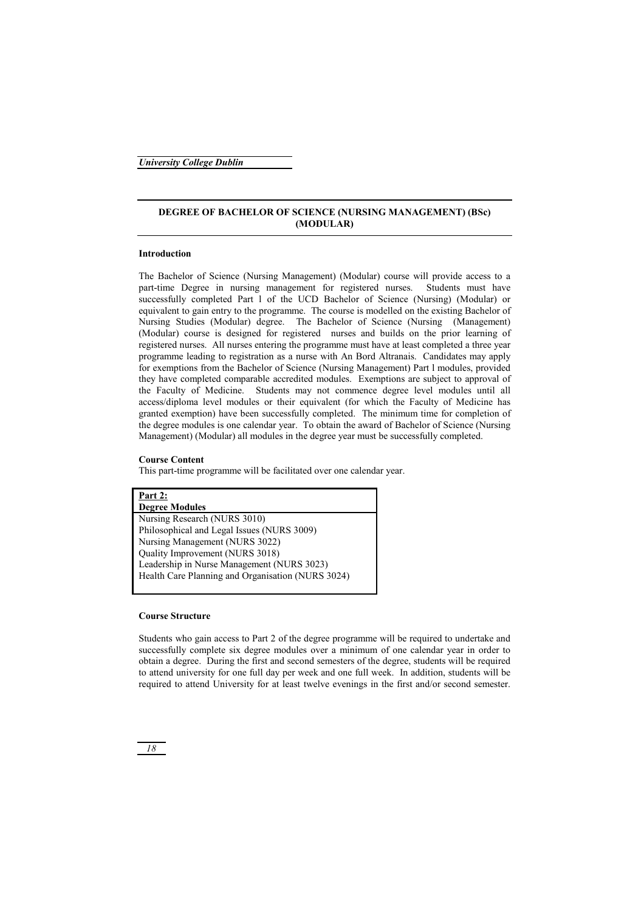## DEGREE OF BACHELOR OF SCIENCE (NURSING MANAGEMENT) (BSc) (MODULAR)

### Introduction

The Bachelor of Science (Nursing Management) (Modular) course will provide access to a part-time Degree in nursing management for registered nurses. Students must have successfully completed Part l of the UCD Bachelor of Science (Nursing) (Modular) or equivalent to gain entry to the programme. The course is modelled on the existing Bachelor of Nursing Studies (Modular) degree. The Bachelor of Science (Nursing (Management) (Modular) course is designed for registered nurses and builds on the prior learning of registered nurses. All nurses entering the programme must have at least completed a three year programme leading to registration as a nurse with An Bord Altranais. Candidates may apply for exemptions from the Bachelor of Science (Nursing Management) Part l modules, provided they have completed comparable accredited modules. Exemptions are subject to approval of the Faculty of Medicine. Students may not commence degree level modules until all access/diploma level modules or their equivalent (for which the Faculty of Medicine has granted exemption) have been successfully completed. The minimum time for completion of the degree modules is one calendar year. To obtain the award of Bachelor of Science (Nursing Management) (Modular) all modules in the degree year must be successfully completed.

### Course Content

This part-time programme will be facilitated over one calendar year.

| Part 2: Degree Modules |
|---|
| Nursing Research (NURS 3010) |
| Philosophical and Legal Issues (NURS 3009) |
| Nursing Management (NURS 3022) |
| Quality Improvement (NURS 3018) |
| Leadership in Nurse Management (NURS 3023) |
| Health Care Planning and Organisation (NURS 3024) |

### Course Structure

Students who gain access to Part 2 of the degree programme will be required to undertake and successfully complete six degree modules over a minimum of one calendar year in order to obtain a degree. During the first and second semesters of the degree, students will be required to attend university for one full day per week and one full week. In addition, students will be required to attend University for at least twelve evenings in the first and/or second semester.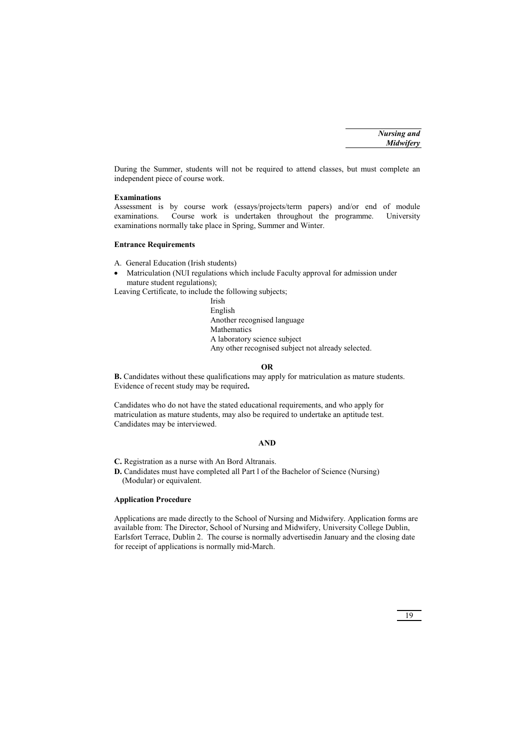During the Summer, students will not be required to attend classes, but must complete an independent piece of course work.

**Examinations**

Assessment is by course work (essays/projects/term papers) and/or end of module examinations. Course work is undertaken throughout the programme. University examinations normally take place in Spring, Summer and Winter.

**Entrance Requirements**

A. General Education (Irish students)

- Matriculation (NUI regulations which include Faculty approval for admission under mature student regulations);

Leaving Certificate, to include the following subjects;

Irish  
English  
Another recognised language  
Mathematics  
A laboratory science subject  
Any other recognised subject not already selected.

**OR**

**B.** Candidates without these qualifications may apply for matriculation as mature students. Evidence of recent study may be required**.**

Candidates who do not have the stated educational requirements, and who apply for matriculation as mature students, may also be required to undertake an aptitude test. Candidates may be interviewed.

**AND**

**C.** Registration as a nurse with An Bord Altranais.

**D.** Candidates must have completed all Part l of the Bachelor of Science (Nursing) (Modular) or equivalent.

**Application Procedure**

Applications are made directly to the School of Nursing and Midwifery. Application forms are available from: The Director, School of Nursing and Midwifery, University College Dublin, Earlsfort Terrace, Dublin 2. The course is normally advertisedin January and the closing date for receipt of applications is normally mid-March.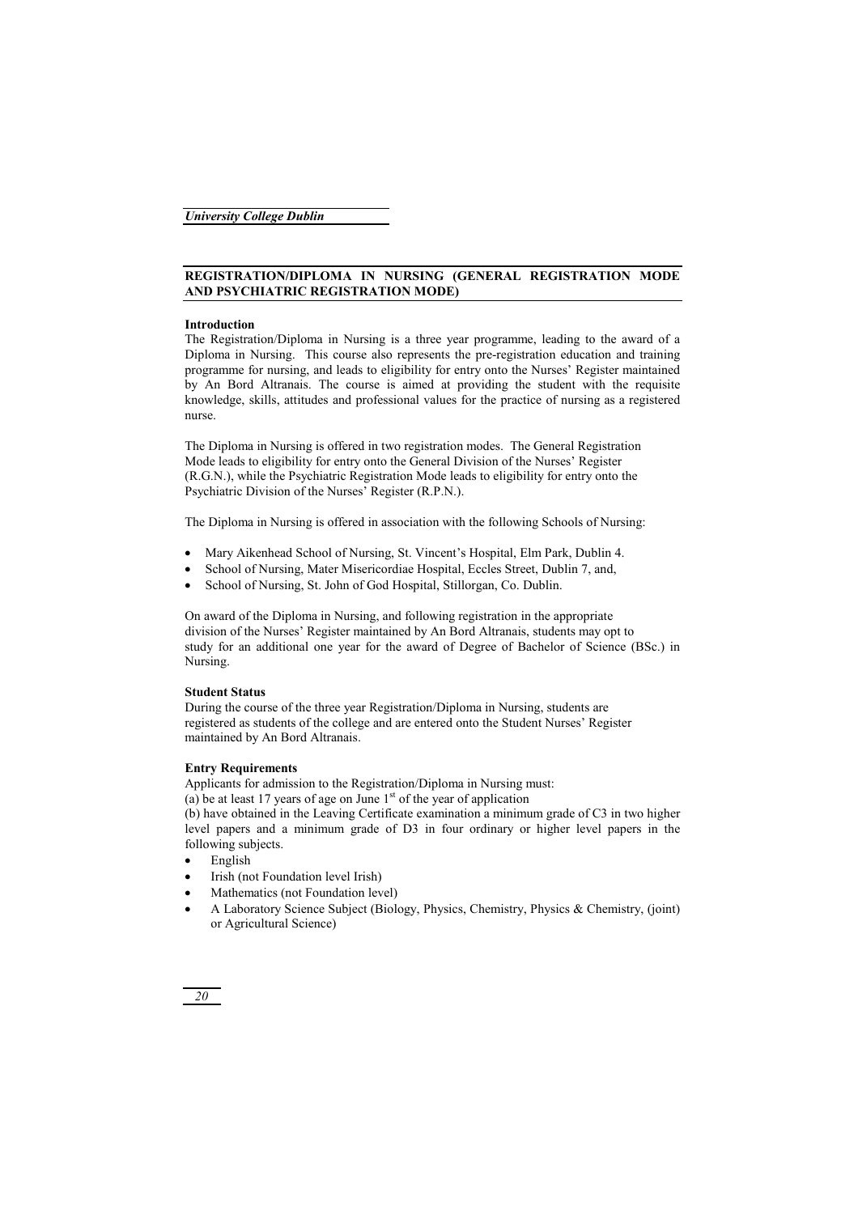## REGISTRATION/DIPLOMA IN NURSING (GENERAL REGISTRATION MODE AND PSYCHIATRIC REGISTRATION MODE)

### Introduction

The Registration/Diploma in Nursing is a three year programme, leading to the award of a Diploma in Nursing. This course also represents the pre-registration education and training programme for nursing, and leads to eligibility for entry onto the Nurses' Register maintained by An Bord Altranais. The course is aimed at providing the student with the requisite knowledge, skills, attitudes and professional values for the practice of nursing as a registered nurse.

The Diploma in Nursing is offered in two registration modes. The General Registration Mode leads to eligibility for entry onto the General Division of the Nurses' Register (R.G.N.), while the Psychiatric Registration Mode leads to eligibility for entry onto the Psychiatric Division of the Nurses' Register (R.P.N.).

The Diploma in Nursing is offered in association with the following Schools of Nursing:

- Mary Aikenhead School of Nursing, St. Vincent's Hospital, Elm Park, Dublin 4.
- School of Nursing, Mater Misericordiae Hospital, Eccles Street, Dublin 7, and,
- School of Nursing, St. John of God Hospital, Stillorgan, Co. Dublin.

On award of the Diploma in Nursing, and following registration in the appropriate division of the Nurses' Register maintained by An Bord Altranais, students may opt to study for an additional one year for the award of Degree of Bachelor of Science (BSc.) in Nursing.

### Student Status

During the course of the three year Registration/Diploma in Nursing, students are registered as students of the college and are entered onto the Student Nurses' Register maintained by An Bord Altranais.

### Entry Requirements

Applicants for admission to the Registration/Diploma in Nursing must:

(a) be at least 17 years of age on June 1st of the year of application

(b) have obtained in the Leaving Certificate examination a minimum grade of C3 in two higher level papers and a minimum grade of D3 in four ordinary or higher level papers in the following subjects.

- English
- Irish (not Foundation level Irish)
- Mathematics (not Foundation level)
- A Laboratory Science Subject (Biology, Physics, Chemistry, Physics & Chemistry, (joint) or Agricultural Science)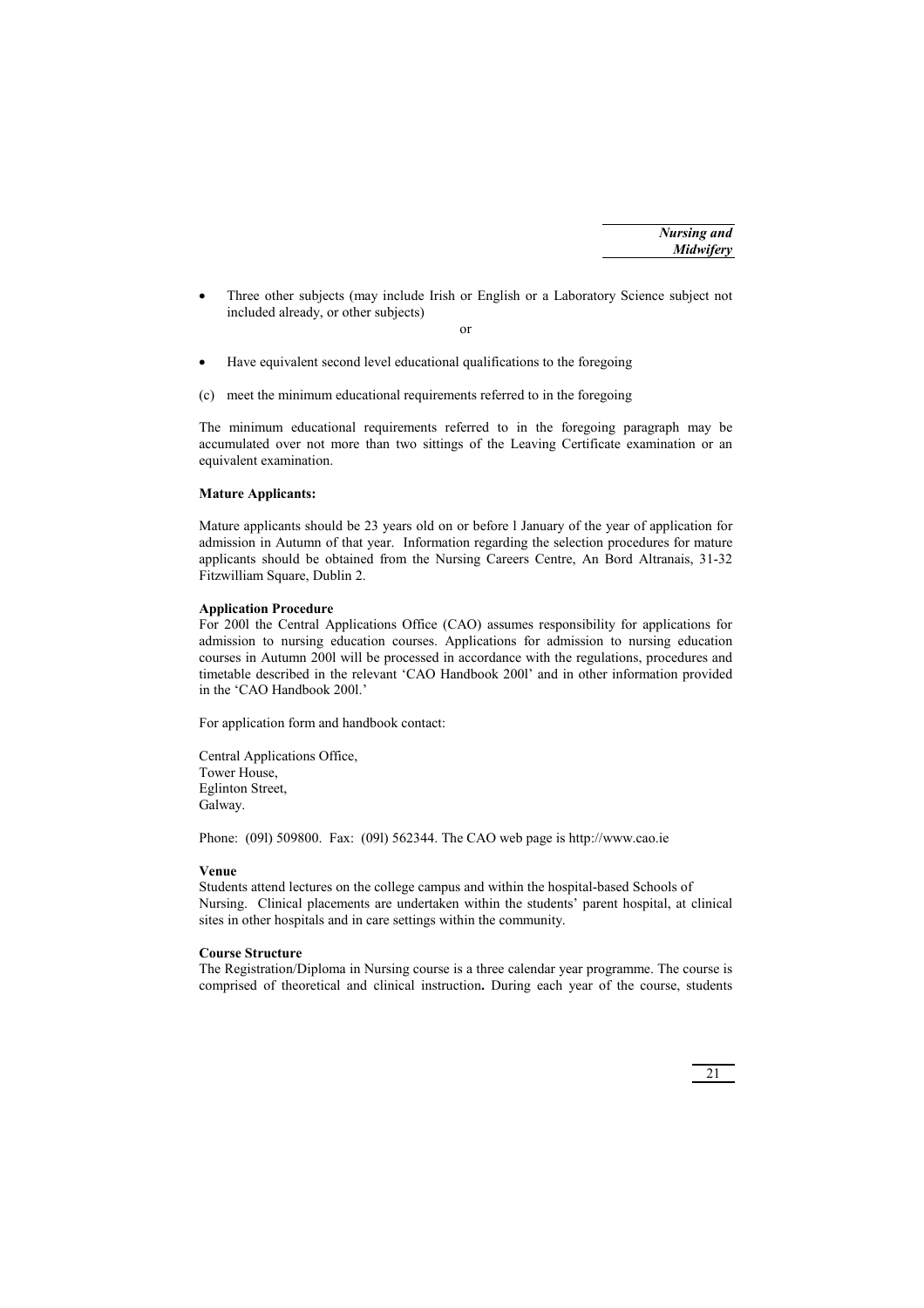- Three other subjects (may include Irish or English or a Laboratory Science subject not included already, or other subjects)

or

- Have equivalent second level educational qualifications to the foregoing

(c) meet the minimum educational requirements referred to in the foregoing

The minimum educational requirements referred to in the foregoing paragraph may be accumulated over not more than two sittings of the Leaving Certificate examination or an equivalent examination.

**Mature Applicants:**

Mature applicants should be 23 years old on or before l January of the year of application for admission in Autumn of that year. Information regarding the selection procedures for mature applicants should be obtained from the Nursing Careers Centre, An Bord Altranais, 31-32 Fitzwilliam Square, Dublin 2.

**Application Procedure**

For 200l the Central Applications Office (CAO) assumes responsibility for applications for admission to nursing education courses. Applications for admission to nursing education courses in Autumn 200l will be processed in accordance with the regulations, procedures and timetable described in the relevant 'CAO Handbook 200l' and in other information provided in the 'CAO Handbook 200l.'

For application form and handbook contact:

Central Applications Office,
Tower House,
Eglinton Street,
Galway.

Phone: (09l) 509800. Fax: (09l) 562344. The CAO web page is http://www.cao.ie

**Venue**

Students attend lectures on the college campus and within the hospital-based Schools of Nursing. Clinical placements are undertaken within the students' parent hospital, at clinical sites in other hospitals and in care settings within the community.

**Course Structure**

The Registration/Diploma in Nursing course is a three calendar year programme. The course is comprised of theoretical and clinical instruction**.** During each year of the course, students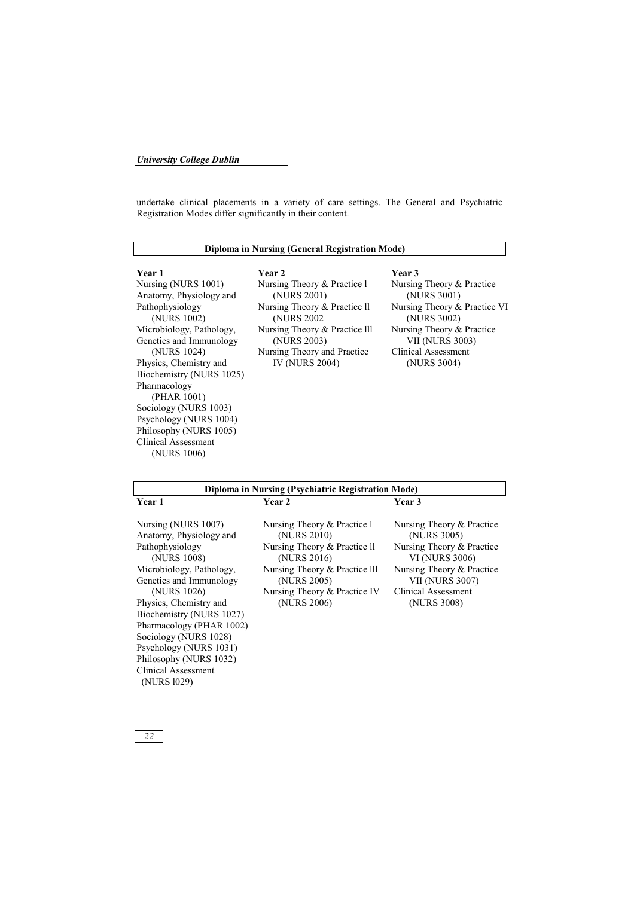undertake clinical placements in a variety of care settings. The General and Psychiatric Registration Modes differ significantly in their content.

| Diploma in Nursing (General Registration Mode) | | |
|---|---|---|
| **Year 1** | **Year 2** | **Year 3** |
| Nursing (NURS 1001) | Nursing Theory & Practice l (NURS 2001) | Nursing Theory & Practice (NURS 3001) |
| Anatomy, Physiology and Pathophysiology (NURS 1002) | Nursing Theory & Practice ll (NURS 2002 | Nursing Theory & Practice VI (NURS 3002) |
| Microbiology, Pathology, Genetics and Immunology (NURS 1024) | Nursing Theory & Practice lll (NURS 2003) | Nursing Theory & Practice VII (NURS 3003) |
| Physics, Chemistry and Biochemistry (NURS 1025) | Nursing Theory and Practice IV (NURS 2004) | Clinical Assessment (NURS 3004) |
| Pharmacology (PHAR 1001) | | |
| Sociology (NURS 1003) | | |
| Psychology (NURS 1004) | | |
| Philosophy (NURS 1005) | | |
| Clinical Assessment (NURS 1006) | | |

| Diploma in Nursing (Psychiatric Registration Mode) | | |
|---|---|---|
| **Year 1** | **Year 2** | **Year 3** |
| Nursing (NURS 1007) | Nursing Theory & Practice l (NURS 2010) | Nursing Theory & Practice (NURS 3005) |
| Anatomy, Physiology and Pathophysiology (NURS 1008) | Nursing Theory & Practice ll (NURS 2016) | Nursing Theory & Practice VI (NURS 3006) |
| Microbiology, Pathology, Genetics and Immunology (NURS 1026) | Nursing Theory & Practice lll (NURS 2005) | Nursing Theory & Practice VII (NURS 3007) |
| Physics, Chemistry and Biochemistry (NURS 1027) | Nursing Theory & Practice IV (NURS 2006) | Clinical Assessment (NURS 3008) |
| Pharmacology (PHAR 1002) | | |
| Sociology (NURS 1028) | | |
| Psychology (NURS 1031) | | |
| Philosophy (NURS 1032) | | |
| Clinical Assessment (NURS l029) | | |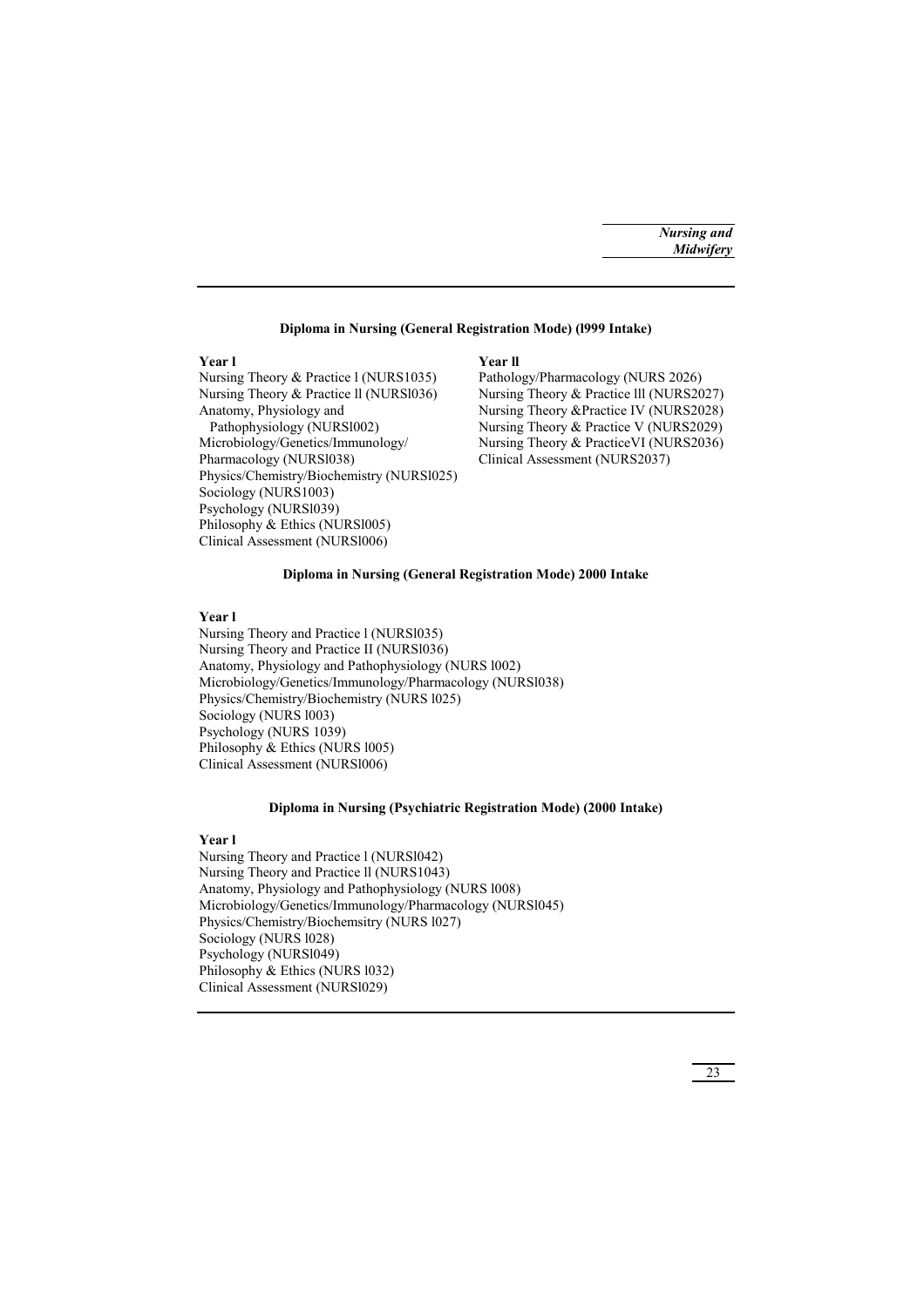### Diploma in Nursing (General Registration Mode) (l999 Intake)

**Year l**

Nursing Theory & Practice l (NURS1035)
Nursing Theory & Practice ll (NURSl036)
Anatomy, Physiology and Pathophysiology (NURSl002)
Microbiology/Genetics/Immunology/ Pharmacology (NURSl038)
Physics/Chemistry/Biochemistry (NURSl025)
Sociology (NURS1003)
Psychology (NURSl039)
Philosophy & Ethics (NURSl005)
Clinical Assessment (NURSl006)

**Year ll**

Pathology/Pharmacology (NURS 2026)
Nursing Theory & Practice lll (NURS2027)
Nursing Theory &Practice IV (NURS2028)
Nursing Theory & Practice V (NURS2029)
Nursing Theory & PracticeVI (NURS2036)
Clinical Assessment (NURS2037)

### Diploma in Nursing (General Registration Mode) 2000 Intake

**Year l**

Nursing Theory and Practice l (NURSl035)
Nursing Theory and Practice II (NURSl036)
Anatomy, Physiology and Pathophysiology (NURS l002)
Microbiology/Genetics/Immunology/Pharmacology (NURSl038)
Physics/Chemistry/Biochemistry (NURS l025)
Sociology (NURS l003)
Psychology (NURS 1039)
Philosophy & Ethics (NURS l005)
Clinical Assessment (NURSl006)

### Diploma in Nursing (Psychiatric Registration Mode) (2000 Intake)

**Year l**

Nursing Theory and Practice l (NURSl042)
Nursing Theory and Practice ll (NURS1043)
Anatomy, Physiology and Pathophysiology (NURS l008)
Microbiology/Genetics/Immunology/Pharmacology (NURSl045)
Physics/Chemistry/Biochemsitry (NURS l027)
Sociology (NURS l028)
Psychology (NURSl049)
Philosophy & Ethics (NURS l032)
Clinical Assessment (NURSl029)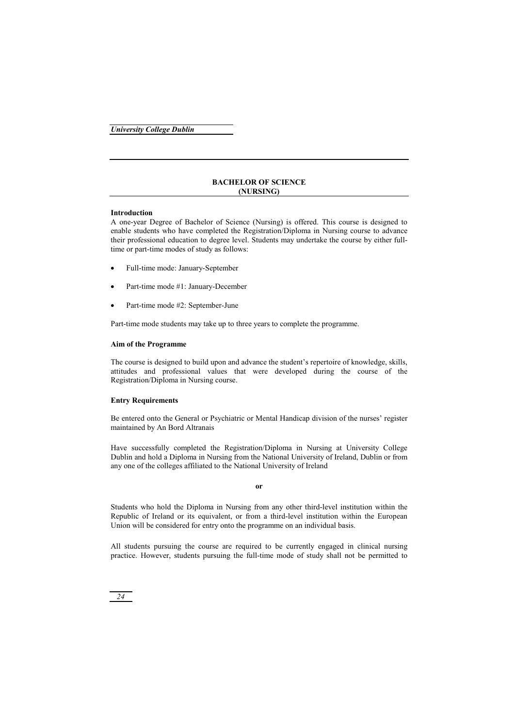## BACHELOR OF SCIENCE (NURSING)

**Introduction**

A one-year Degree of Bachelor of Science (Nursing) is offered. This course is designed to enable students who have completed the Registration/Diploma in Nursing course to advance their professional education to degree level. Students may undertake the course by either full-time or part-time modes of study as follows:

- Full-time mode: January-September
- Part-time mode #1: January-December
- Part-time mode #2: September-June

Part-time mode students may take up to three years to complete the programme.

**Aim of the Programme**

The course is designed to build upon and advance the student's repertoire of knowledge, skills, attitudes and professional values that were developed during the course of the Registration/Diploma in Nursing course.

**Entry Requirements**

Be entered onto the General or Psychiatric or Mental Handicap division of the nurses' register maintained by An Bord Altranais

Have successfully completed the Registration/Diploma in Nursing at University College Dublin and hold a Diploma in Nursing from the National University of Ireland, Dublin or from any one of the colleges affiliated to the National University of Ireland

**or**

Students who hold the Diploma in Nursing from any other third-level institution within the Republic of Ireland or its equivalent, or from a third-level institution within the European Union will be considered for entry onto the programme on an individual basis.

All students pursuing the course are required to be currently engaged in clinical nursing practice. However, students pursuing the full-time mode of study shall not be permitted to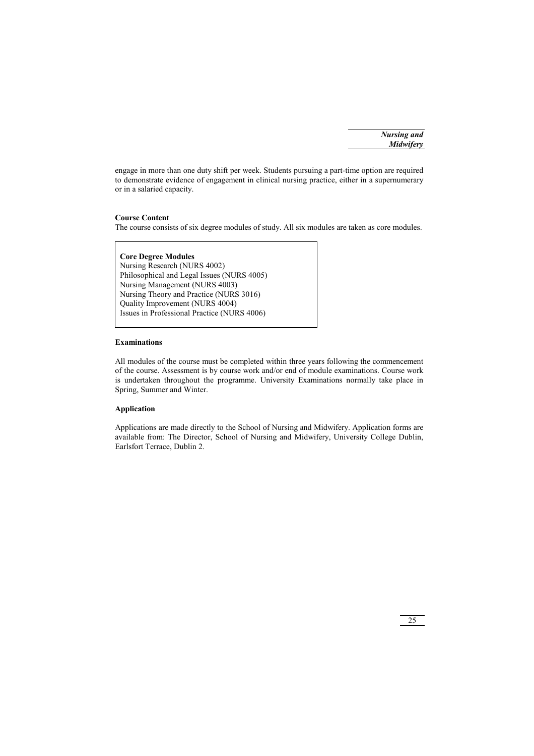engage in more than one duty shift per week. Students pursuing a part-time option are required to demonstrate evidence of engagement in clinical nursing practice, either in a supernumerary or in a salaried capacity.

**Course Content**

The course consists of six degree modules of study. All six modules are taken as core modules.

**Core Degree Modules**

Nursing Research (NURS 4002)
Philosophical and Legal Issues (NURS 4005)
Nursing Management (NURS 4003)
Nursing Theory and Practice (NURS 3016)
Quality Improvement (NURS 4004)
Issues in Professional Practice (NURS 4006)

**Examinations**

All modules of the course must be completed within three years following the commencement of the course. Assessment is by course work and/or end of module examinations. Course work is undertaken throughout the programme. University Examinations normally take place in Spring, Summer and Winter.

**Application**

Applications are made directly to the School of Nursing and Midwifery. Application forms are available from: The Director, School of Nursing and Midwifery, University College Dublin, Earlsfort Terrace, Dublin 2.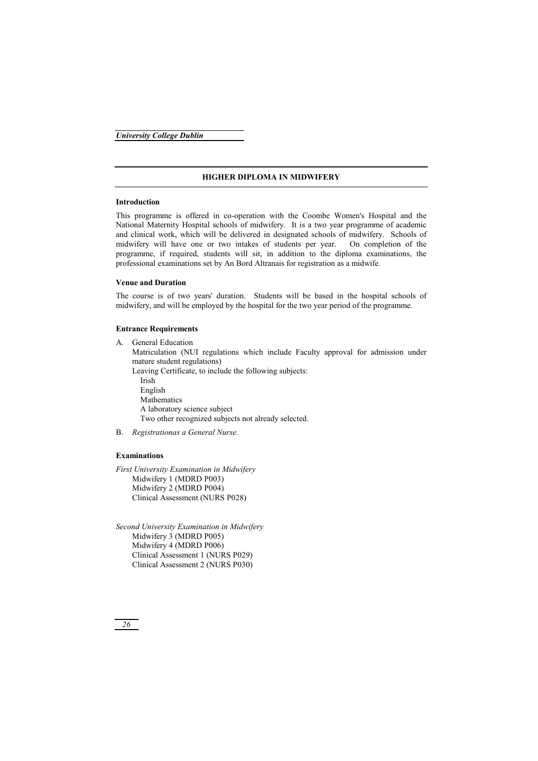## HIGHER DIPLOMA IN MIDWIFERY

### Introduction

This programme is offered in co-operation with the Coombe Women's Hospital and the National Maternity Hospital schools of midwifery. It is a two year programme of academic and clinical work, which will be delivered in designated schools of midwifery. Schools of midwifery will have one or two intakes of students per year. On completion of the programme, if required, students will sit, in addition to the diploma examinations, the professional examinations set by An Bord Altranais for registration as a midwife.

### Venue and Duration

The course is of two years' duration. Students will be based in the hospital schools of midwifery, and will be employed by the hospital for the two year period of the programme.

### Entrance Requirements

A. General Education

Matriculation (NUI regulations which include Faculty approval for admission under mature student regulations)

Leaving Certificate, to include the following subjects:

- Irish
- English
- Mathematics
- A laboratory science subject
- Two other recognized subjects not already selected.

B. *Registrationas a General Nurse.*

### Examinations

*First University Examination in Midwifery*

- Midwifery 1 (MDRD P003)
- Midwifery 2 (MDRD P004)
- Clinical Assessment (NURS P028)

*Second University Examination in Midwifery*

- Midwifery 3 (MDRD P005)
- Midwifery 4 (MDRD P006)
- Clinical Assessment 1 (NURS P029)
- Clinical Assessment 2 (NURS P030)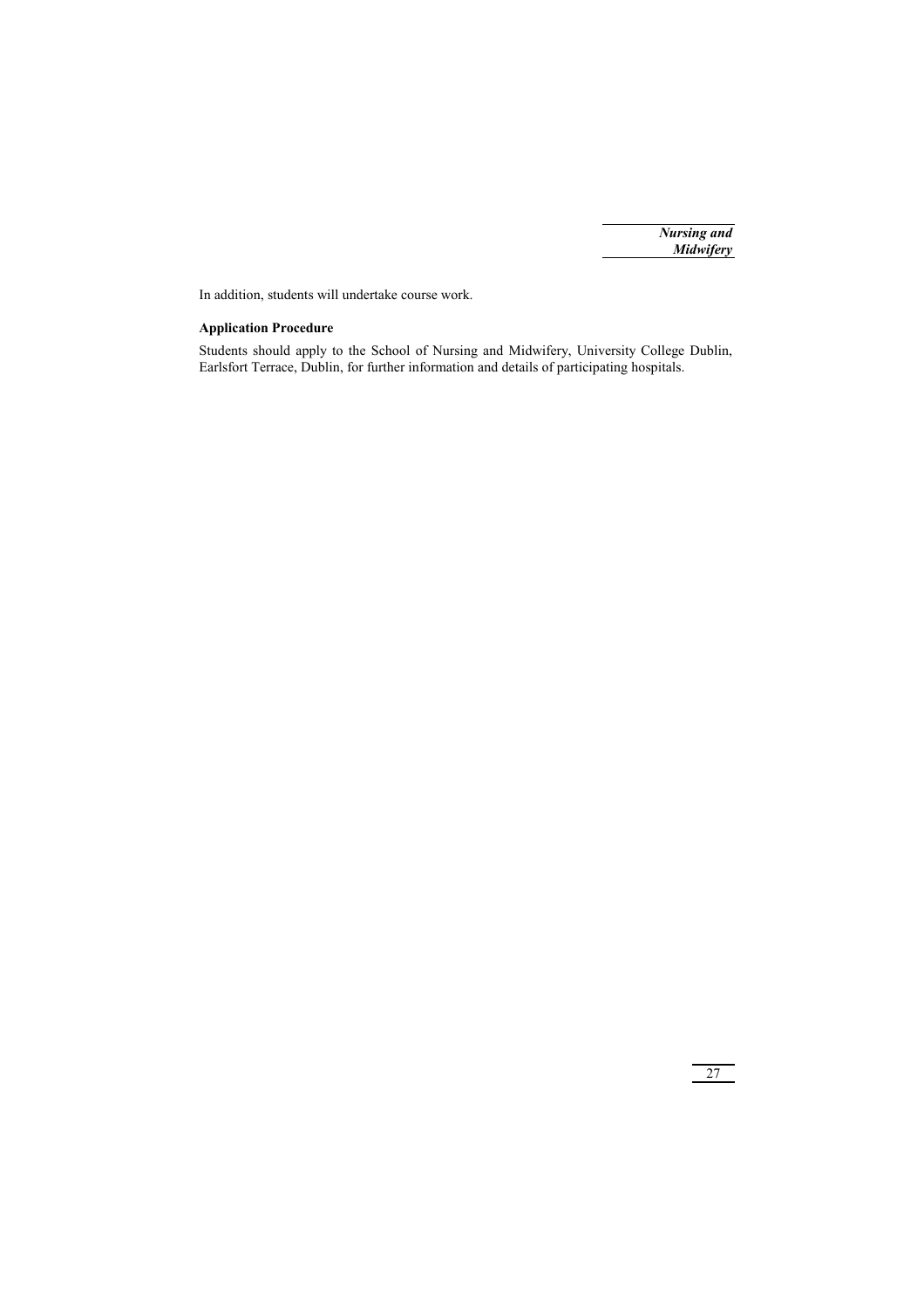In addition, students will undertake course work.

**Application Procedure**

Students should apply to the School of Nursing and Midwifery, University College Dublin, Earlsfort Terrace, Dublin, for further information and details of participating hospitals.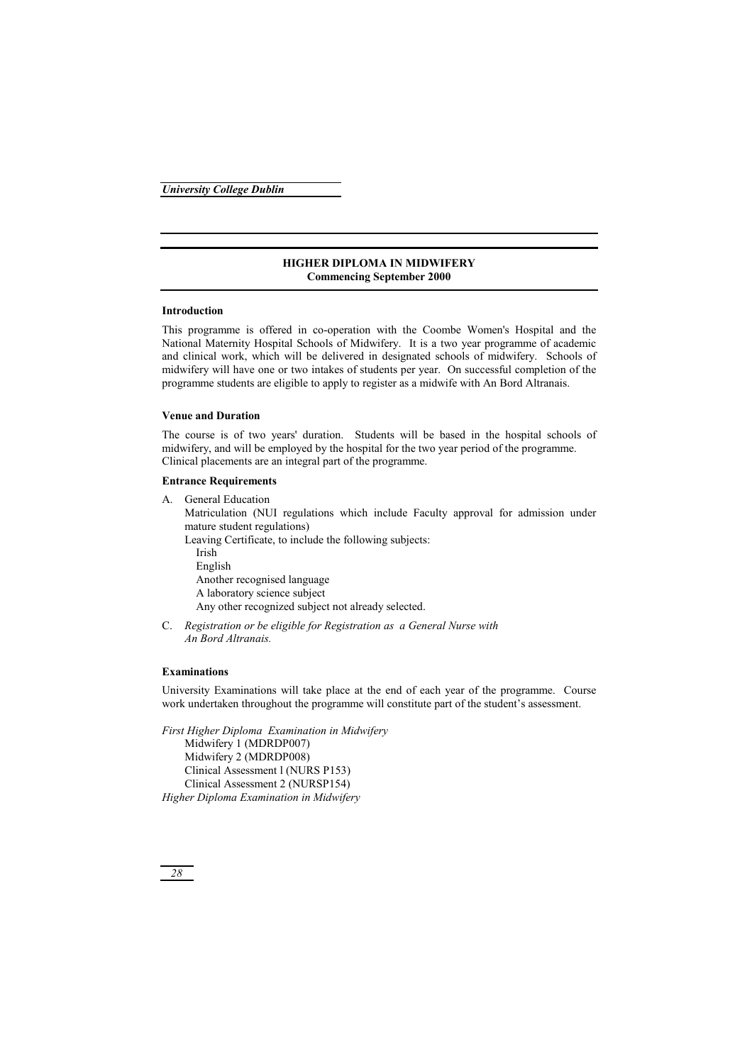## HIGHER DIPLOMA IN MIDWIFERY
**Commencing September 2000**

### Introduction

This programme is offered in co-operation with the Coombe Women's Hospital and the National Maternity Hospital Schools of Midwifery. It is a two year programme of academic and clinical work, which will be delivered in designated schools of midwifery. Schools of midwifery will have one or two intakes of students per year. On successful completion of the programme students are eligible to apply to register as a midwife with An Bord Altranais.

### Venue and Duration

The course is of two years' duration. Students will be based in the hospital schools of midwifery, and will be employed by the hospital for the two year period of the programme. Clinical placements are an integral part of the programme.

### Entrance Requirements

A. General Education
   Matriculation (NUI regulations which include Faculty approval for admission under mature student regulations)
   Leaving Certificate, to include the following subjects:
   - Irish
   - English
   - Another recognised language
   - A laboratory science subject
   - Any other recognized subject not already selected.

C. *Registration or be eligible for Registration as a General Nurse with An Bord Altranais.*

### Examinations

University Examinations will take place at the end of each year of the programme. Course work undertaken throughout the programme will constitute part of the student's assessment.

*First Higher Diploma Examination in Midwifery*
- Midwifery 1 (MDRDP007)
- Midwifery 2 (MDRDP008)
- Clinical Assessment l (NURS P153)
- Clinical Assessment 2 (NURSP154)

*Higher Diploma Examination in Midwifery*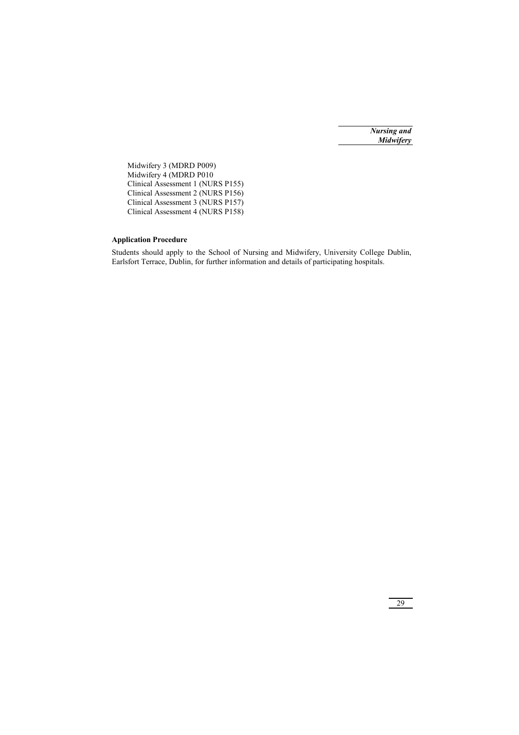Midwifery 3 (MDRD P009)
Midwifery 4 (MDRD P010
Clinical Assessment 1 (NURS P155)
Clinical Assessment 2 (NURS P156)
Clinical Assessment 3 (NURS P157)
Clinical Assessment 4 (NURS P158)

**Application Procedure**

Students should apply to the School of Nursing and Midwifery, University College Dublin, Earlsfort Terrace, Dublin, for further information and details of participating hospitals.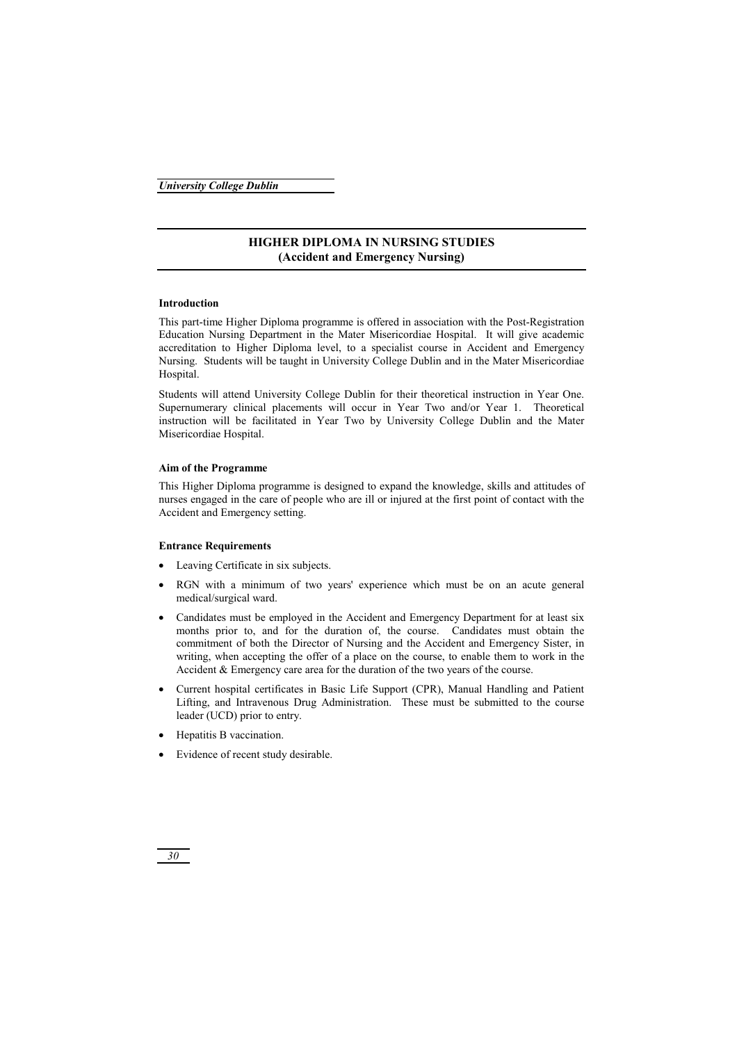# HIGHER DIPLOMA IN NURSING STUDIES
## (Accident and Emergency Nursing)

### Introduction

This part-time Higher Diploma programme is offered in association with the Post-Registration Education Nursing Department in the Mater Misericordiae Hospital. It will give academic accreditation to Higher Diploma level, to a specialist course in Accident and Emergency Nursing. Students will be taught in University College Dublin and in the Mater Misericordiae Hospital.

Students will attend University College Dublin for their theoretical instruction in Year One. Supernumerary clinical placements will occur in Year Two and/or Year 1. Theoretical instruction will be facilitated in Year Two by University College Dublin and the Mater Misericordiae Hospital.

### Aim of the Programme

This Higher Diploma programme is designed to expand the knowledge, skills and attitudes of nurses engaged in the care of people who are ill or injured at the first point of contact with the Accident and Emergency setting.

### Entrance Requirements

- Leaving Certificate in six subjects.
- RGN with a minimum of two years' experience which must be on an acute general medical/surgical ward.
- Candidates must be employed in the Accident and Emergency Department for at least six months prior to, and for the duration of, the course. Candidates must obtain the commitment of both the Director of Nursing and the Accident and Emergency Sister, in writing, when accepting the offer of a place on the course, to enable them to work in the Accident & Emergency care area for the duration of the two years of the course.
- Current hospital certificates in Basic Life Support (CPR), Manual Handling and Patient Lifting, and Intravenous Drug Administration. These must be submitted to the course leader (UCD) prior to entry.
- Hepatitis B vaccination.
- Evidence of recent study desirable.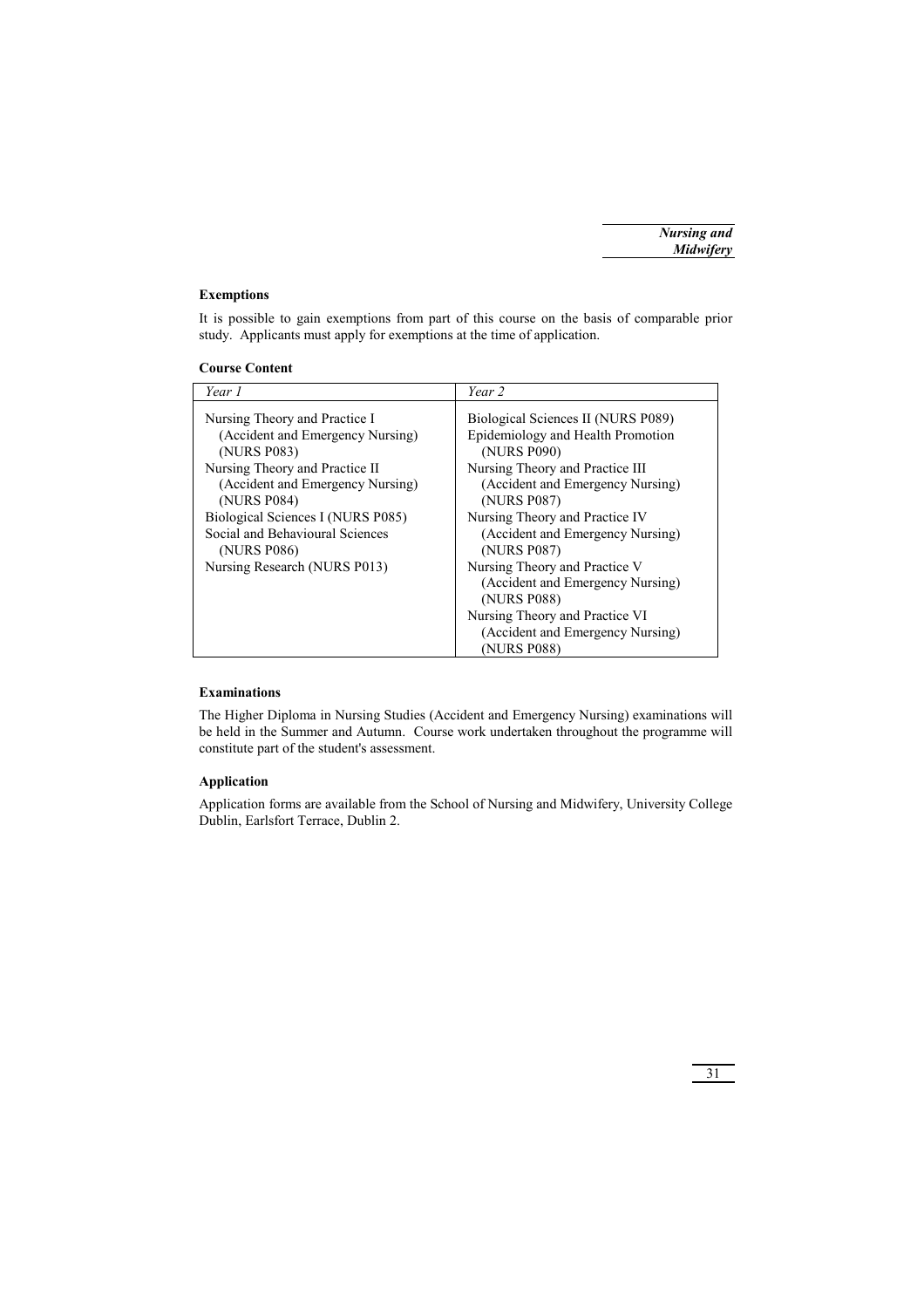### Exemptions

It is possible to gain exemptions from part of this course on the basis of comparable prior study. Applicants must apply for exemptions at the time of application.

### Course Content

| *Year 1* | *Year 2* |
|---|---|
| Nursing Theory and Practice I (Accident and Emergency Nursing) (NURS P083)<br>Nursing Theory and Practice II (Accident and Emergency Nursing) (NURS P084)<br>Biological Sciences I (NURS P085)<br>Social and Behavioural Sciences (NURS P086)<br>Nursing Research (NURS P013) | Biological Sciences II (NURS P089)<br>Epidemiology and Health Promotion (NURS P090)<br>Nursing Theory and Practice III (Accident and Emergency Nursing) (NURS P087)<br>Nursing Theory and Practice IV (Accident and Emergency Nursing) (NURS P087)<br>Nursing Theory and Practice V (Accident and Emergency Nursing) (NURS P088)<br>Nursing Theory and Practice VI (Accident and Emergency Nursing) (NURS P088) |

### Examinations

The Higher Diploma in Nursing Studies (Accident and Emergency Nursing) examinations will be held in the Summer and Autumn. Course work undertaken throughout the programme will constitute part of the student's assessment.

### Application

Application forms are available from the School of Nursing and Midwifery, University College Dublin, Earlsfort Terrace, Dublin 2.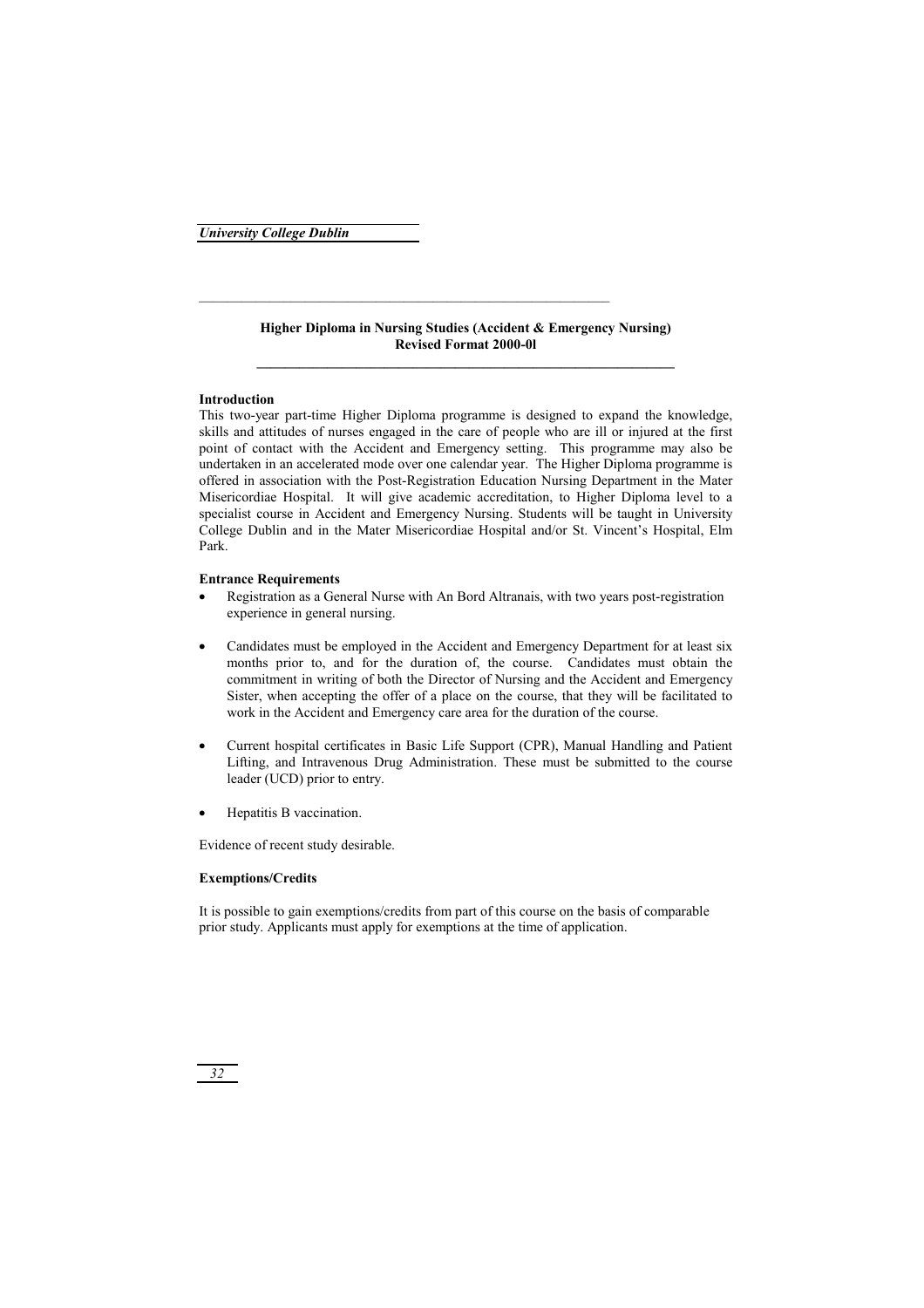## Higher Diploma in Nursing Studies (Accident & Emergency Nursing)
## Revised Format 2000-0l

### Introduction

This two-year part-time Higher Diploma programme is designed to expand the knowledge, skills and attitudes of nurses engaged in the care of people who are ill or injured at the first point of contact with the Accident and Emergency setting. This programme may also be undertaken in an accelerated mode over one calendar year. The Higher Diploma programme is offered in association with the Post-Registration Education Nursing Department in the Mater Misericordiae Hospital. It will give academic accreditation, to Higher Diploma level to a specialist course in Accident and Emergency Nursing. Students will be taught in University College Dublin and in the Mater Misericordiae Hospital and/or St. Vincent's Hospital, Elm Park.

### Entrance Requirements

- Registration as a General Nurse with An Bord Altranais, with two years post-registration experience in general nursing.
- Candidates must be employed in the Accident and Emergency Department for at least six months prior to, and for the duration of, the course. Candidates must obtain the commitment in writing of both the Director of Nursing and the Accident and Emergency Sister, when accepting the offer of a place on the course, that they will be facilitated to work in the Accident and Emergency care area for the duration of the course.
- Current hospital certificates in Basic Life Support (CPR), Manual Handling and Patient Lifting, and Intravenous Drug Administration. These must be submitted to the course leader (UCD) prior to entry.
- Hepatitis B vaccination.

Evidence of recent study desirable.

### Exemptions/Credits

It is possible to gain exemptions/credits from part of this course on the basis of comparable prior study. Applicants must apply for exemptions at the time of application.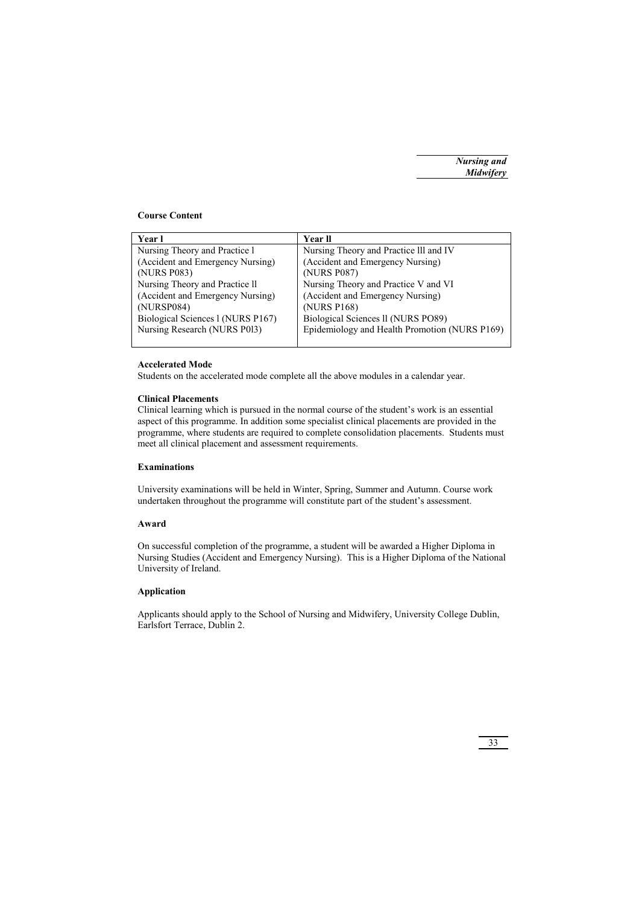**Course Content**

| Year l | Year ll |
| --- | --- |
| Nursing Theory and Practice l (Accident and Emergency Nursing) (NURS P083) | Nursing Theory and Practice lll and IV (Accident and Emergency Nursing) (NURS P087) |
| Nursing Theory and Practice ll (Accident and Emergency Nursing) (NURSP084) | Nursing Theory and Practice V and VI (Accident and Emergency Nursing) (NURS P168) |
| Biological Sciences l (NURS P167) | Biological Sciences ll (NURS PO89) |
| Nursing Research (NURS P0l3) | Epidemiology and Health Promotion (NURS P169) |

**Accelerated Mode**

Students on the accelerated mode complete all the above modules in a calendar year.

**Clinical Placements**

Clinical learning which is pursued in the normal course of the student's work is an essential aspect of this programme. In addition some specialist clinical placements are provided in the programme, where students are required to complete consolidation placements. Students must meet all clinical placement and assessment requirements.

**Examinations**

University examinations will be held in Winter, Spring, Summer and Autumn. Course work undertaken throughout the programme will constitute part of the student's assessment.

**Award**

On successful completion of the programme, a student will be awarded a Higher Diploma in Nursing Studies (Accident and Emergency Nursing). This is a Higher Diploma of the National University of Ireland.

**Application**

Applicants should apply to the School of Nursing and Midwifery, University College Dublin, Earlsfort Terrace, Dublin 2.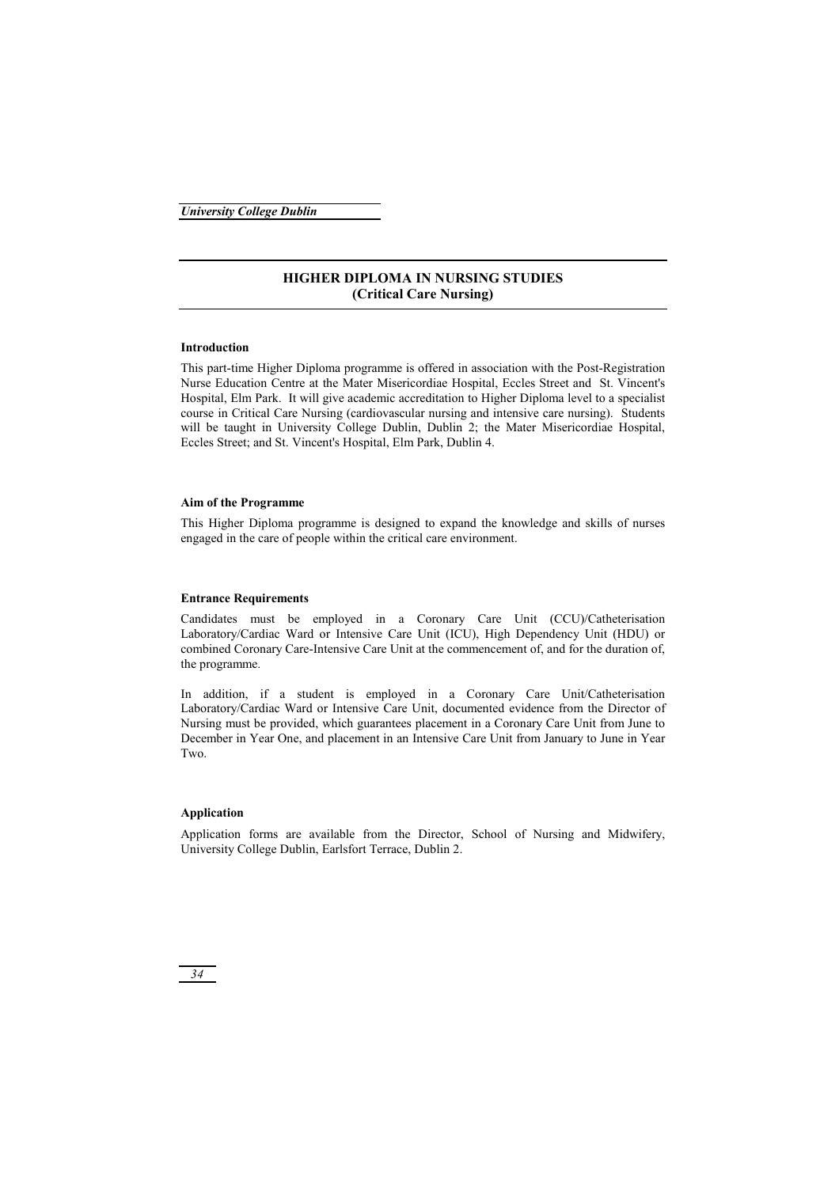## HIGHER DIPLOMA IN NURSING STUDIES
## (Critical Care Nursing)

### Introduction

This part-time Higher Diploma programme is offered in association with the Post-Registration Nurse Education Centre at the Mater Misericordiae Hospital, Eccles Street and St. Vincent's Hospital, Elm Park. It will give academic accreditation to Higher Diploma level to a specialist course in Critical Care Nursing (cardiovascular nursing and intensive care nursing). Students will be taught in University College Dublin, Dublin 2; the Mater Misericordiae Hospital, Eccles Street; and St. Vincent's Hospital, Elm Park, Dublin 4.

### Aim of the Programme

This Higher Diploma programme is designed to expand the knowledge and skills of nurses engaged in the care of people within the critical care environment.

### Entrance Requirements

Candidates must be employed in a Coronary Care Unit (CCU)/Catheterisation Laboratory/Cardiac Ward or Intensive Care Unit (ICU), High Dependency Unit (HDU) or combined Coronary Care-Intensive Care Unit at the commencement of, and for the duration of, the programme.

In addition, if a student is employed in a Coronary Care Unit/Catheterisation Laboratory/Cardiac Ward or Intensive Care Unit, documented evidence from the Director of Nursing must be provided, which guarantees placement in a Coronary Care Unit from June to December in Year One, and placement in an Intensive Care Unit from January to June in Year Two.

### Application

Application forms are available from the Director, School of Nursing and Midwifery, University College Dublin, Earlsfort Terrace, Dublin 2.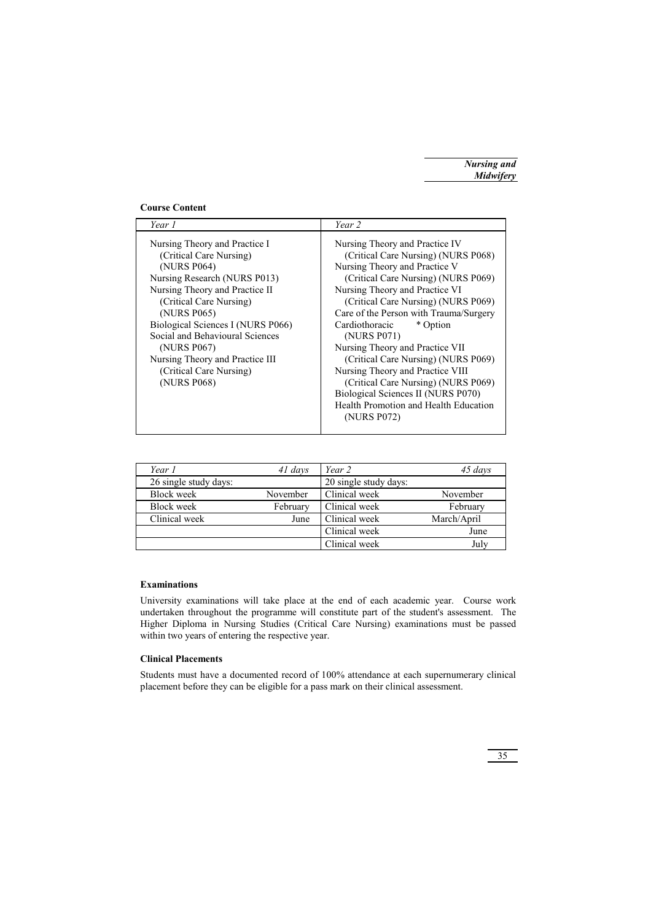### Course Content

| Year 1 | Year 2 |
|---|---|
| Nursing Theory and Practice I (Critical Care Nursing) (NURS P064)<br>Nursing Research (NURS P013)<br>Nursing Theory and Practice II (Critical Care Nursing) (NURS P065)<br>Biological Sciences I (NURS P066)<br>Social and Behavioural Sciences (NURS P067)<br>Nursing Theory and Practice III (Critical Care Nursing) (NURS P068) | Nursing Theory and Practice IV (Critical Care Nursing) (NURS P068)<br>Nursing Theory and Practice V (Critical Care Nursing) (NURS P069)<br>Nursing Theory and Practice VI (Critical Care Nursing) (NURS P069)<br>Care of the Person with Trauma/Surgery Cardiothoracic * Option (NURS P071)<br>Nursing Theory and Practice VII (Critical Care Nursing) (NURS P069)<br>Nursing Theory and Practice VIII (Critical Care Nursing) (NURS P069)<br>Biological Sciences II (NURS P070)<br>Health Promotion and Health Education (NURS P072) |

| *Year 1* | *41 days* | *Year 2* | *45 days* |
|---|---|---|---|
| 26 single study days: | | 20 single study days: | |
| Block week | November | Clinical week | November |
| Block week | February | Clinical week | February |
| Clinical week | June | Clinical week | March/April |
| | | Clinical week | June |
| | | Clinical week | July |

### Examinations

University examinations will take place at the end of each academic year. Course work undertaken throughout the programme will constitute part of the student's assessment. The Higher Diploma in Nursing Studies (Critical Care Nursing) examinations must be passed within two years of entering the respective year.

### Clinical Placements

Students must have a documented record of 100% attendance at each supernumerary clinical placement before they can be eligible for a pass mark on their clinical assessment.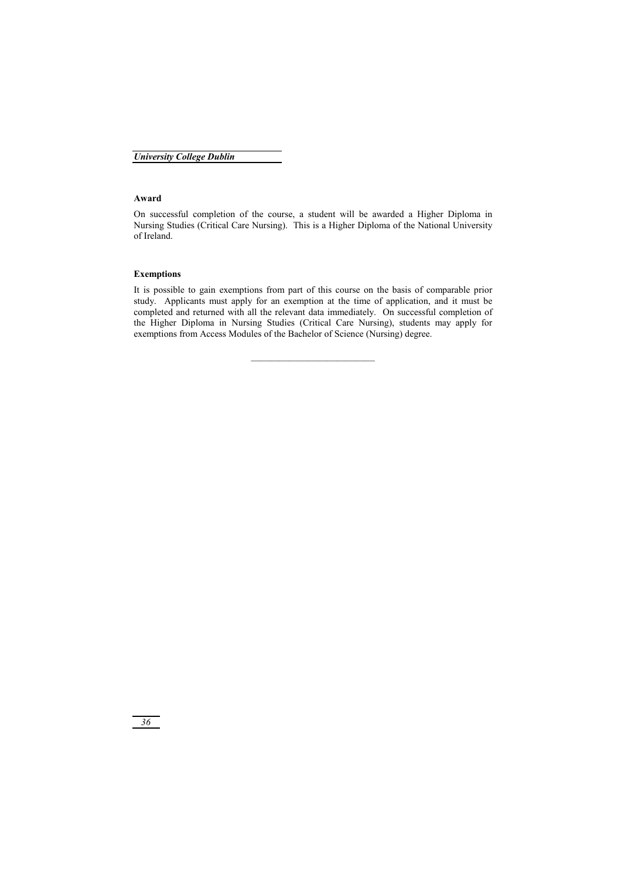### Award

On successful completion of the course, a student will be awarded a Higher Diploma in Nursing Studies (Critical Care Nursing). This is a Higher Diploma of the National University of Ireland.

### Exemptions

It is possible to gain exemptions from part of this course on the basis of comparable prior study. Applicants must apply for an exemption at the time of application, and it must be completed and returned with all the relevant data immediately. On successful completion of the Higher Diploma in Nursing Studies (Critical Care Nursing), students may apply for exemptions from Access Modules of the Bachelor of Science (Nursing) degree.

---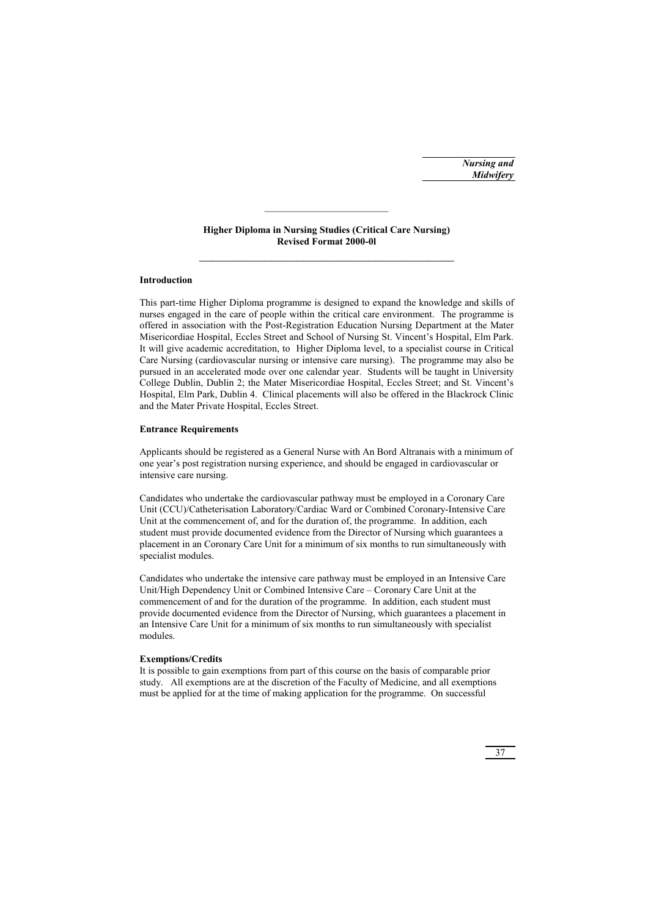## Higher Diploma in Nursing Studies (Critical Care Nursing)
## Revised Format 2000-0l

### Introduction

This part-time Higher Diploma programme is designed to expand the knowledge and skills of nurses engaged in the care of people within the critical care environment. The programme is offered in association with the Post-Registration Education Nursing Department at the Mater Misericordiae Hospital, Eccles Street and School of Nursing St. Vincent's Hospital, Elm Park. It will give academic accreditation, to Higher Diploma level, to a specialist course in Critical Care Nursing (cardiovascular nursing or intensive care nursing). The programme may also be pursued in an accelerated mode over one calendar year. Students will be taught in University College Dublin, Dublin 2; the Mater Misericordiae Hospital, Eccles Street; and St. Vincent's Hospital, Elm Park, Dublin 4. Clinical placements will also be offered in the Blackrock Clinic and the Mater Private Hospital, Eccles Street.

### Entrance Requirements

Applicants should be registered as a General Nurse with An Bord Altranais with a minimum of one year's post registration nursing experience, and should be engaged in cardiovascular or intensive care nursing.

Candidates who undertake the cardiovascular pathway must be employed in a Coronary Care Unit (CCU)/Catheterisation Laboratory/Cardiac Ward or Combined Coronary-Intensive Care Unit at the commencement of, and for the duration of, the programme. In addition, each student must provide documented evidence from the Director of Nursing which guarantees a placement in an Coronary Care Unit for a minimum of six months to run simultaneously with specialist modules.

Candidates who undertake the intensive care pathway must be employed in an Intensive Care Unit/High Dependency Unit or Combined Intensive Care – Coronary Care Unit at the commencement of and for the duration of the programme. In addition, each student must provide documented evidence from the Director of Nursing, which guarantees a placement in an Intensive Care Unit for a minimum of six months to run simultaneously with specialist modules.

### Exemptions/Credits

It is possible to gain exemptions from part of this course on the basis of comparable prior study. All exemptions are at the discretion of the Faculty of Medicine, and all exemptions must be applied for at the time of making application for the programme. On successful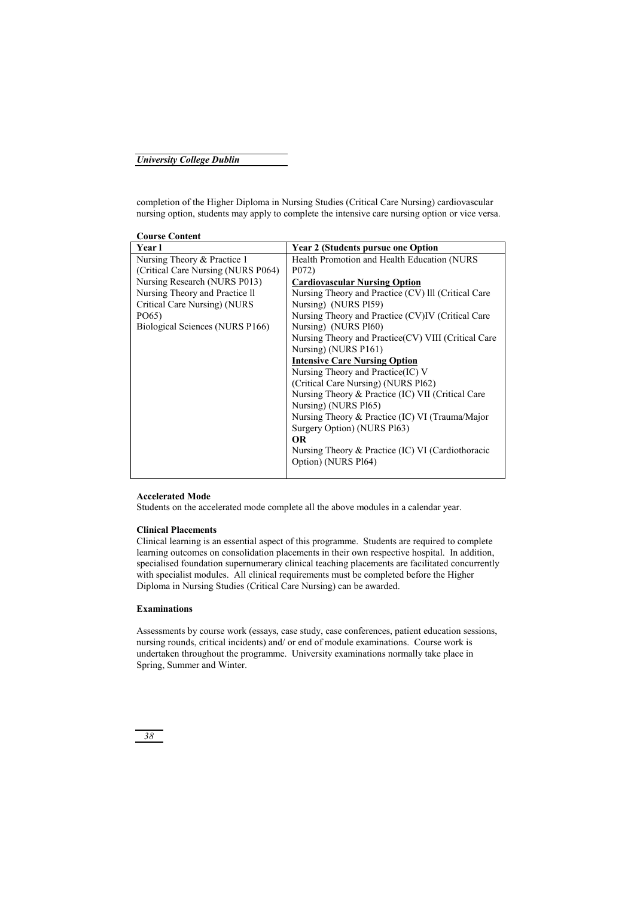completion of the Higher Diploma in Nursing Studies (Critical Care Nursing) cardiovascular nursing option, students may apply to complete the intensive care nursing option or vice versa.

**Course Content**

| Year l | Year 2 (Students pursue one Option |
|---|---|
| Nursing Theory & Practice 1 (Critical Care Nursing (NURS P064)<br>Nursing Research (NURS P013)<br>Nursing Theory and Practice ll Critical Care Nursing) (NURS PO65)<br>Biological Sciences (NURS P166) | Health Promotion and Health Education (NURS P072)<br>**Cardiovascular Nursing Option**<br>Nursing Theory and Practice (CV) lll (Critical Care Nursing) (NURS Pl59)<br>Nursing Theory and Practice (CV)IV (Critical Care Nursing) (NURS Pl60)<br>Nursing Theory and Practice(CV) VIII (Critical Care Nursing) (NURS P161)<br>**Intensive Care Nursing Option**<br>Nursing Theory and Practice(IC) V (Critical Care Nursing) (NURS Pl62)<br>Nursing Theory & Practice (IC) VII (Critical Care Nursing) (NURS Pl65)<br>Nursing Theory & Practice (IC) VI (Trauma/Major Surgery Option) (NURS Pl63)<br>**OR**<br>Nursing Theory & Practice (IC) VI (Cardiothoracic Option) (NURS Pl64) |

**Accelerated Mode**

Students on the accelerated mode complete all the above modules in a calendar year.

**Clinical Placements**

Clinical learning is an essential aspect of this programme. Students are required to complete learning outcomes on consolidation placements in their own respective hospital. In addition, specialised foundation supernumerary clinical teaching placements are facilitated concurrently with specialist modules. All clinical requirements must be completed before the Higher Diploma in Nursing Studies (Critical Care Nursing) can be awarded.

**Examinations**

Assessments by course work (essays, case study, case conferences, patient education sessions, nursing rounds, critical incidents) and/ or end of module examinations. Course work is undertaken throughout the programme. University examinations normally take place in Spring, Summer and Winter.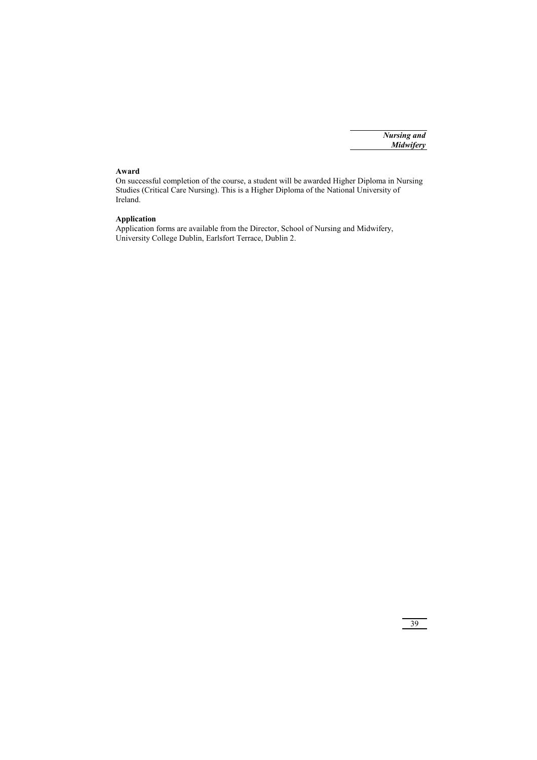**Award**

On successful completion of the course, a student will be awarded Higher Diploma in Nursing Studies (Critical Care Nursing). This is a Higher Diploma of the National University of Ireland.

**Application**

Application forms are available from the Director, School of Nursing and Midwifery, University College Dublin, Earlsfort Terrace, Dublin 2.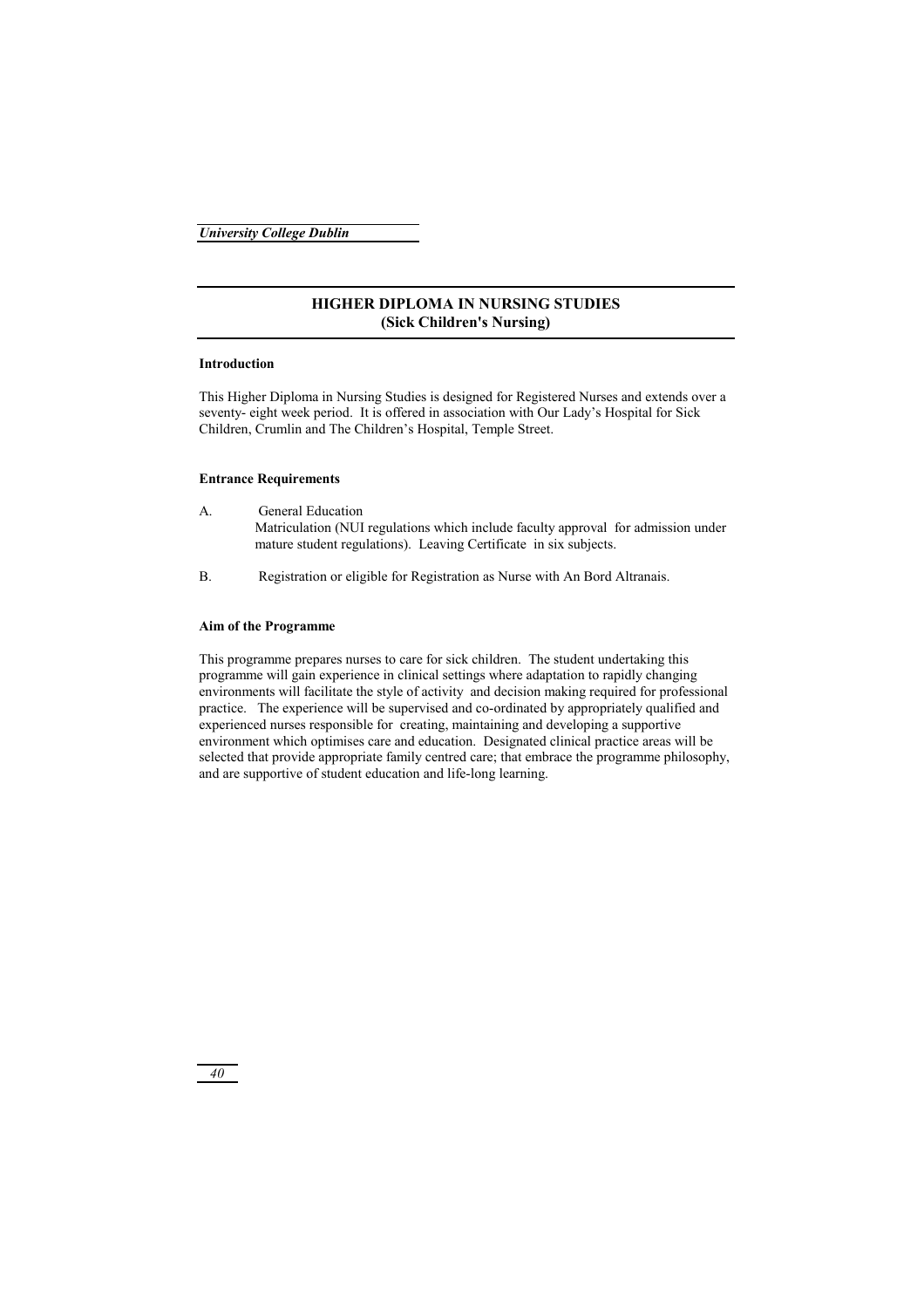## HIGHER DIPLOMA IN NURSING STUDIES
## (Sick Children's Nursing)

**Introduction**

This Higher Diploma in Nursing Studies is designed for Registered Nurses and extends over a seventy- eight week period. It is offered in association with Our Lady's Hospital for Sick Children, Crumlin and The Children's Hospital, Temple Street.

**Entrance Requirements**

A. General Education
   Matriculation (NUI regulations which include faculty approval for admission under mature student regulations). Leaving Certificate in six subjects.

B. Registration or eligible for Registration as Nurse with An Bord Altranais.

**Aim of the Programme**

This programme prepares nurses to care for sick children. The student undertaking this programme will gain experience in clinical settings where adaptation to rapidly changing environments will facilitate the style of activity and decision making required for professional practice. The experience will be supervised and co-ordinated by appropriately qualified and experienced nurses responsible for creating, maintaining and developing a supportive environment which optimises care and education. Designated clinical practice areas will be selected that provide appropriate family centred care; that embrace the programme philosophy, and are supportive of student education and life-long learning.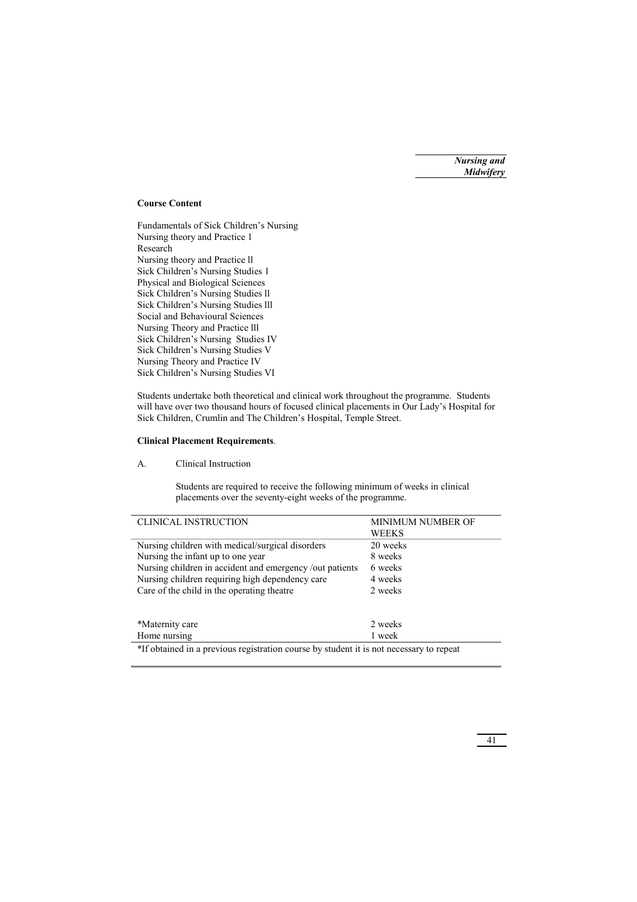**Course Content**

Fundamentals of Sick Children's Nursing
Nursing theory and Practice 1
Research
Nursing theory and Practice ll
Sick Children's Nursing Studies 1
Physical and Biological Sciences
Sick Children's Nursing Studies ll
Sick Children's Nursing Studies lll
Social and Behavioural Sciences
Nursing Theory and Practice lll
Sick Children's Nursing Studies IV
Sick Children's Nursing Studies V
Nursing Theory and Practice IV
Sick Children's Nursing Studies VI

Students undertake both theoretical and clinical work throughout the programme. Students will have over two thousand hours of focused clinical placements in Our Lady's Hospital for Sick Children, Crumlin and The Children's Hospital, Temple Street.

**Clinical Placement Requirements**.

A. Clinical Instruction

Students are required to receive the following minimum of weeks in clinical placements over the seventy-eight weeks of the programme.

| CLINICAL INSTRUCTION | MINIMUM NUMBER OF WEEKS |
|---|---|
| Nursing children with medical/surgical disorders | 20 weeks |
| Nursing the infant up to one year | 8 weeks |
| Nursing children in accident and emergency /out patients | 6 weeks |
| Nursing children requiring high dependency care | 4 weeks |
| Care of the child in the operating theatre | 2 weeks |
| *Maternity care | 2 weeks |
| Home nursing | 1 week |

*If obtained in a previous registration course by student it is not necessary to repeat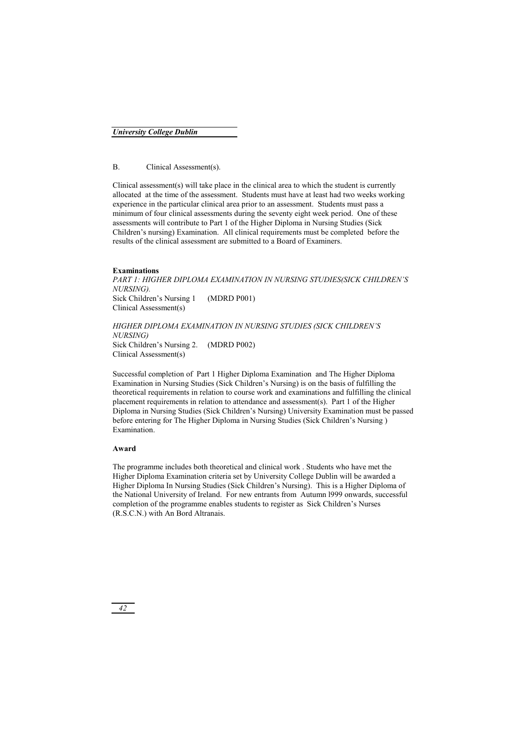B. Clinical Assessment(s).

Clinical assessment(s) will take place in the clinical area to which the student is currently allocated at the time of the assessment. Students must have at least had two weeks working experience in the particular clinical area prior to an assessment. Students must pass a minimum of four clinical assessments during the seventy eight week period. One of these assessments will contribute to Part 1 of the Higher Diploma in Nursing Studies (Sick Children's nursing) Examination. All clinical requirements must be completed before the results of the clinical assessment are submitted to a Board of Examiners.

**Examinations**

*PART 1: HIGHER DIPLOMA EXAMINATION IN NURSING STUDIES(SICK CHILDREN'S NURSING).*

Sick Children's Nursing 1 (MDRD P001)
Clinical Assessment(s)

*HIGHER DIPLOMA EXAMINATION IN NURSING STUDIES (SICK CHILDREN'S NURSING)*

Sick Children's Nursing 2. (MDRD P002)
Clinical Assessment(s)

Successful completion of Part 1 Higher Diploma Examination and The Higher Diploma Examination in Nursing Studies (Sick Children's Nursing) is on the basis of fulfilling the theoretical requirements in relation to course work and examinations and fulfilling the clinical placement requirements in relation to attendance and assessment(s). Part 1 of the Higher Diploma in Nursing Studies (Sick Children's Nursing) University Examination must be passed before entering for The Higher Diploma in Nursing Studies (Sick Children's Nursing ) Examination.

**Award**

The programme includes both theoretical and clinical work . Students who have met the Higher Diploma Examination criteria set by University College Dublin will be awarded a Higher Diploma In Nursing Studies (Sick Children's Nursing). This is a Higher Diploma of the National University of Ireland. For new entrants from Autumn l999 onwards, successful completion of the programme enables students to register as Sick Children's Nurses (R.S.C.N.) with An Bord Altranais.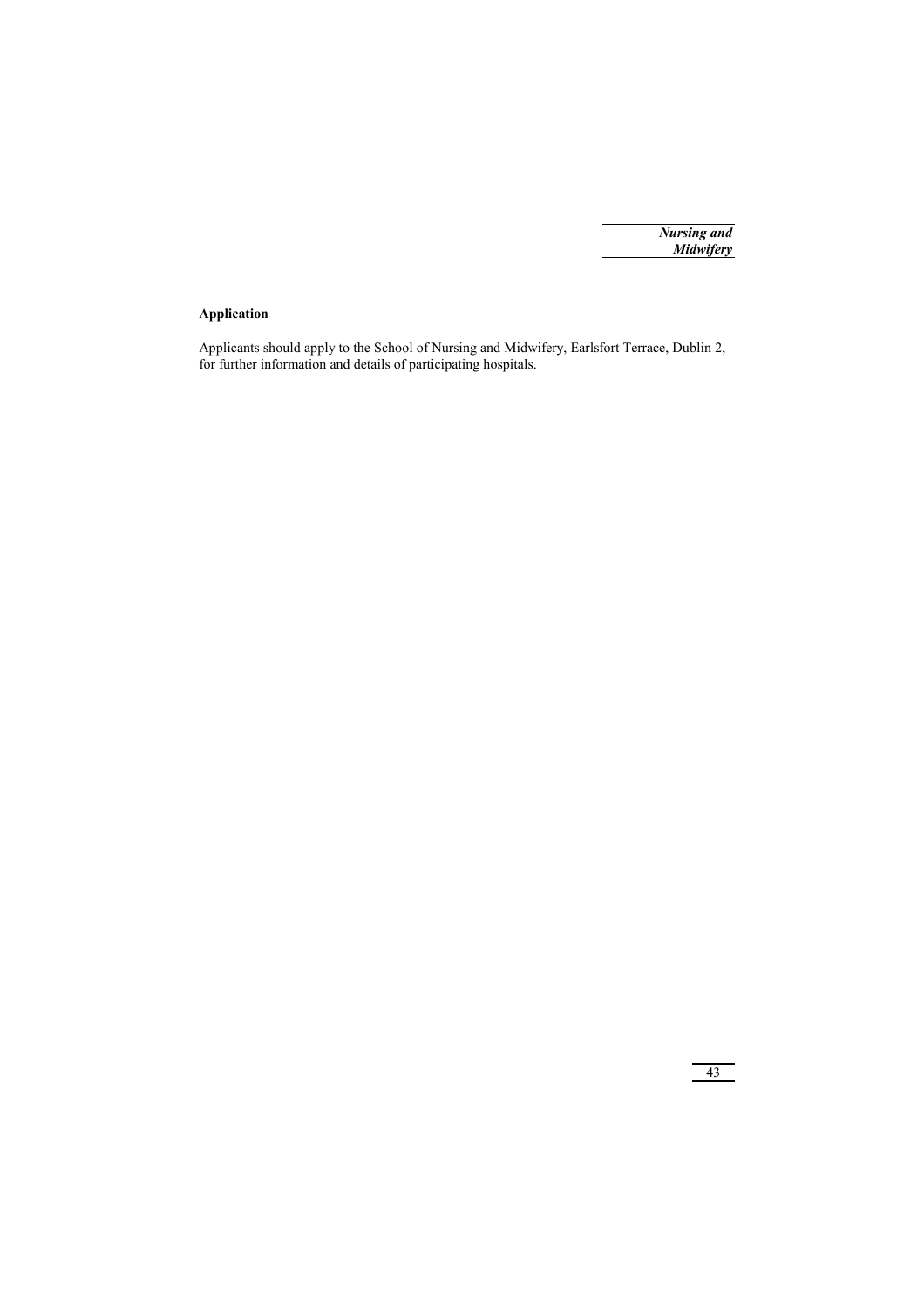**Application**

Applicants should apply to the School of Nursing and Midwifery, Earlsfort Terrace, Dublin 2, for further information and details of participating hospitals.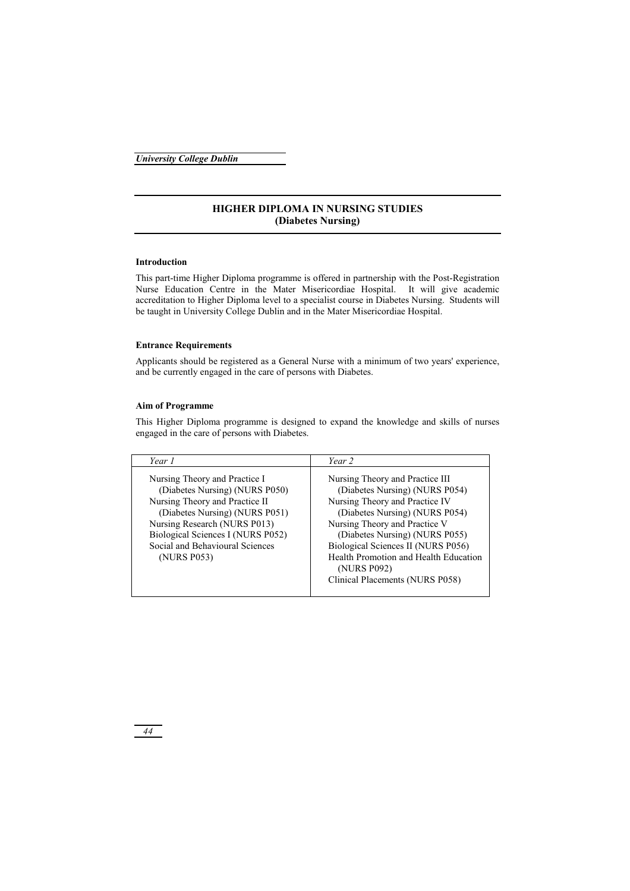## HIGHER DIPLOMA IN NURSING STUDIES (Diabetes Nursing)

**Introduction**

This part-time Higher Diploma programme is offered in partnership with the Post-Registration Nurse Education Centre in the Mater Misericordiae Hospital. It will give academic accreditation to Higher Diploma level to a specialist course in Diabetes Nursing. Students will be taught in University College Dublin and in the Mater Misericordiae Hospital.

**Entrance Requirements**

Applicants should be registered as a General Nurse with a minimum of two years' experience, and be currently engaged in the care of persons with Diabetes.

**Aim of Programme**

This Higher Diploma programme is designed to expand the knowledge and skills of nurses engaged in the care of persons with Diabetes.

| *Year 1* | *Year 2* |
|---|---|
| Nursing Theory and Practice I (Diabetes Nursing) (NURS P050)<br>Nursing Theory and Practice II (Diabetes Nursing) (NURS P051)<br>Nursing Research (NURS P013)<br>Biological Sciences I (NURS P052)<br>Social and Behavioural Sciences (NURS P053) | Nursing Theory and Practice III (Diabetes Nursing) (NURS P054)<br>Nursing Theory and Practice IV (Diabetes Nursing) (NURS P054)<br>Nursing Theory and Practice V (Diabetes Nursing) (NURS P055)<br>Biological Sciences II (NURS P056)<br>Health Promotion and Health Education (NURS P092)<br>Clinical Placements (NURS P058) |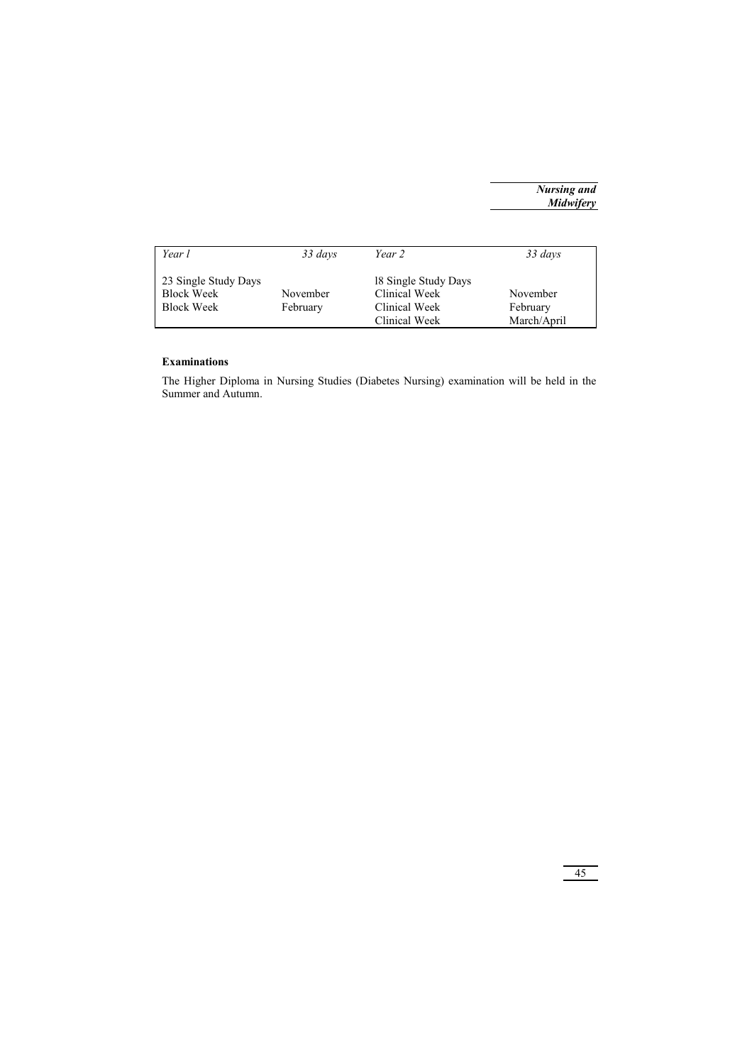| *Year l* | *33 days* | *Year 2* | *33 days* |
|---|---|---|---|
| 23 Single Study Days | | l8 Single Study Days | |
| Block Week | November | Clinical Week | November |
| Block Week | February | Clinical Week | February |
| | | Clinical Week | March/April |

**Examinations**

The Higher Diploma in Nursing Studies (Diabetes Nursing) examination will be held in the Summer and Autumn.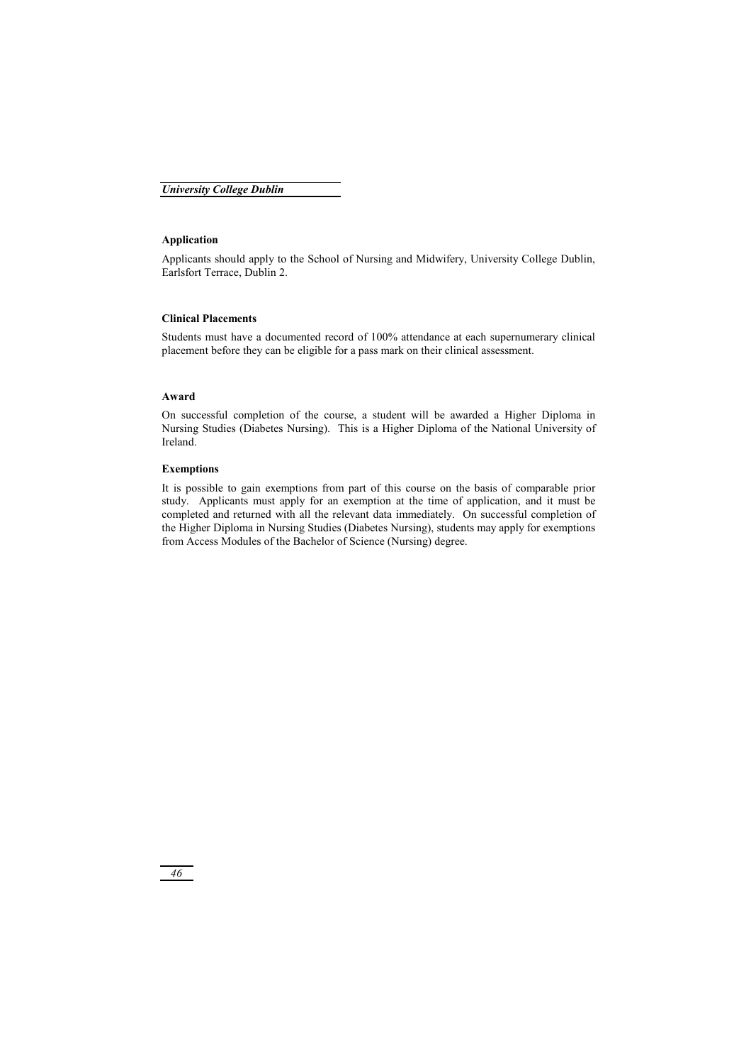### Application

Applicants should apply to the School of Nursing and Midwifery, University College Dublin, Earlsfort Terrace, Dublin 2.

### Clinical Placements

Students must have a documented record of 100% attendance at each supernumerary clinical placement before they can be eligible for a pass mark on their clinical assessment.

### Award

On successful completion of the course, a student will be awarded a Higher Diploma in Nursing Studies (Diabetes Nursing). This is a Higher Diploma of the National University of Ireland.

### Exemptions

It is possible to gain exemptions from part of this course on the basis of comparable prior study. Applicants must apply for an exemption at the time of application, and it must be completed and returned with all the relevant data immediately. On successful completion of the Higher Diploma in Nursing Studies (Diabetes Nursing), students may apply for exemptions from Access Modules of the Bachelor of Science (Nursing) degree.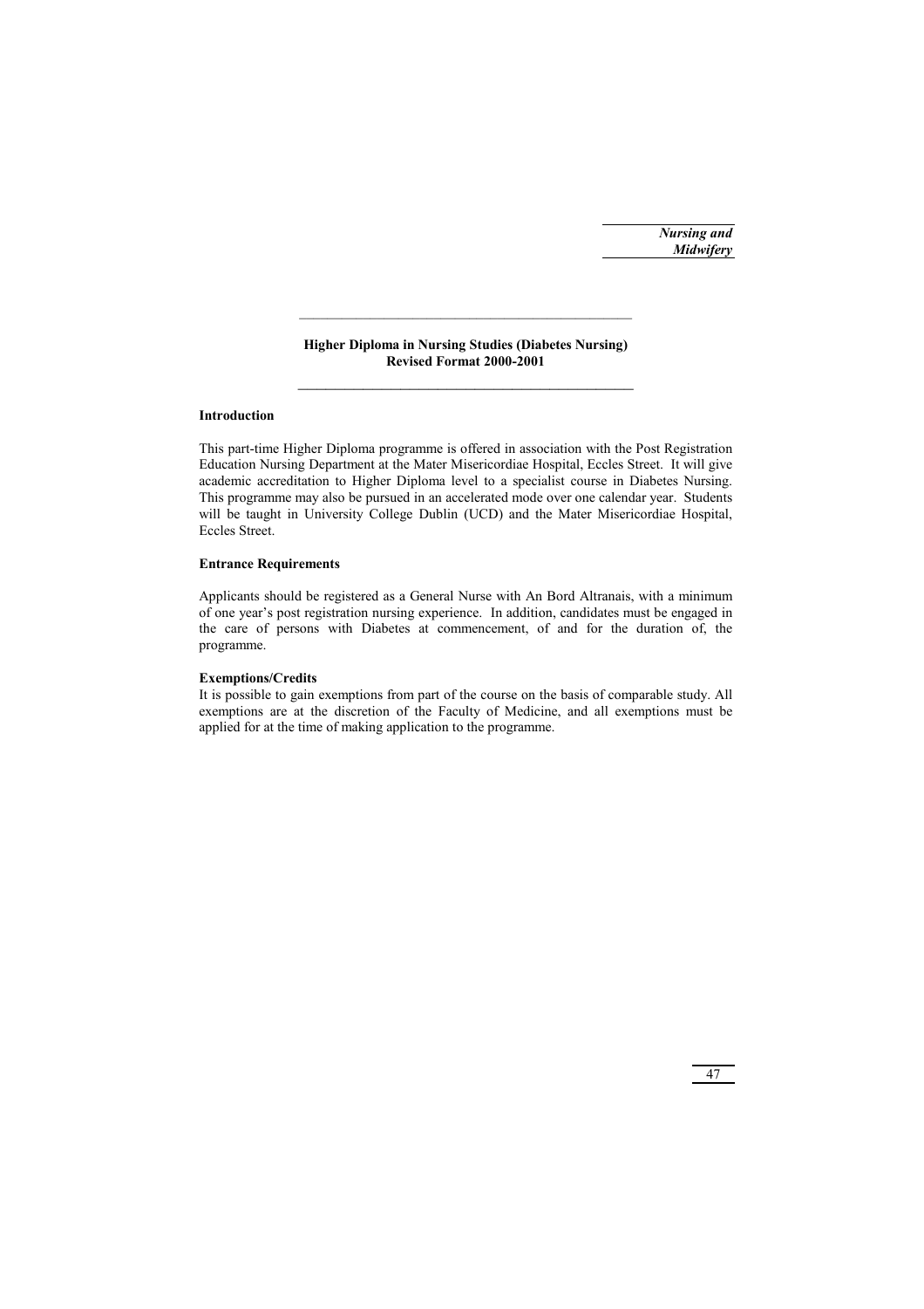## Higher Diploma in Nursing Studies (Diabetes Nursing)
## Revised Format 2000-2001

### Introduction

This part-time Higher Diploma programme is offered in association with the Post Registration Education Nursing Department at the Mater Misericordiae Hospital, Eccles Street. It will give academic accreditation to Higher Diploma level to a specialist course in Diabetes Nursing. This programme may also be pursued in an accelerated mode over one calendar year. Students will be taught in University College Dublin (UCD) and the Mater Misericordiae Hospital, Eccles Street.

### Entrance Requirements

Applicants should be registered as a General Nurse with An Bord Altranais, with a minimum of one year's post registration nursing experience. In addition, candidates must be engaged in the care of persons with Diabetes at commencement, of and for the duration of, the programme.

### Exemptions/Credits

It is possible to gain exemptions from part of the course on the basis of comparable study. All exemptions are at the discretion of the Faculty of Medicine, and all exemptions must be applied for at the time of making application to the programme.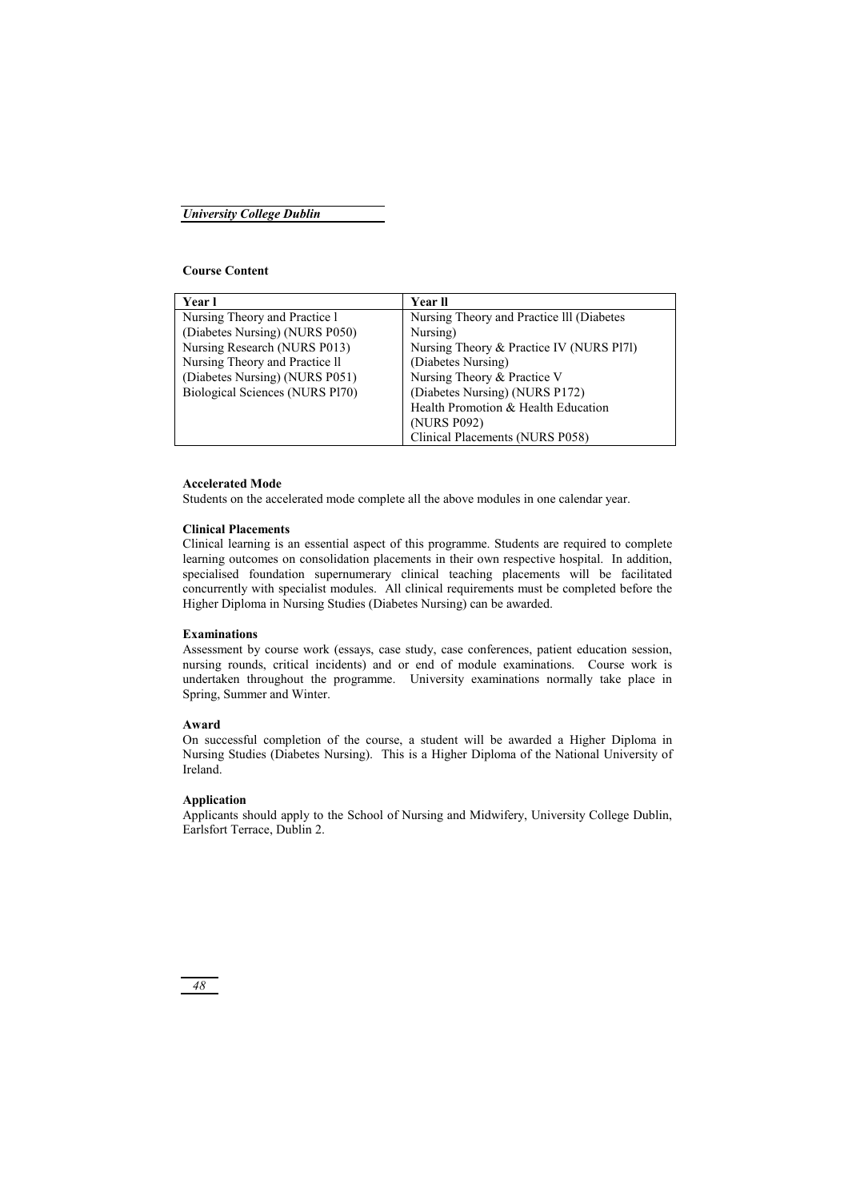**Course Content**

| Year l | Year ll |
|---|---|
| Nursing Theory and Practice l (Diabetes Nursing) (NURS P050) | Nursing Theory and Practice lll (Diabetes Nursing) |
| Nursing Research (NURS P013) | Nursing Theory & Practice IV (NURS Pl7l) (Diabetes Nursing) |
| Nursing Theory and Practice ll (Diabetes Nursing) (NURS P051) | Nursing Theory & Practice V (Diabetes Nursing) (NURS P172) |
| Biological Sciences (NURS Pl70) | Health Promotion & Health Education (NURS P092) |
| | Clinical Placements (NURS P058) |

**Accelerated Mode**

Students on the accelerated mode complete all the above modules in one calendar year.

**Clinical Placements**

Clinical learning is an essential aspect of this programme. Students are required to complete learning outcomes on consolidation placements in their own respective hospital. In addition, specialised foundation supernumerary clinical teaching placements will be facilitated concurrently with specialist modules. All clinical requirements must be completed before the Higher Diploma in Nursing Studies (Diabetes Nursing) can be awarded.

**Examinations**

Assessment by course work (essays, case study, case conferences, patient education session, nursing rounds, critical incidents) and or end of module examinations. Course work is undertaken throughout the programme. University examinations normally take place in Spring, Summer and Winter.

**Award**

On successful completion of the course, a student will be awarded a Higher Diploma in Nursing Studies (Diabetes Nursing). This is a Higher Diploma of the National University of Ireland.

**Application**

Applicants should apply to the School of Nursing and Midwifery, University College Dublin, Earlsfort Terrace, Dublin 2.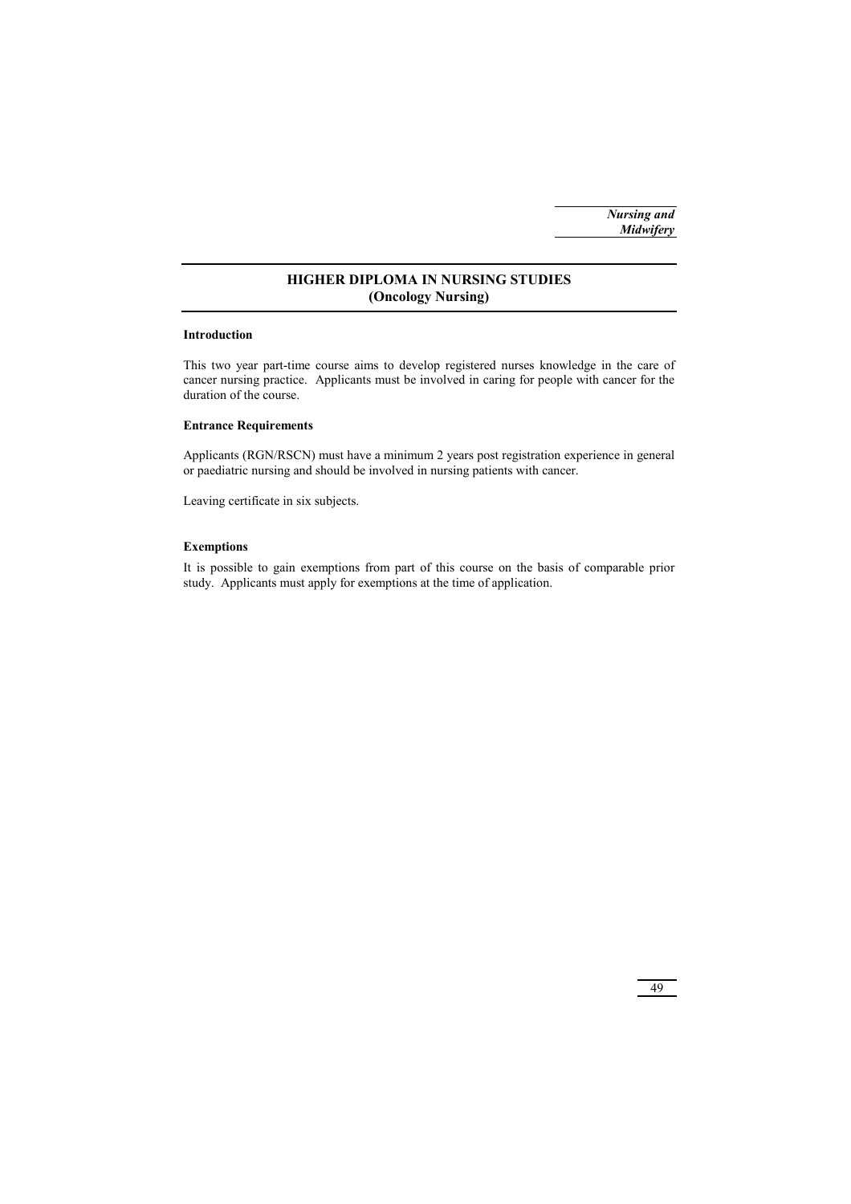## HIGHER DIPLOMA IN NURSING STUDIES (Oncology Nursing)

### Introduction

This two year part-time course aims to develop registered nurses knowledge in the care of cancer nursing practice. Applicants must be involved in caring for people with cancer for the duration of the course.

### Entrance Requirements

Applicants (RGN/RSCN) must have a minimum 2 years post registration experience in general or paediatric nursing and should be involved in nursing patients with cancer.

Leaving certificate in six subjects.

### Exemptions

It is possible to gain exemptions from part of this course on the basis of comparable prior study. Applicants must apply for exemptions at the time of application.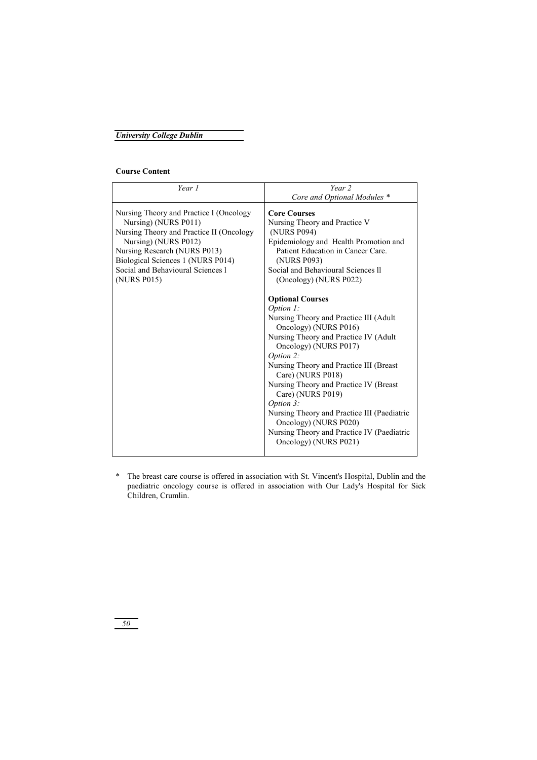**Course Content**

| *Year 1* | *Year 2*<br>*Core and Optional Modules* * |
|---|---|
| Nursing Theory and Practice I (Oncology Nursing) (NURS P011)<br>Nursing Theory and Practice II (Oncology Nursing) (NURS P012)<br>Nursing Research (NURS P013)<br>Biological Sciences 1 (NURS P014)<br>Social and Behavioural Sciences l (NURS P015) | **Core Courses**<br>Nursing Theory and Practice V (NURS P094)<br>Epidemiology and Health Promotion and Patient Education in Cancer Care. (NURS P093)<br>Social and Behavioural Sciences ll (Oncology) (NURS P022)<br><br>**Optional Courses**<br>*Option 1:*<br>Nursing Theory and Practice III (Adult Oncology) (NURS P016)<br>Nursing Theory and Practice IV (Adult Oncology) (NURS P017)<br>*Option 2:*<br>Nursing Theory and Practice III (Breast Care) (NURS P018)<br>Nursing Theory and Practice IV (Breast Care) (NURS P019)<br>*Option 3:*<br>Nursing Theory and Practice III (Paediatric Oncology) (NURS P020)<br>Nursing Theory and Practice IV (Paediatric Oncology) (NURS P021) |

\* The breast care course is offered in association with St. Vincent's Hospital, Dublin and the paediatric oncology course is offered in association with Our Lady's Hospital for Sick Children, Crumlin.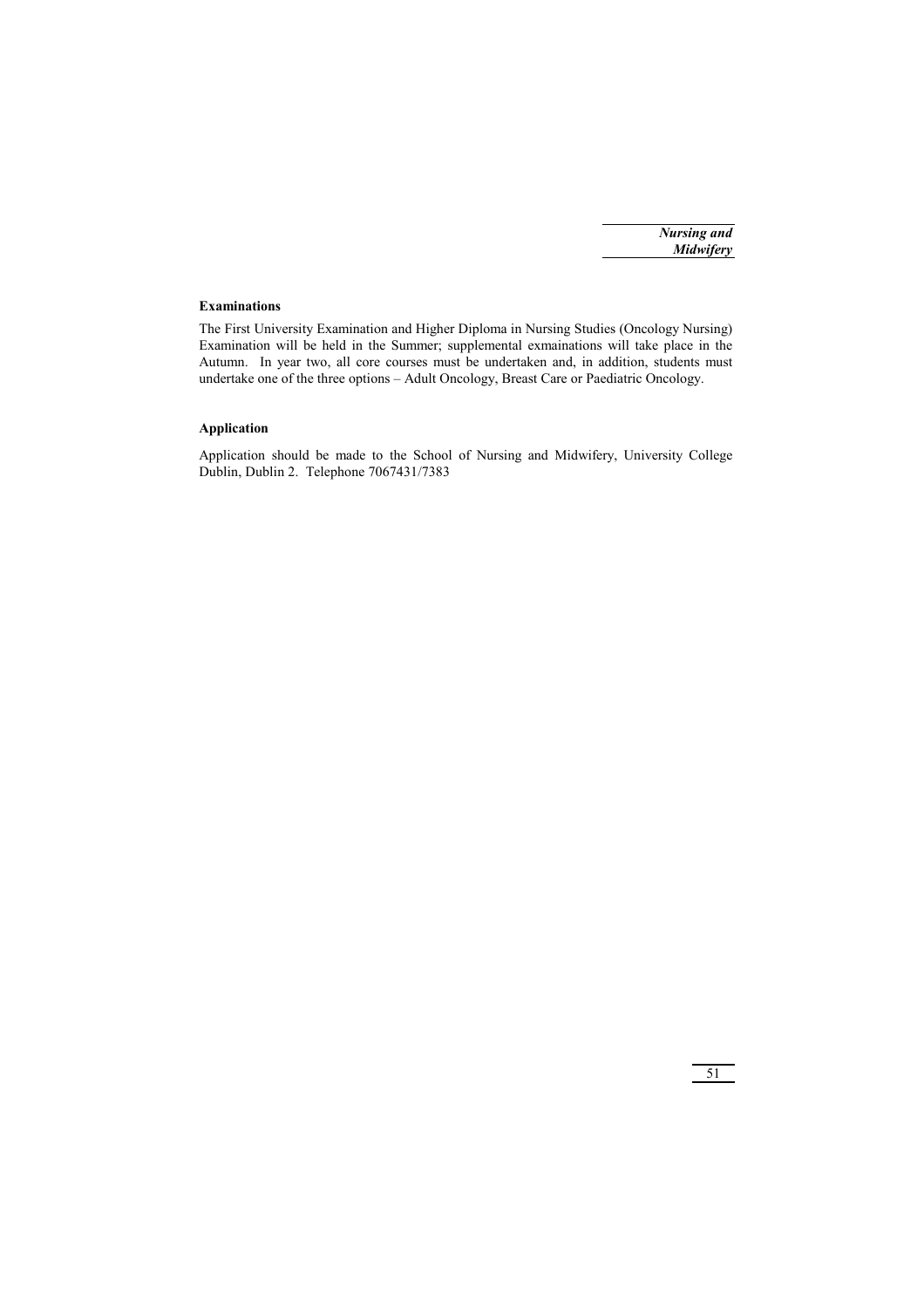### Examinations

The First University Examination and Higher Diploma in Nursing Studies (Oncology Nursing) Examination will be held in the Summer; supplemental exmainations will take place in the Autumn. In year two, all core courses must be undertaken and, in addition, students must undertake one of the three options – Adult Oncology, Breast Care or Paediatric Oncology.

### Application

Application should be made to the School of Nursing and Midwifery, University College Dublin, Dublin 2. Telephone 7067431/7383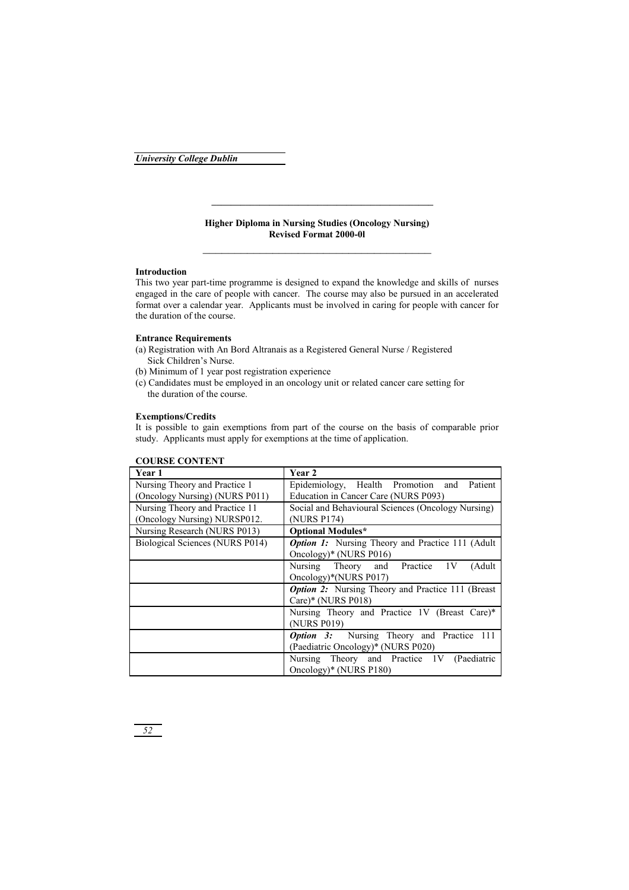## Higher Diploma in Nursing Studies (Oncology Nursing)
**Revised Format 2000-0l**

### Introduction

This two year part-time programme is designed to expand the knowledge and skills of nurses engaged in the care of people with cancer. The course may also be pursued in an accelerated format over a calendar year. Applicants must be involved in caring for people with cancer for the duration of the course.

### Entrance Requirements

(a) Registration with An Bord Altranais as a Registered General Nurse / Registered Sick Children's Nurse.
(b) Minimum of 1 year post registration experience
(c) Candidates must be employed in an oncology unit or related cancer care setting for the duration of the course.

### Exemptions/Credits

It is possible to gain exemptions from part of the course on the basis of comparable prior study. Applicants must apply for exemptions at the time of application.

### COURSE CONTENT

| Year 1 | Year 2 |
|---|---|
| Nursing Theory and Practice 1 (Oncology Nursing) (NURS P011) | Epidemiology, Health Promotion and Patient Education in Cancer Care (NURS P093) |
| Nursing Theory and Practice 11 (Oncology Nursing) NURSP012. | Social and Behavioural Sciences (Oncology Nursing) (NURS P174) |
| Nursing Research (NURS P013) | **Optional Modules*** |
| Biological Sciences (NURS P014) | ***Option 1:*** Nursing Theory and Practice 111 (Adult Oncology)* (NURS P016) |
| | Nursing Theory and Practice 1V (Adult Oncology)*(NURS P017) |
| | ***Option 2:*** Nursing Theory and Practice 111 (Breast Care)* (NURS P018) |
| | Nursing Theory and Practice 1V (Breast Care)* (NURS P019) |
| | ***Option 3:*** Nursing Theory and Practice 111 (Paediatric Oncology)* (NURS P020) |
| | Nursing Theory and Practice 1V (Paediatric Oncology)* (NURS P180) |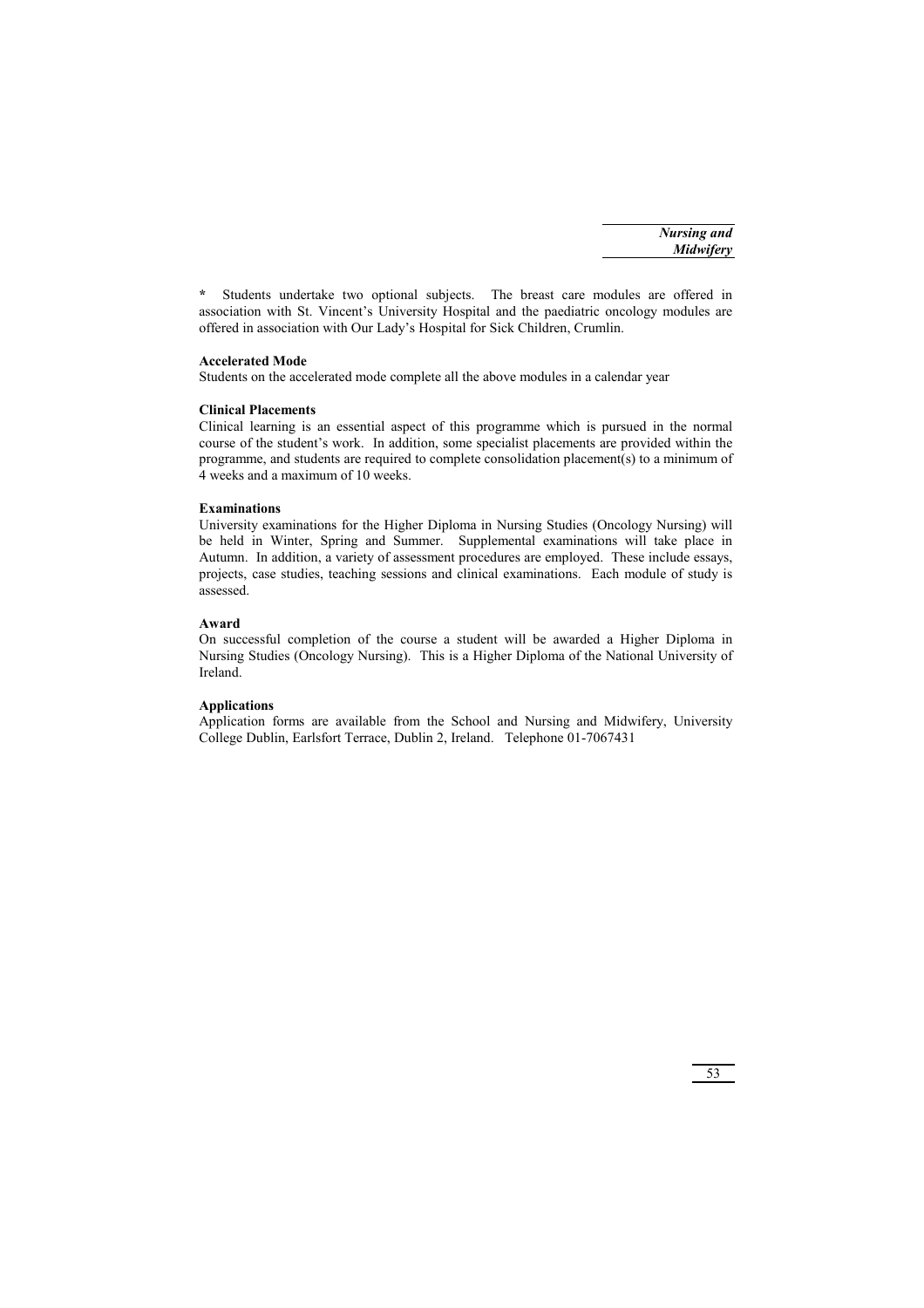\* Students undertake two optional subjects. The breast care modules are offered in association with St. Vincent's University Hospital and the paediatric oncology modules are offered in association with Our Lady's Hospital for Sick Children, Crumlin.

**Accelerated Mode**

Students on the accelerated mode complete all the above modules in a calendar year

**Clinical Placements**

Clinical learning is an essential aspect of this programme which is pursued in the normal course of the student's work. In addition, some specialist placements are provided within the programme, and students are required to complete consolidation placement(s) to a minimum of 4 weeks and a maximum of 10 weeks.

**Examinations**

University examinations for the Higher Diploma in Nursing Studies (Oncology Nursing) will be held in Winter, Spring and Summer. Supplemental examinations will take place in Autumn. In addition, a variety of assessment procedures are employed. These include essays, projects, case studies, teaching sessions and clinical examinations. Each module of study is assessed.

**Award**

On successful completion of the course a student will be awarded a Higher Diploma in Nursing Studies (Oncology Nursing). This is a Higher Diploma of the National University of Ireland.

**Applications**

Application forms are available from the School and Nursing and Midwifery, University College Dublin, Earlsfort Terrace, Dublin 2, Ireland. Telephone 01-7067431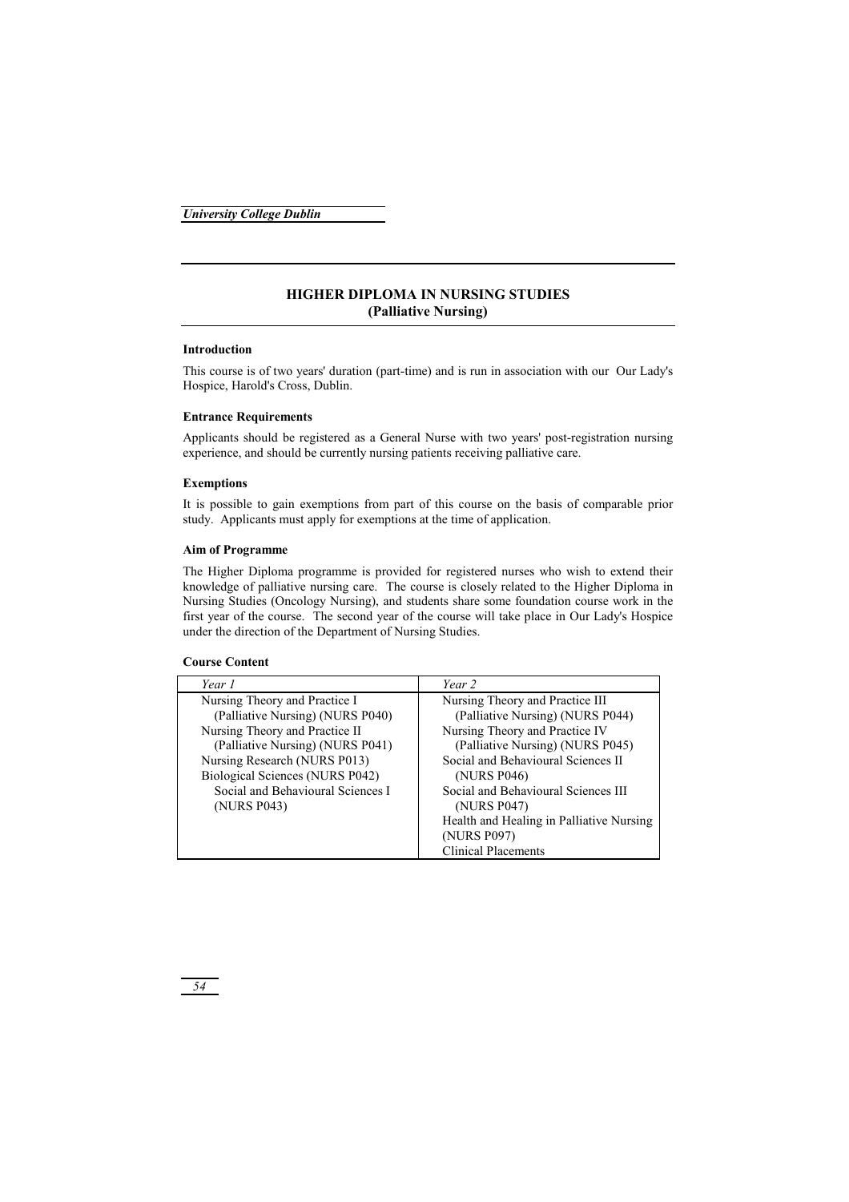# HIGHER DIPLOMA IN NURSING STUDIES (Palliative Nursing)

### Introduction

This course is of two years' duration (part-time) and is run in association with our Our Lady's Hospice, Harold's Cross, Dublin.

### Entrance Requirements

Applicants should be registered as a General Nurse with two years' post-registration nursing experience, and should be currently nursing patients receiving palliative care.

### Exemptions

It is possible to gain exemptions from part of this course on the basis of comparable prior study. Applicants must apply for exemptions at the time of application.

### Aim of Programme

The Higher Diploma programme is provided for registered nurses who wish to extend their knowledge of palliative nursing care. The course is closely related to the Higher Diploma in Nursing Studies (Oncology Nursing), and students share some foundation course work in the first year of the course. The second year of the course will take place in Our Lady's Hospice under the direction of the Department of Nursing Studies.

### Course Content

| *Year 1* | *Year 2* |
|---|---|
| Nursing Theory and Practice I (Palliative Nursing) (NURS P040) | Nursing Theory and Practice III (Palliative Nursing) (NURS P044) |
| Nursing Theory and Practice II (Palliative Nursing) (NURS P041) | Nursing Theory and Practice IV (Palliative Nursing) (NURS P045) |
| Nursing Research (NURS P013) | Social and Behavioural Sciences II (NURS P046) |
| Biological Sciences (NURS P042) | Social and Behavioural Sciences III (NURS P047) |
| Social and Behavioural Sciences I (NURS P043) | Health and Healing in Palliative Nursing (NURS P097) |
| | Clinical Placements |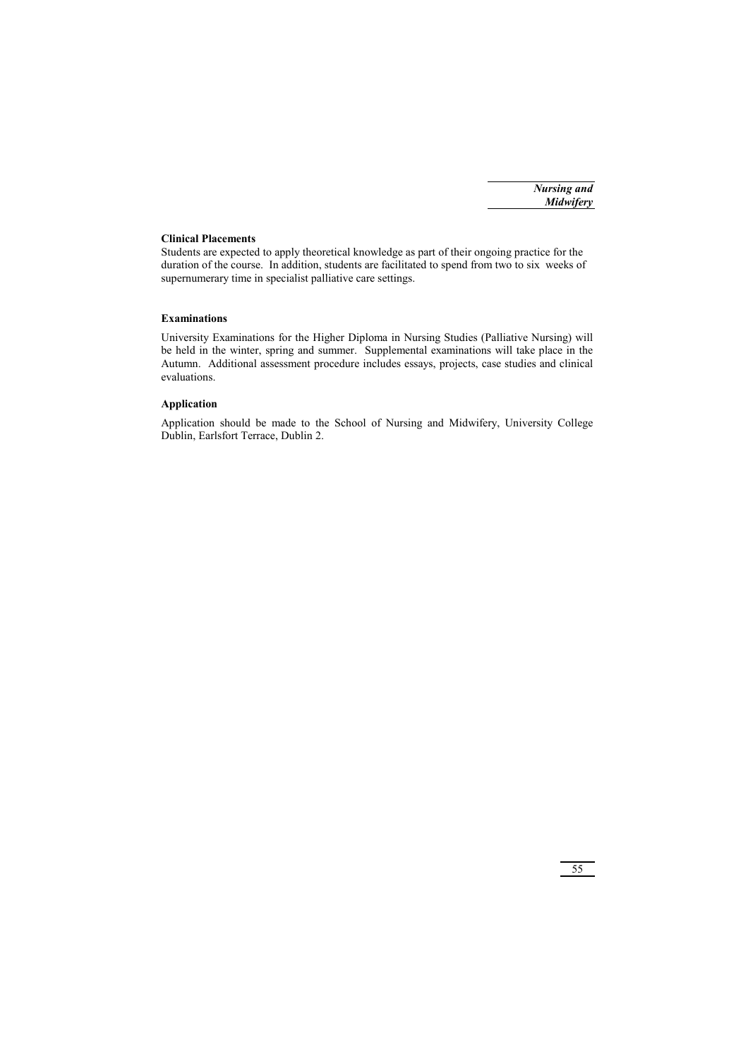**Clinical Placements**

Students are expected to apply theoretical knowledge as part of their ongoing practice for the duration of the course. In addition, students are facilitated to spend from two to six weeks of supernumerary time in specialist palliative care settings.

**Examinations**

University Examinations for the Higher Diploma in Nursing Studies (Palliative Nursing) will be held in the winter, spring and summer. Supplemental examinations will take place in the Autumn. Additional assessment procedure includes essays, projects, case studies and clinical evaluations.

**Application**

Application should be made to the School of Nursing and Midwifery, University College Dublin, Earlsfort Terrace, Dublin 2.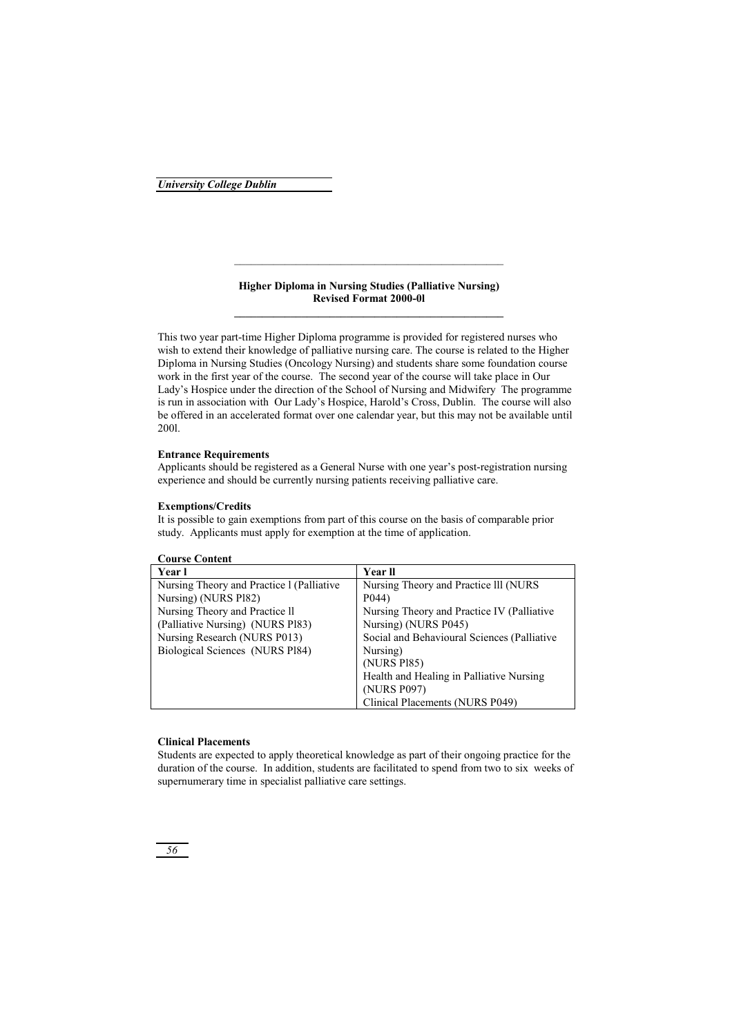## Higher Diploma in Nursing Studies (Palliative Nursing)
**Revised Format 2000-0l**

This two year part-time Higher Diploma programme is provided for registered nurses who wish to extend their knowledge of palliative nursing care. The course is related to the Higher Diploma in Nursing Studies (Oncology Nursing) and students share some foundation course work in the first year of the course. The second year of the course will take place in Our Lady's Hospice under the direction of the School of Nursing and Midwifery The programme is run in association with Our Lady's Hospice, Harold's Cross, Dublin. The course will also be offered in an accelerated format over one calendar year, but this may not be available until 200l.

**Entrance Requirements**

Applicants should be registered as a General Nurse with one year's post-registration nursing experience and should be currently nursing patients receiving palliative care.

**Exemptions/Credits**

It is possible to gain exemptions from part of this course on the basis of comparable prior study. Applicants must apply for exemption at the time of application.

**Course Content**

| Year l | Year ll |
|---|---|
| Nursing Theory and Practice l (Palliative Nursing) (NURS Pl82) | Nursing Theory and Practice lll (NURS P044) |
| Nursing Theory and Practice ll (Palliative Nursing) (NURS Pl83) | Nursing Theory and Practice IV (Palliative Nursing) (NURS P045) |
| Nursing Research (NURS P013) | Social and Behavioural Sciences (Palliative Nursing) (NURS Pl85) |
| Biological Sciences (NURS Pl84) | Health and Healing in Palliative Nursing (NURS P097) |
| | Clinical Placements (NURS P049) |

**Clinical Placements**

Students are expected to apply theoretical knowledge as part of their ongoing practice for the duration of the course. In addition, students are facilitated to spend from two to six weeks of supernumerary time in specialist palliative care settings.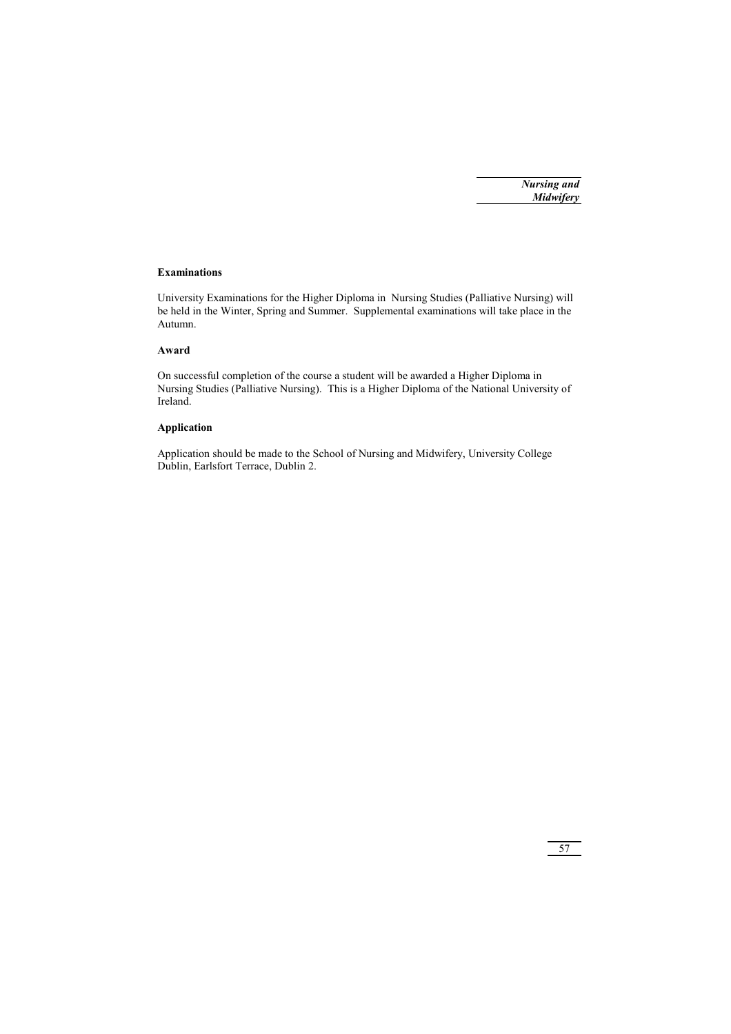### Examinations

University Examinations for the Higher Diploma in Nursing Studies (Palliative Nursing) will be held in the Winter, Spring and Summer. Supplemental examinations will take place in the Autumn.

### Award

On successful completion of the course a student will be awarded a Higher Diploma in Nursing Studies (Palliative Nursing). This is a Higher Diploma of the National University of Ireland.

### Application

Application should be made to the School of Nursing and Midwifery, University College Dublin, Earlsfort Terrace, Dublin 2.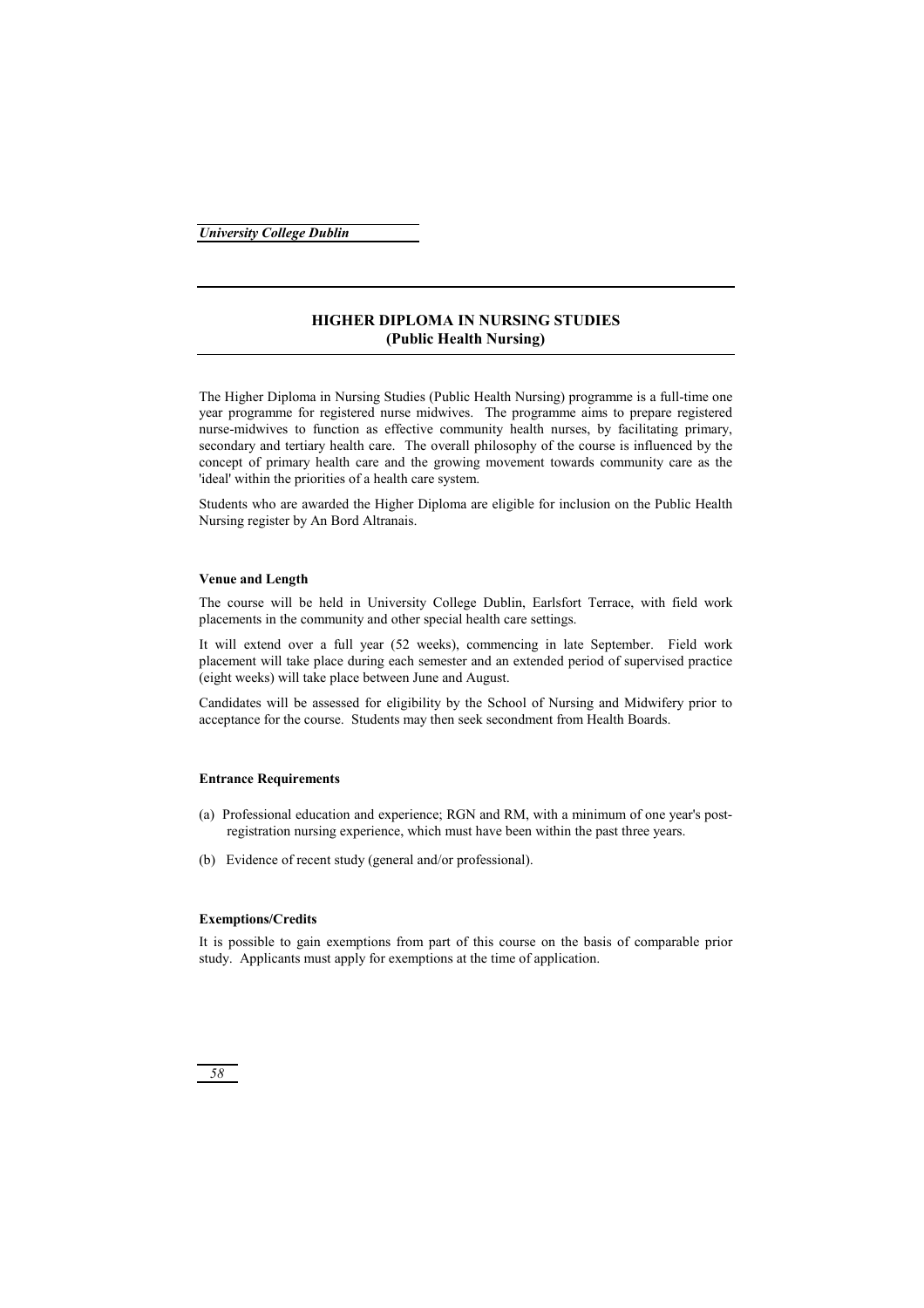# HIGHER DIPLOMA IN NURSING STUDIES
## (Public Health Nursing)

The Higher Diploma in Nursing Studies (Public Health Nursing) programme is a full-time one year programme for registered nurse midwives. The programme aims to prepare registered nurse-midwives to function as effective community health nurses, by facilitating primary, secondary and tertiary health care. The overall philosophy of the course is influenced by the concept of primary health care and the growing movement towards community care as the 'ideal' within the priorities of a health care system.

Students who are awarded the Higher Diploma are eligible for inclusion on the Public Health Nursing register by An Bord Altranais.

### Venue and Length

The course will be held in University College Dublin, Earlsfort Terrace, with field work placements in the community and other special health care settings.

It will extend over a full year (52 weeks), commencing in late September. Field work placement will take place during each semester and an extended period of supervised practice (eight weeks) will take place between June and August.

Candidates will be assessed for eligibility by the School of Nursing and Midwifery prior to acceptance for the course. Students may then seek secondment from Health Boards.

### Entrance Requirements

(a) Professional education and experience; RGN and RM, with a minimum of one year's post-registration nursing experience, which must have been within the past three years.

(b) Evidence of recent study (general and/or professional).

### Exemptions/Credits

It is possible to gain exemptions from part of this course on the basis of comparable prior study. Applicants must apply for exemptions at the time of application.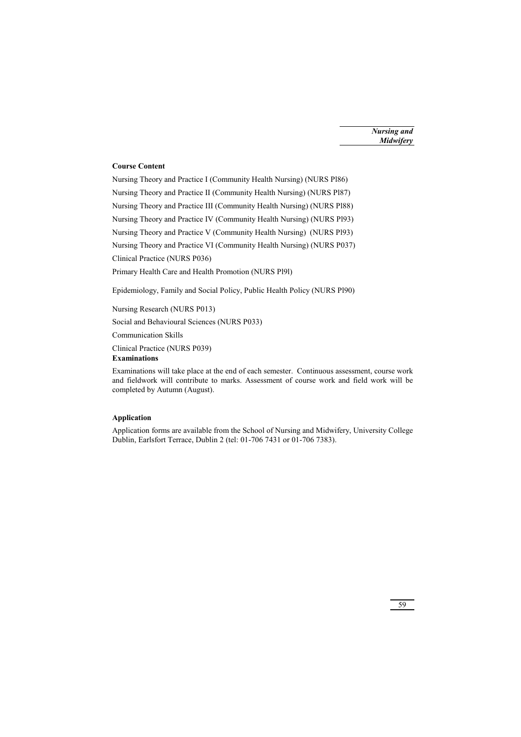### Course Content

Nursing Theory and Practice I (Community Health Nursing) (NURS Pl86)

Nursing Theory and Practice II (Community Health Nursing) (NURS Pl87)

Nursing Theory and Practice III (Community Health Nursing) (NURS Pl88)

Nursing Theory and Practice IV (Community Health Nursing) (NURS Pl93)

Nursing Theory and Practice V (Community Health Nursing) (NURS Pl93)

Nursing Theory and Practice VI (Community Health Nursing) (NURS P037)

Clinical Practice (NURS P036)

Primary Health Care and Health Promotion (NURS Pl9l)

Epidemiology, Family and Social Policy, Public Health Policy (NURS Pl90)

Nursing Research (NURS P013)

Social and Behavioural Sciences (NURS P033)

Communication Skills

Clinical Practice (NURS P039)

### Examinations

Examinations will take place at the end of each semester. Continuous assessment, course work and fieldwork will contribute to marks. Assessment of course work and field work will be completed by Autumn (August).

### Application

Application forms are available from the School of Nursing and Midwifery, University College Dublin, Earlsfort Terrace, Dublin 2 (tel: 01-706 7431 or 01-706 7383).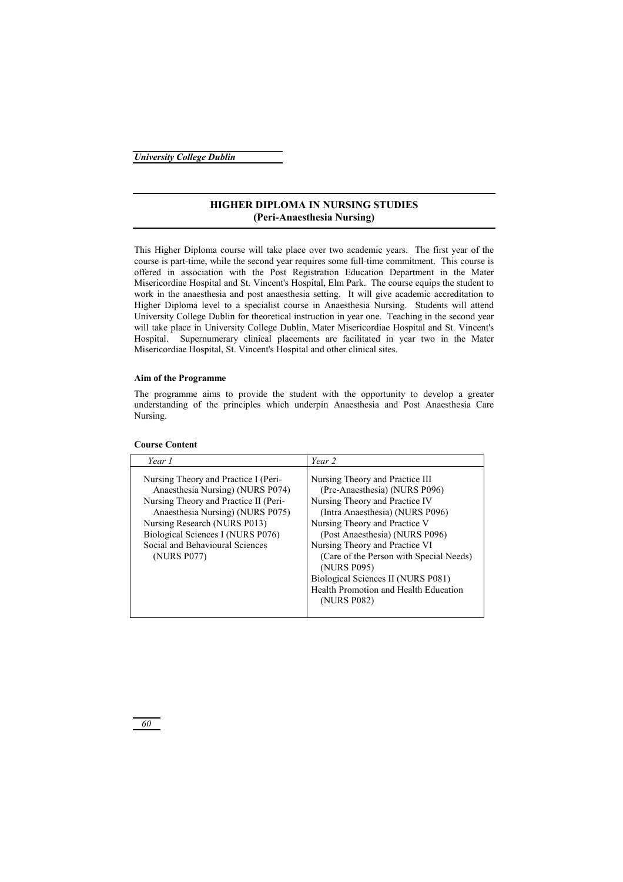## HIGHER DIPLOMA IN NURSING STUDIES
## (Peri-Anaesthesia Nursing)

This Higher Diploma course will take place over two academic years. The first year of the course is part-time, while the second year requires some full-time commitment. This course is offered in association with the Post Registration Education Department in the Mater Misericordiae Hospital and St. Vincent's Hospital, Elm Park. The course equips the student to work in the anaesthesia and post anaesthesia setting. It will give academic accreditation to Higher Diploma level to a specialist course in Anaesthesia Nursing. Students will attend University College Dublin for theoretical instruction in year one. Teaching in the second year will take place in University College Dublin, Mater Misericordiae Hospital and St. Vincent's Hospital. Supernumerary clinical placements are facilitated in year two in the Mater Misericordiae Hospital, St. Vincent's Hospital and other clinical sites.

**Aim of the Programme**

The programme aims to provide the student with the opportunity to develop a greater understanding of the principles which underpin Anaesthesia and Post Anaesthesia Care Nursing.

**Course Content**

| *Year 1* | *Year 2* |
|---|---|
| Nursing Theory and Practice I (Peri-Anaesthesia Nursing) (NURS P074)<br>Nursing Theory and Practice II (Peri-Anaesthesia Nursing) (NURS P075)<br>Nursing Research (NURS P013)<br>Biological Sciences I (NURS P076)<br>Social and Behavioural Sciences (NURS P077) | Nursing Theory and Practice III (Pre-Anaesthesia) (NURS P096)<br>Nursing Theory and Practice IV (Intra Anaesthesia) (NURS P096)<br>Nursing Theory and Practice V (Post Anaesthesia) (NURS P096)<br>Nursing Theory and Practice VI (Care of the Person with Special Needs) (NURS P095)<br>Biological Sciences II (NURS P081)<br>Health Promotion and Health Education (NURS P082) |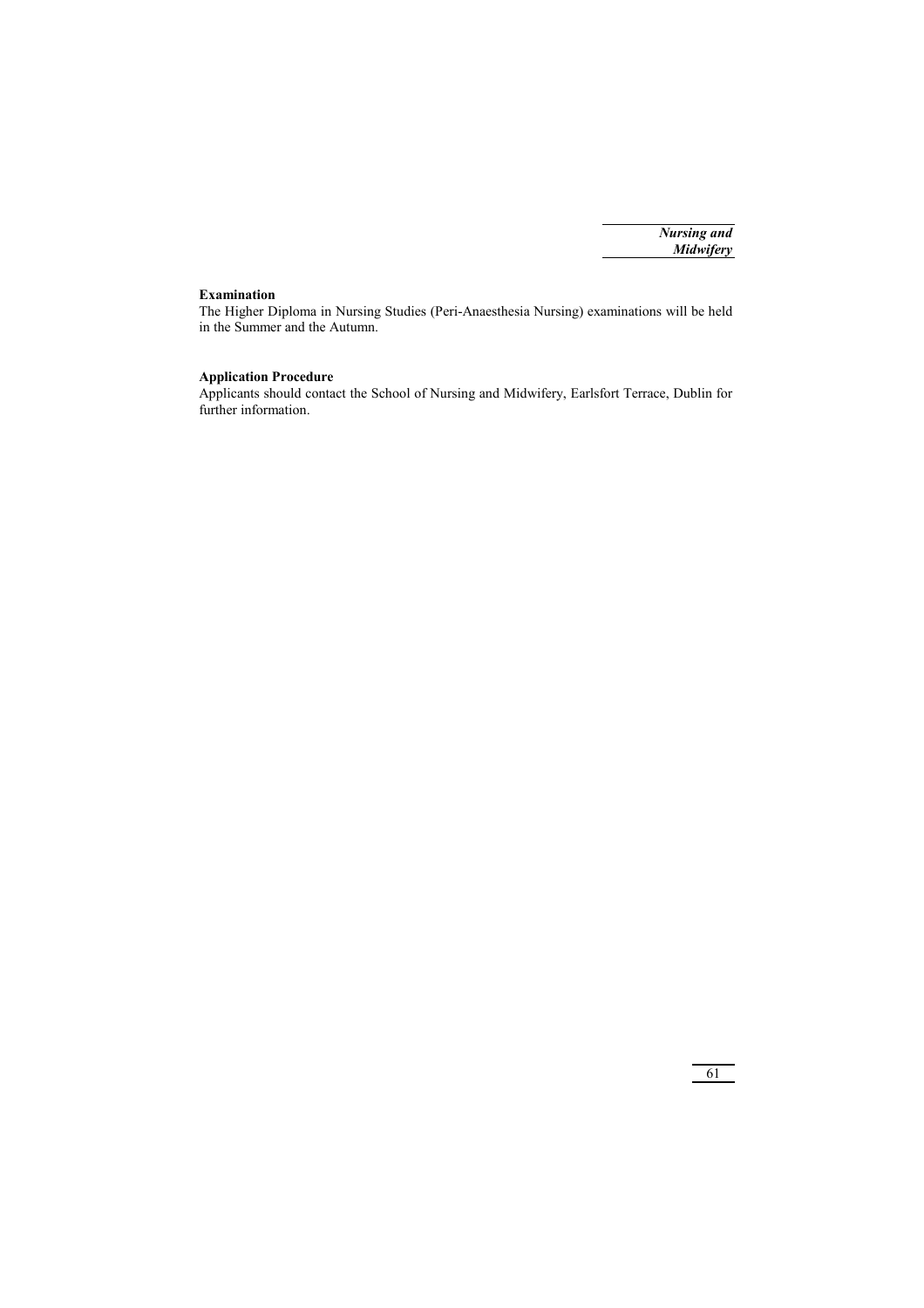**Examination**

The Higher Diploma in Nursing Studies (Peri-Anaesthesia Nursing) examinations will be held in the Summer and the Autumn.

**Application Procedure**

Applicants should contact the School of Nursing and Midwifery, Earlsfort Terrace, Dublin for further information.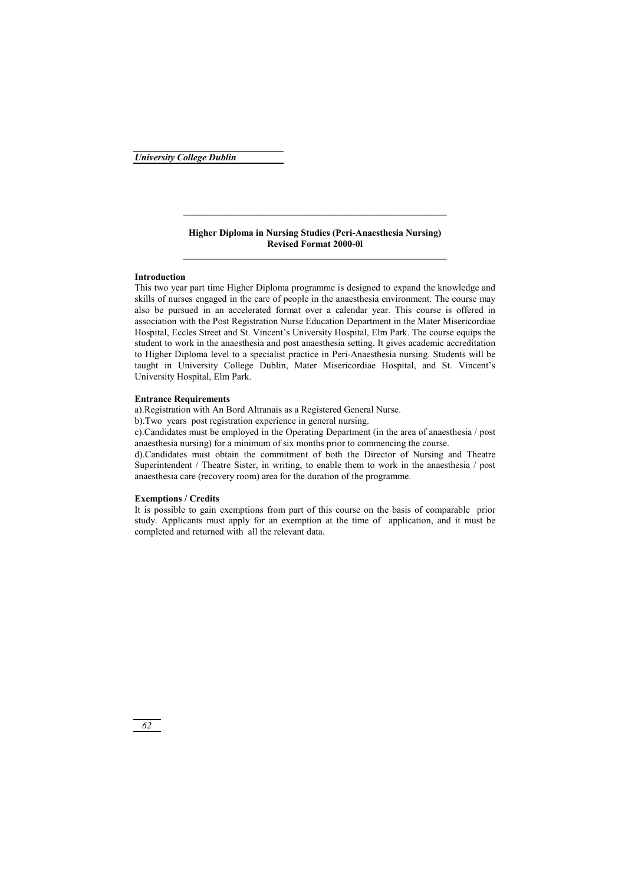## Higher Diploma in Nursing Studies (Peri-Anaesthesia Nursing)
## Revised Format 2000-0l

### Introduction

This two year part time Higher Diploma programme is designed to expand the knowledge and skills of nurses engaged in the care of people in the anaesthesia environment. The course may also be pursued in an accelerated format over a calendar year. This course is offered in association with the Post Registration Nurse Education Department in the Mater Misericordiae Hospital, Eccles Street and St. Vincent's University Hospital, Elm Park. The course equips the student to work in the anaesthesia and post anaesthesia setting. It gives academic accreditation to Higher Diploma level to a specialist practice in Peri-Anaesthesia nursing. Students will be taught in University College Dublin, Mater Misericordiae Hospital, and St. Vincent's University Hospital, Elm Park.

### Entrance Requirements

a).Registration with An Bord Altranais as a Registered General Nurse.

b).Two years post registration experience in general nursing.

c).Candidates must be employed in the Operating Department (in the area of anaesthesia / post anaesthesia nursing) for a minimum of six months prior to commencing the course.

d).Candidates must obtain the commitment of both the Director of Nursing and Theatre Superintendent / Theatre Sister, in writing, to enable them to work in the anaesthesia / post anaesthesia care (recovery room) area for the duration of the programme.

### Exemptions / Credits

It is possible to gain exemptions from part of this course on the basis of comparable prior study. Applicants must apply for an exemption at the time of application, and it must be completed and returned with all the relevant data.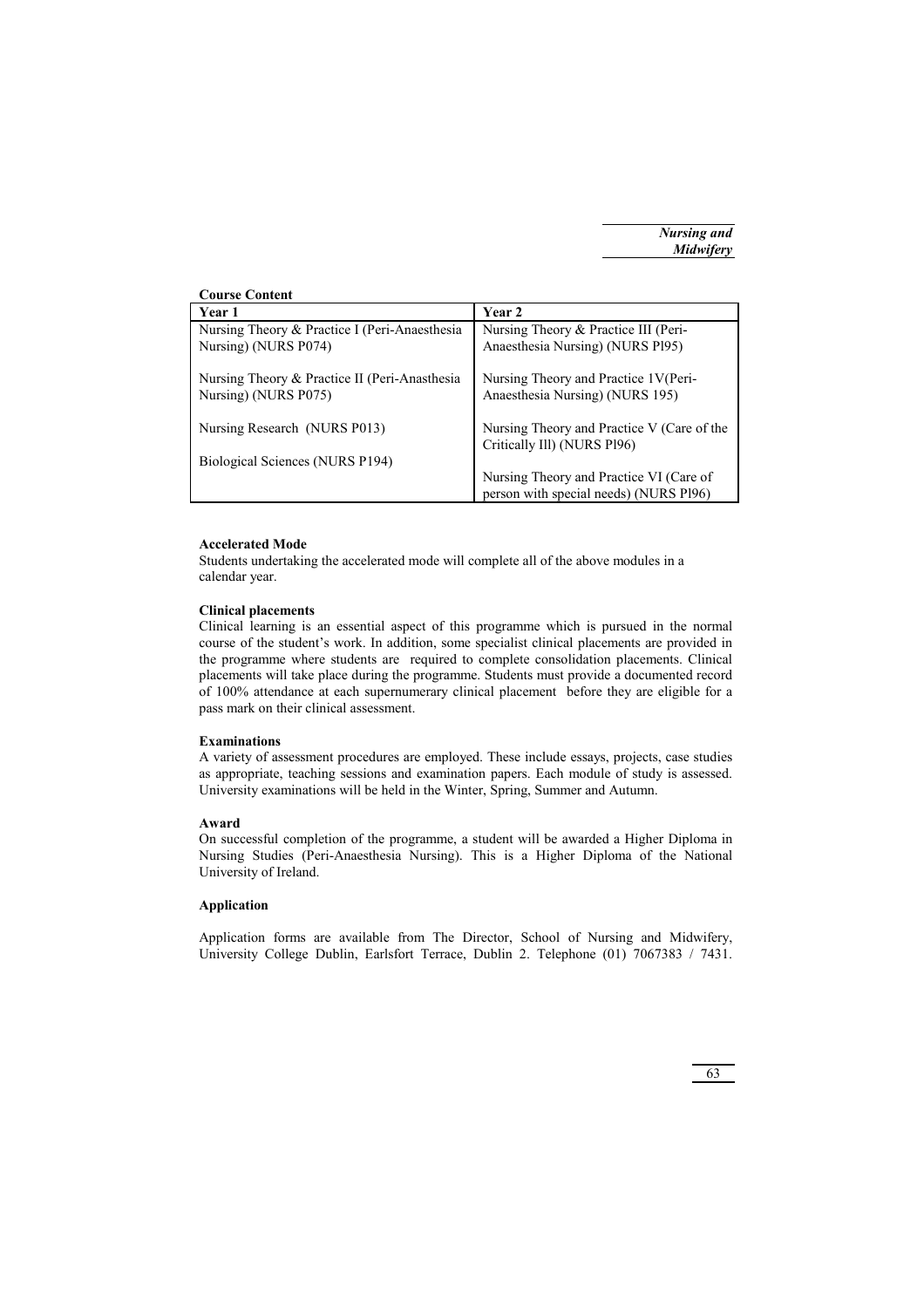**Course Content**

| Year 1 | Year 2 |
|---|---|
| Nursing Theory & Practice I (Peri-Anaesthesia Nursing) (NURS P074) | Nursing Theory & Practice III (Peri-Anaesthesia Nursing) (NURS Pl95) |
| Nursing Theory & Practice II (Peri-Anasthesia Nursing) (NURS P075) | Nursing Theory and Practice 1V(Peri-Anaesthesia Nursing) (NURS 195) |
| Nursing Research (NURS P013) | Nursing Theory and Practice V (Care of the Critically Ill) (NURS Pl96) |
| Biological Sciences (NURS P194) | Nursing Theory and Practice VI (Care of person with special needs) (NURS Pl96) |

**Accelerated Mode**

Students undertaking the accelerated mode will complete all of the above modules in a calendar year.

**Clinical placements**

Clinical learning is an essential aspect of this programme which is pursued in the normal course of the student's work. In addition, some specialist clinical placements are provided in the programme where students are required to complete consolidation placements. Clinical placements will take place during the programme. Students must provide a documented record of 100% attendance at each supernumerary clinical placement before they are eligible for a pass mark on their clinical assessment.

**Examinations**

A variety of assessment procedures are employed. These include essays, projects, case studies as appropriate, teaching sessions and examination papers. Each module of study is assessed. University examinations will be held in the Winter, Spring, Summer and Autumn.

**Award**

On successful completion of the programme, a student will be awarded a Higher Diploma in Nursing Studies (Peri-Anaesthesia Nursing). This is a Higher Diploma of the National University of Ireland.

**Application**

Application forms are available from The Director, School of Nursing and Midwifery, University College Dublin, Earlsfort Terrace, Dublin 2. Telephone (01) 7067383 / 7431.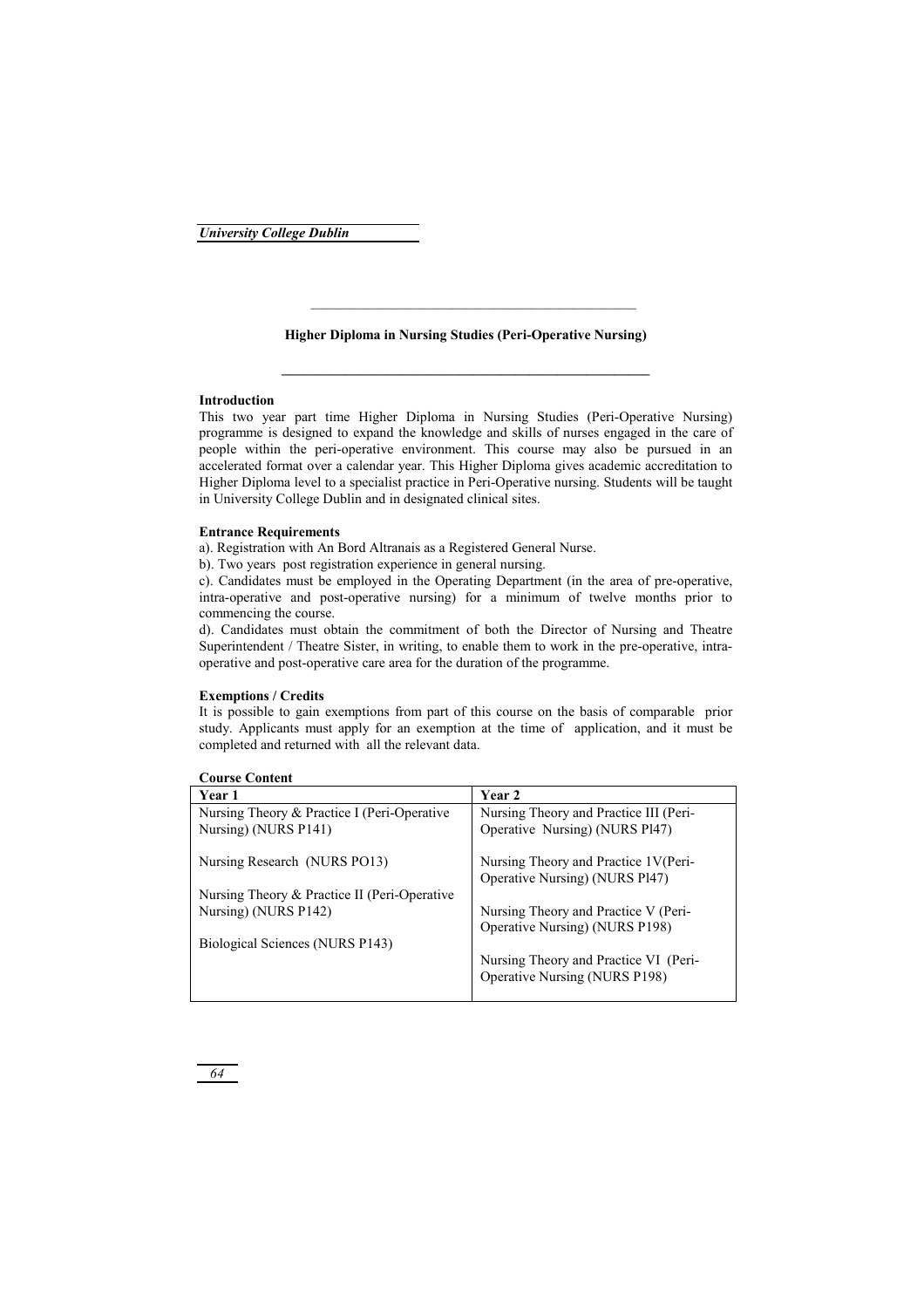## Higher Diploma in Nursing Studies (Peri-Operative Nursing)

### Introduction

This two year part time Higher Diploma in Nursing Studies (Peri-Operative Nursing) programme is designed to expand the knowledge and skills of nurses engaged in the care of people within the peri-operative environment. This course may also be pursued in an accelerated format over a calendar year. This Higher Diploma gives academic accreditation to Higher Diploma level to a specialist practice in Peri-Operative nursing. Students will be taught in University College Dublin and in designated clinical sites.

### Entrance Requirements

a). Registration with An Bord Altranais as a Registered General Nurse.

b). Two years post registration experience in general nursing.

c). Candidates must be employed in the Operating Department (in the area of pre-operative, intra-operative and post-operative nursing) for a minimum of twelve months prior to commencing the course.

d). Candidates must obtain the commitment of both the Director of Nursing and Theatre Superintendent / Theatre Sister, in writing, to enable them to work in the pre-operative, intra-operative and post-operative care area for the duration of the programme.

### Exemptions / Credits

It is possible to gain exemptions from part of this course on the basis of comparable prior study. Applicants must apply for an exemption at the time of application, and it must be completed and returned with all the relevant data.

### Course Content

| Year 1 | Year 2 |
|---|---|
| Nursing Theory & Practice I (Peri-Operative Nursing) (NURS P141) | Nursing Theory and Practice III (Peri-Operative Nursing) (NURS Pl47) |
| Nursing Research (NURS PO13) | Nursing Theory and Practice 1V(Peri-Operative Nursing) (NURS Pl47) |
| Nursing Theory & Practice II (Peri-Operative Nursing) (NURS P142) | Nursing Theory and Practice V (Peri-Operative Nursing) (NURS P198) |
| Biological Sciences (NURS P143) | Nursing Theory and Practice VI (Peri-Operative Nursing (NURS P198) |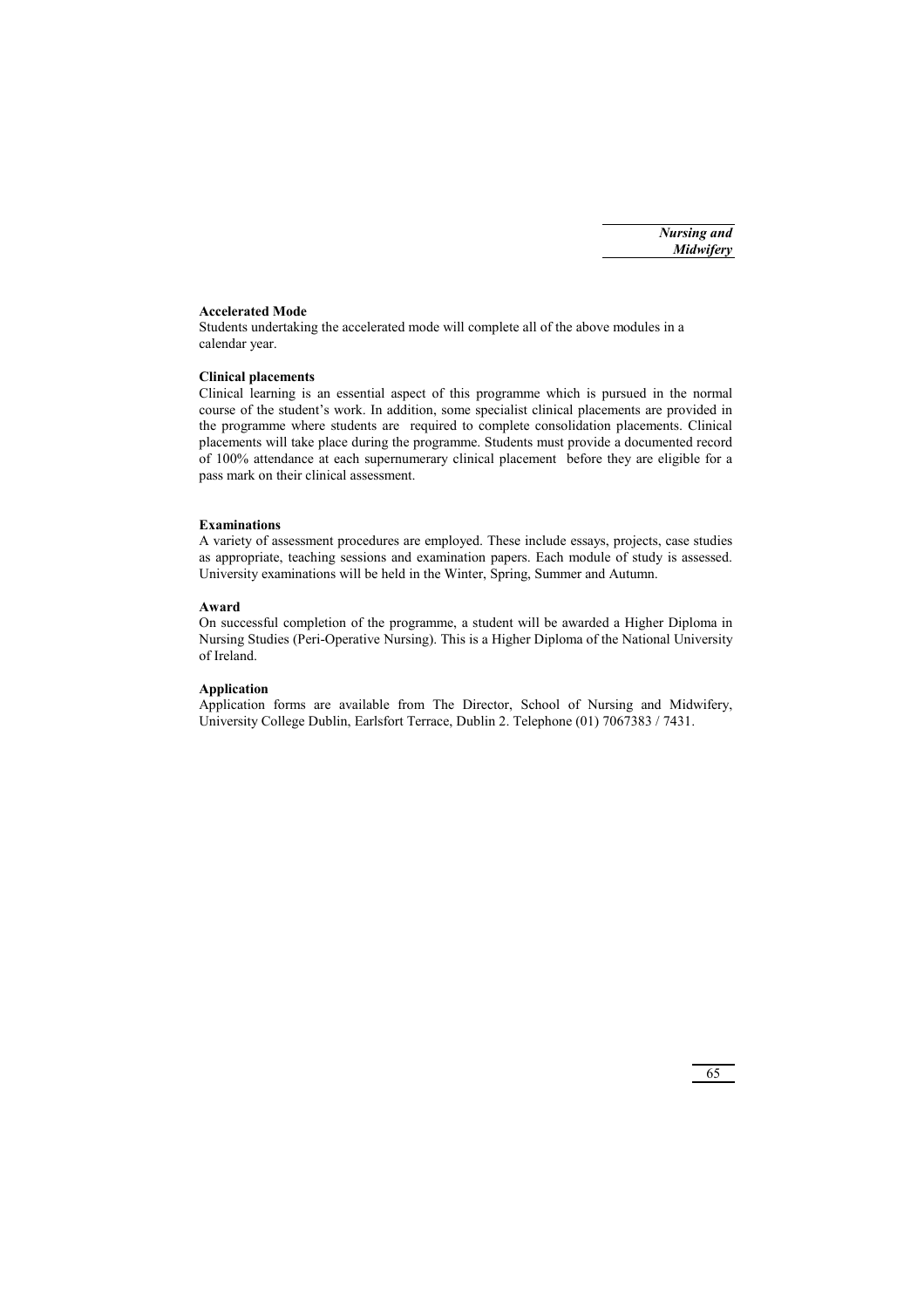**Accelerated Mode**

Students undertaking the accelerated mode will complete all of the above modules in a calendar year.

**Clinical placements**

Clinical learning is an essential aspect of this programme which is pursued in the normal course of the student's work. In addition, some specialist clinical placements are provided in the programme where students are required to complete consolidation placements. Clinical placements will take place during the programme. Students must provide a documented record of 100% attendance at each supernumerary clinical placement before they are eligible for a pass mark on their clinical assessment.

**Examinations**

A variety of assessment procedures are employed. These include essays, projects, case studies as appropriate, teaching sessions and examination papers. Each module of study is assessed. University examinations will be held in the Winter, Spring, Summer and Autumn.

**Award**

On successful completion of the programme, a student will be awarded a Higher Diploma in Nursing Studies (Peri-Operative Nursing). This is a Higher Diploma of the National University of Ireland.

**Application**

Application forms are available from The Director, School of Nursing and Midwifery, University College Dublin, Earlsfort Terrace, Dublin 2. Telephone (01) 7067383 / 7431.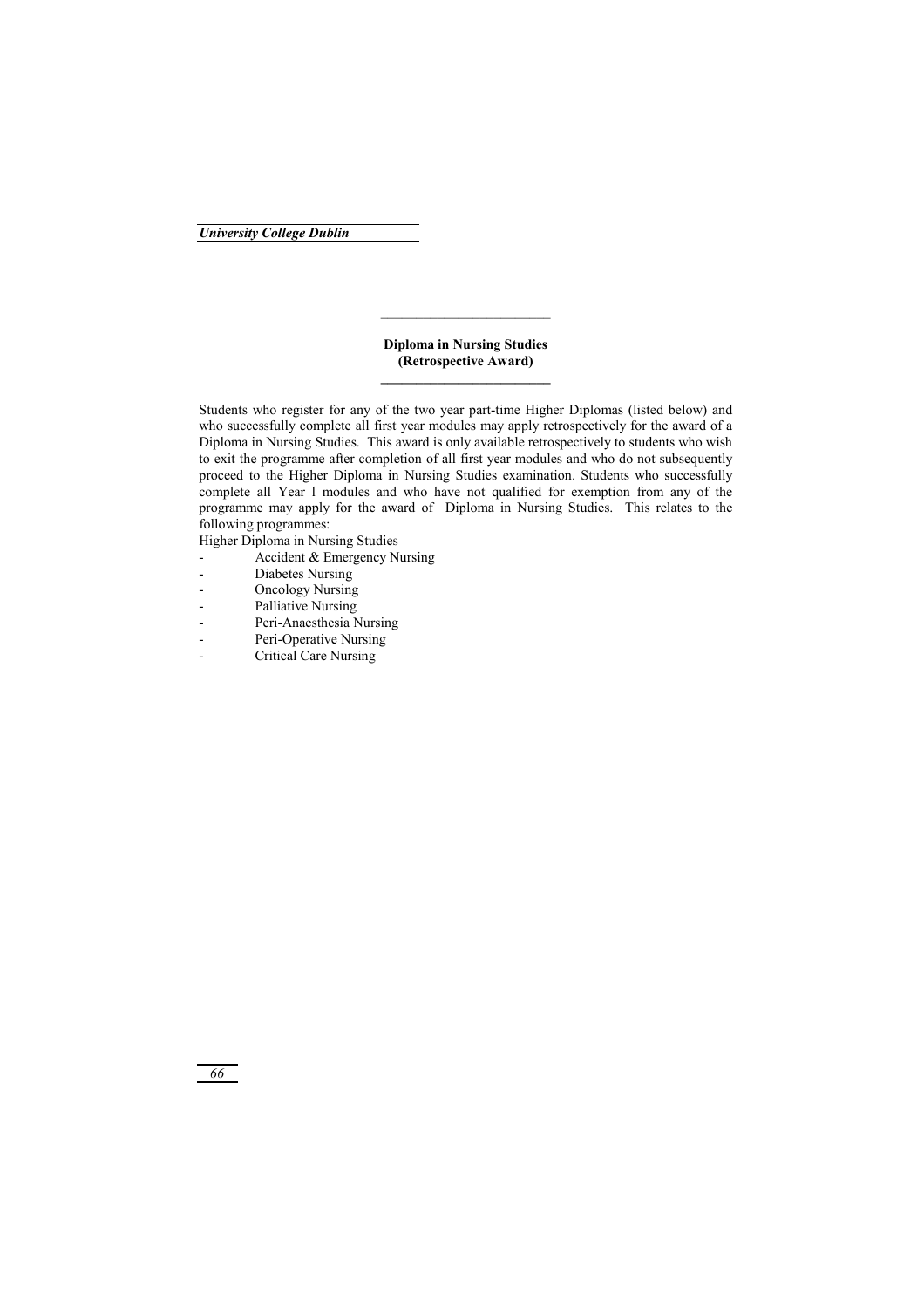## Diploma in Nursing Studies
## (Retrospective Award)

Students who register for any of the two year part-time Higher Diplomas (listed below) and who successfully complete all first year modules may apply retrospectively for the award of a Diploma in Nursing Studies. This award is only available retrospectively to students who wish to exit the programme after completion of all first year modules and who do not subsequently proceed to the Higher Diploma in Nursing Studies examination. Students who successfully complete all Year l modules and who have not qualified for exemption from any of the programme may apply for the award of Diploma in Nursing Studies. This relates to the following programmes:

Higher Diploma in Nursing Studies

- Accident & Emergency Nursing
- Diabetes Nursing
- Oncology Nursing
- Palliative Nursing
- Peri-Anaesthesia Nursing
- Peri-Operative Nursing
- Critical Care Nursing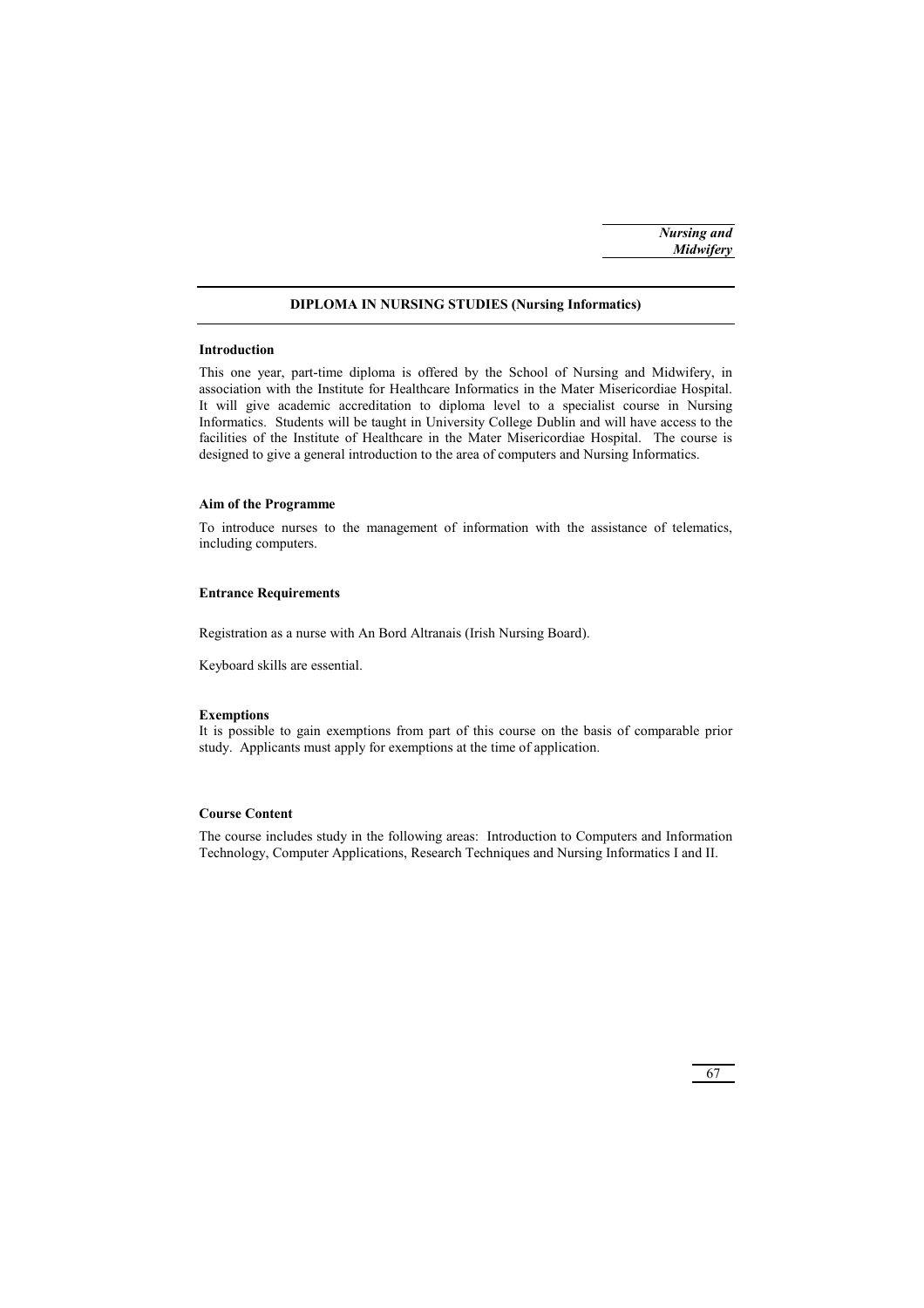## DIPLOMA IN NURSING STUDIES (Nursing Informatics)

### Introduction

This one year, part-time diploma is offered by the School of Nursing and Midwifery, in association with the Institute for Healthcare Informatics in the Mater Misericordiae Hospital. It will give academic accreditation to diploma level to a specialist course in Nursing Informatics. Students will be taught in University College Dublin and will have access to the facilities of the Institute of Healthcare in the Mater Misericordiae Hospital. The course is designed to give a general introduction to the area of computers and Nursing Informatics.

### Aim of the Programme

To introduce nurses to the management of information with the assistance of telematics, including computers.

### Entrance Requirements

Registration as a nurse with An Bord Altranais (Irish Nursing Board).

Keyboard skills are essential.

### Exemptions

It is possible to gain exemptions from part of this course on the basis of comparable prior study. Applicants must apply for exemptions at the time of application.

### Course Content

The course includes study in the following areas: Introduction to Computers and Information Technology, Computer Applications, Research Techniques and Nursing Informatics I and II.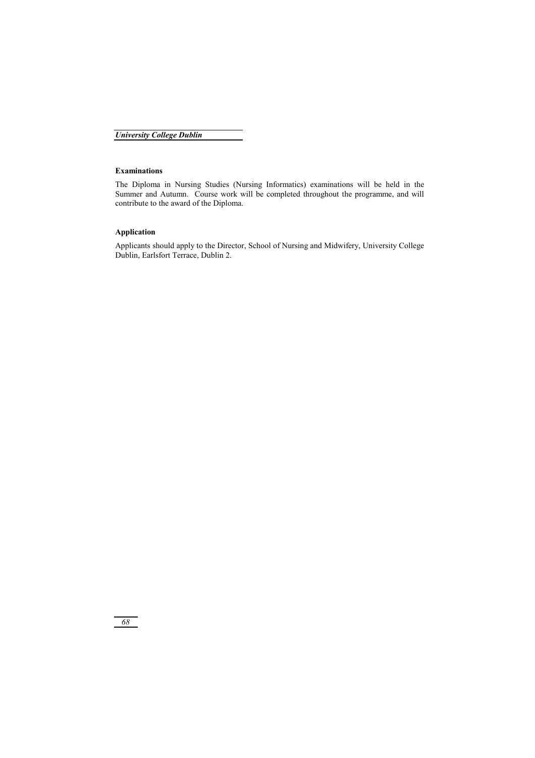### Examinations

The Diploma in Nursing Studies (Nursing Informatics) examinations will be held in the Summer and Autumn. Course work will be completed throughout the programme, and will contribute to the award of the Diploma.

### Application

Applicants should apply to the Director, School of Nursing and Midwifery, University College Dublin, Earlsfort Terrace, Dublin 2.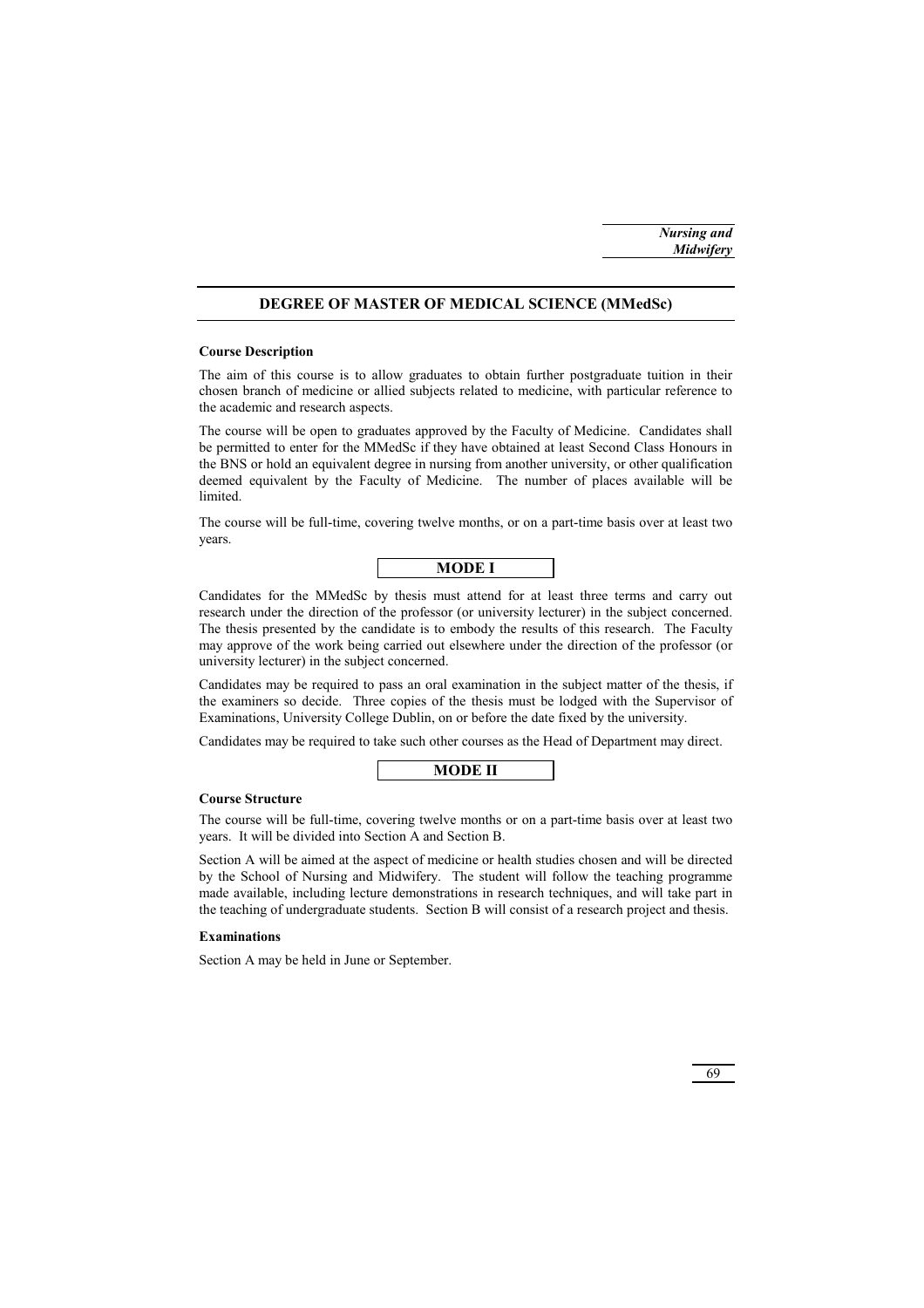## DEGREE OF MASTER OF MEDICAL SCIENCE (MMedSc)

**Course Description**

The aim of this course is to allow graduates to obtain further postgraduate tuition in their chosen branch of medicine or allied subjects related to medicine, with particular reference to the academic and research aspects.

The course will be open to graduates approved by the Faculty of Medicine. Candidates shall be permitted to enter for the MMedSc if they have obtained at least Second Class Honours in the BNS or hold an equivalent degree in nursing from another university, or other qualification deemed equivalent by the Faculty of Medicine. The number of places available will be limited.

The course will be full-time, covering twelve months, or on a part-time basis over at least two years.

### MODE I

Candidates for the MMedSc by thesis must attend for at least three terms and carry out research under the direction of the professor (or university lecturer) in the subject concerned. The thesis presented by the candidate is to embody the results of this research. The Faculty may approve of the work being carried out elsewhere under the direction of the professor (or university lecturer) in the subject concerned.

Candidates may be required to pass an oral examination in the subject matter of the thesis, if the examiners so decide. Three copies of the thesis must be lodged with the Supervisor of Examinations, University College Dublin, on or before the date fixed by the university.

Candidates may be required to take such other courses as the Head of Department may direct.

### MODE II

**Course Structure**

The course will be full-time, covering twelve months or on a part-time basis over at least two years. It will be divided into Section A and Section B.

Section A will be aimed at the aspect of medicine or health studies chosen and will be directed by the School of Nursing and Midwifery. The student will follow the teaching programme made available, including lecture demonstrations in research techniques, and will take part in the teaching of undergraduate students. Section B will consist of a research project and thesis.

**Examinations**

Section A may be held in June or September.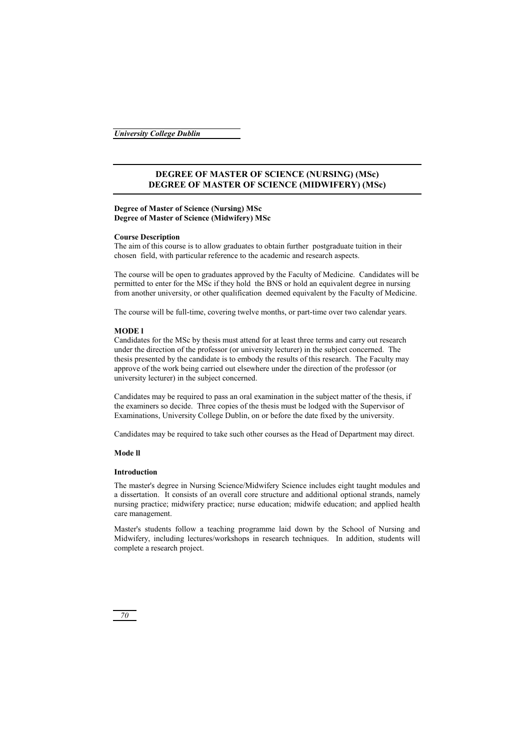## DEGREE OF MASTER OF SCIENCE (NURSING) (MSc)
## DEGREE OF MASTER OF SCIENCE (MIDWIFERY) (MSc)

**Degree of Master of Science (Nursing) MSc**
**Degree of Master of Science (Midwifery) MSc**

**Course Description**
The aim of this course is to allow graduates to obtain further postgraduate tuition in their chosen field, with particular reference to the academic and research aspects.

The course will be open to graduates approved by the Faculty of Medicine. Candidates will be permitted to enter for the MSc if they hold the BNS or hold an equivalent degree in nursing from another university, or other qualification deemed equivalent by the Faculty of Medicine.

The course will be full-time, covering twelve months, or part-time over two calendar years.

**MODE l**
Candidates for the MSc by thesis must attend for at least three terms and carry out research under the direction of the professor (or university lecturer) in the subject concerned. The thesis presented by the candidate is to embody the results of this research. The Faculty may approve of the work being carried out elsewhere under the direction of the professor (or university lecturer) in the subject concerned.

Candidates may be required to pass an oral examination in the subject matter of the thesis, if the examiners so decide. Three copies of the thesis must be lodged with the Supervisor of Examinations, University College Dublin, on or before the date fixed by the university.

Candidates may be required to take such other courses as the Head of Department may direct.

**Mode ll**

**Introduction**

The master's degree in Nursing Science/Midwifery Science includes eight taught modules and a dissertation. It consists of an overall core structure and additional optional strands, namely nursing practice; midwifery practice; nurse education; midwife education; and applied health care management.

Master's students follow a teaching programme laid down by the School of Nursing and Midwifery, including lectures/workshops in research techniques. In addition, students will complete a research project.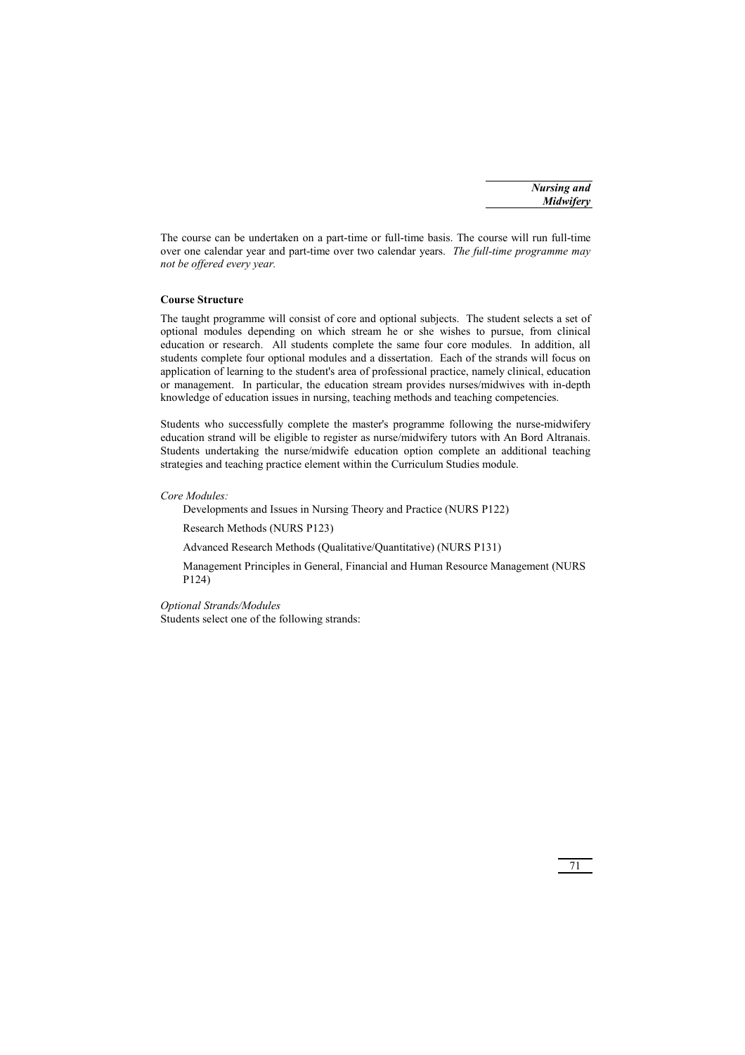The course can be undertaken on a part-time or full-time basis. The course will run full-time over one calendar year and part-time over two calendar years. *The full-time programme may not be offered every year.*

**Course Structure**

The taught programme will consist of core and optional subjects. The student selects a set of optional modules depending on which stream he or she wishes to pursue, from clinical education or research. All students complete the same four core modules. In addition, all students complete four optional modules and a dissertation. Each of the strands will focus on application of learning to the student's area of professional practice, namely clinical, education or management. In particular, the education stream provides nurses/midwives with in-depth knowledge of education issues in nursing, teaching methods and teaching competencies.

Students who successfully complete the master's programme following the nurse-midwifery education strand will be eligible to register as nurse/midwifery tutors with An Bord Altranais. Students undertaking the nurse/midwife education option complete an additional teaching strategies and teaching practice element within the Curriculum Studies module.

*Core Modules:*

Developments and Issues in Nursing Theory and Practice (NURS P122)

Research Methods (NURS P123)

Advanced Research Methods (Qualitative/Quantitative) (NURS P131)

Management Principles in General, Financial and Human Resource Management (NURS P124)

*Optional Strands/Modules*
Students select one of the following strands: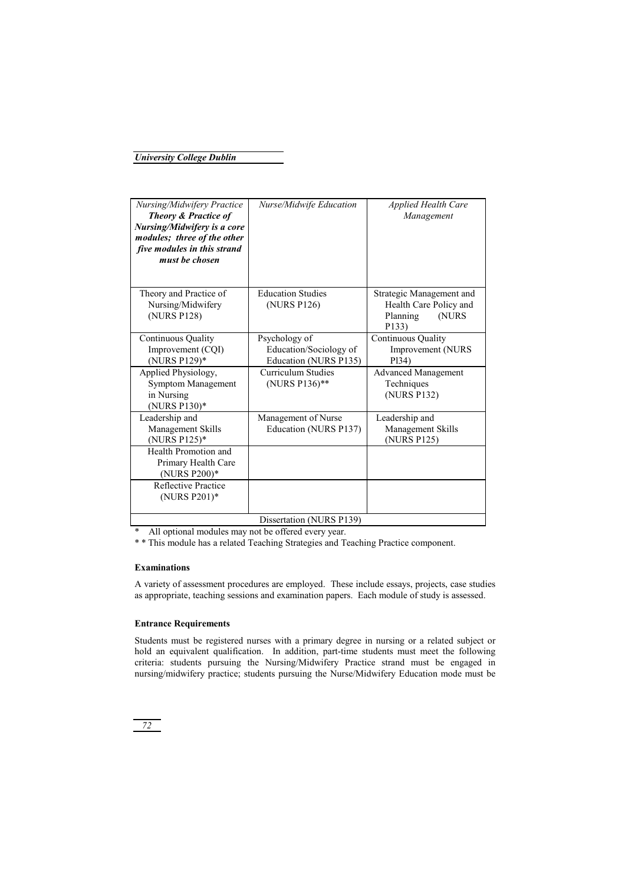| *Nursing/Midwifery Practice* ***Theory & Practice of Nursing/Midwifery is a core modules; three of the other five modules in this strand must be chosen*** | *Nurse/Midwife Education* | *Applied Health Care Management* |
|---|---|---|
| Theory and Practice of Nursing/Midwifery (NURS P128) | Education Studies (NURS P126) | Strategic Management and Health Care Policy and Planning (NURS P133) |
| Continuous Quality Improvement (CQI) (NURS P129)* | Psychology of Education/Sociology of Education (NURS P135) | Continuous Quality Improvement (NURS Pl34) |
| Applied Physiology, Symptom Management in Nursing (NURS P130)* | Curriculum Studies (NURS P136)** | Advanced Management Techniques (NURS P132) |
| Leadership and Management Skills (NURS P125)* | Management of Nurse Education (NURS P137) | Leadership and Management Skills (NURS P125) |
| Health Promotion and Primary Health Care (NURS P200)* | | |
| Reflective Practice (NURS P201)* | | |
| Dissertation (NURS P139) | | |

\* All optional modules may not be offered every year.

\* \* This module has a related Teaching Strategies and Teaching Practice component.

**Examinations**

A variety of assessment procedures are employed. These include essays, projects, case studies as appropriate, teaching sessions and examination papers. Each module of study is assessed.

**Entrance Requirements**

Students must be registered nurses with a primary degree in nursing or a related subject or hold an equivalent qualification. In addition, part-time students must meet the following criteria: students pursuing the Nursing/Midwifery Practice strand must be engaged in nursing/midwifery practice; students pursuing the Nurse/Midwifery Education mode must be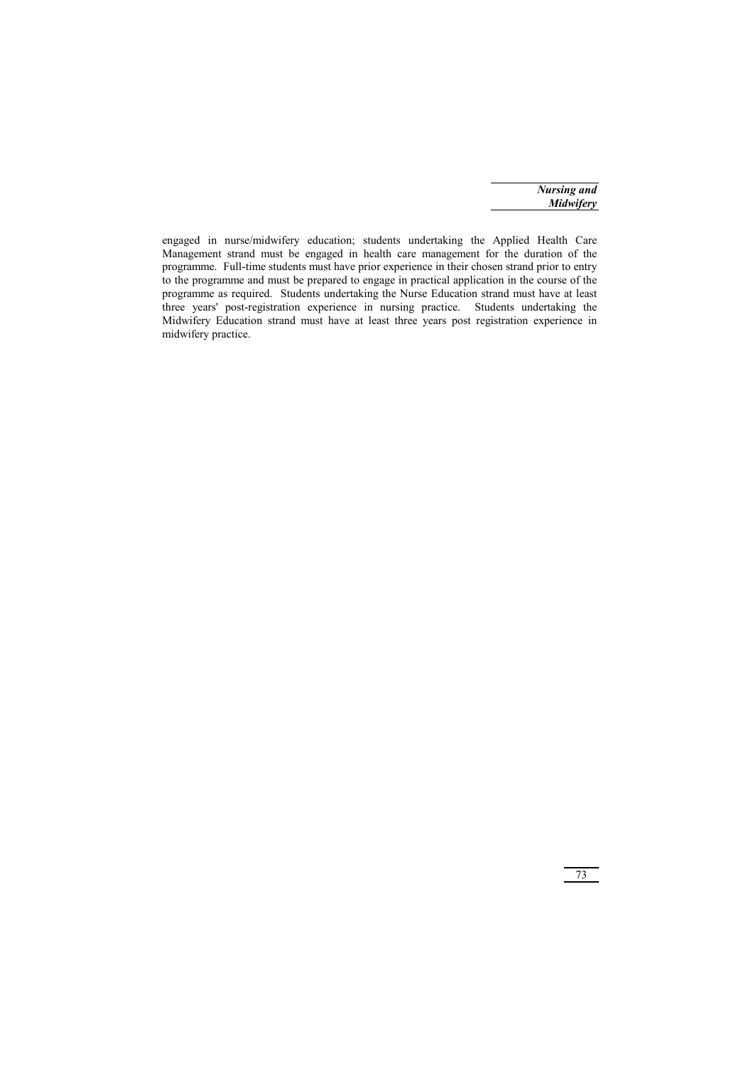engaged in nurse/midwifery education; students undertaking the Applied Health Care Management strand must be engaged in health care management for the duration of the programme. Full-time students must have prior experience in their chosen strand prior to entry to the programme and must be prepared to engage in practical application in the course of the programme as required. Students undertaking the Nurse Education strand must have at least three years' post-registration experience in nursing practice. Students undertaking the Midwifery Education strand must have at least three years post registration experience in midwifery practice.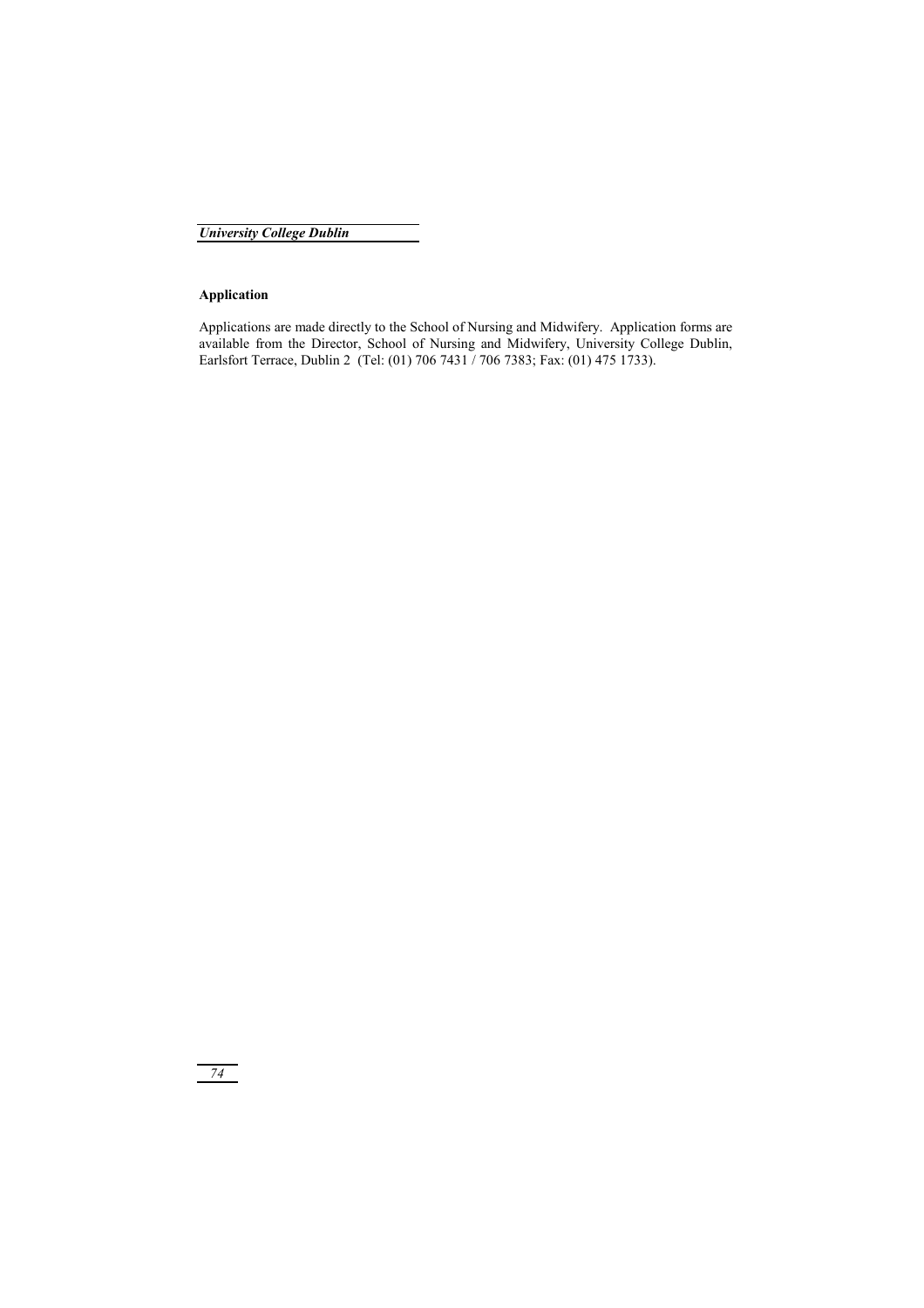### Application

Applications are made directly to the School of Nursing and Midwifery. Application forms are available from the Director, School of Nursing and Midwifery, University College Dublin, Earlsfort Terrace, Dublin 2 (Tel: (01) 706 7431 / 706 7383; Fax: (01) 475 1733).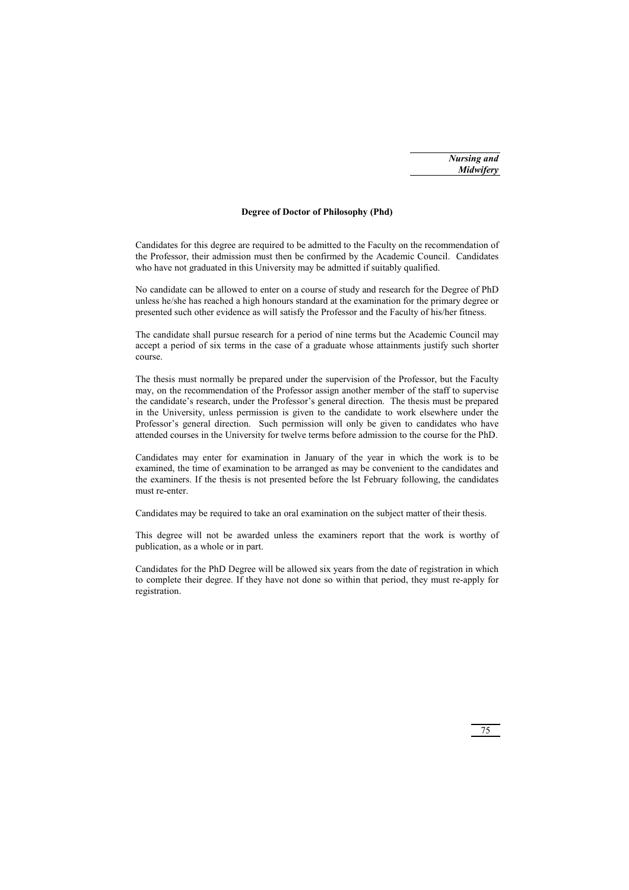## Degree of Doctor of Philosophy (Phd)

Candidates for this degree are required to be admitted to the Faculty on the recommendation of the Professor, their admission must then be confirmed by the Academic Council. Candidates who have not graduated in this University may be admitted if suitably qualified.

No candidate can be allowed to enter on a course of study and research for the Degree of PhD unless he/she has reached a high honours standard at the examination for the primary degree or presented such other evidence as will satisfy the Professor and the Faculty of his/her fitness.

The candidate shall pursue research for a period of nine terms but the Academic Council may accept a period of six terms in the case of a graduate whose attainments justify such shorter course.

The thesis must normally be prepared under the supervision of the Professor, but the Faculty may, on the recommendation of the Professor assign another member of the staff to supervise the candidate's research, under the Professor's general direction. The thesis must be prepared in the University, unless permission is given to the candidate to work elsewhere under the Professor's general direction. Such permission will only be given to candidates who have attended courses in the University for twelve terms before admission to the course for the PhD.

Candidates may enter for examination in January of the year in which the work is to be examined, the time of examination to be arranged as may be convenient to the candidates and the examiners. If the thesis is not presented before the lst February following, the candidates must re-enter.

Candidates may be required to take an oral examination on the subject matter of their thesis.

This degree will not be awarded unless the examiners report that the work is worthy of publication, as a whole or in part.

Candidates for the PhD Degree will be allowed six years from the date of registration in which to complete their degree. If they have not done so within that period, they must re-apply for registration.